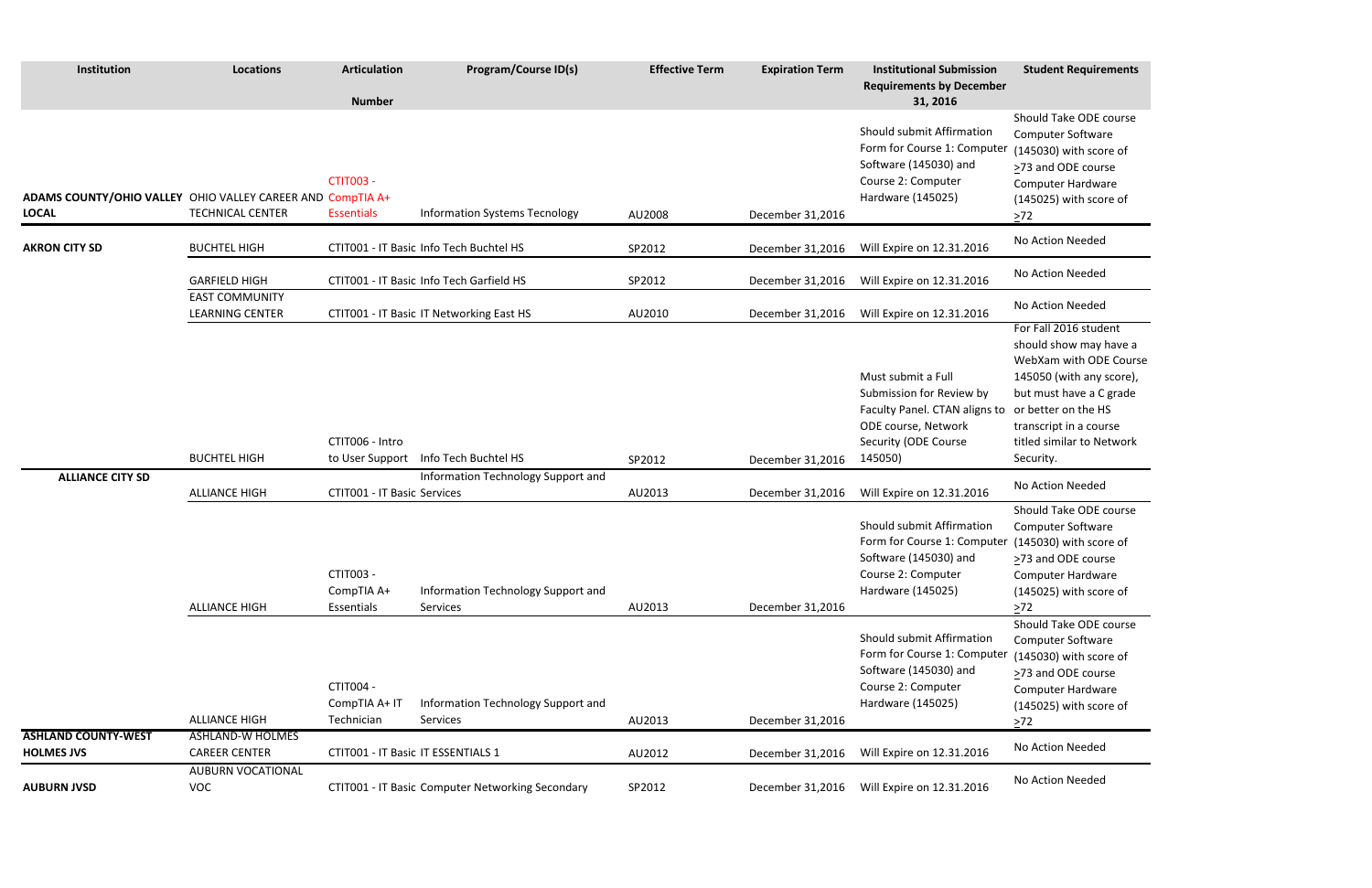| Institution | Locations | Articulation Number | Program/Course ID(s) | Effective Term | Expiration Term | Institutional Submission Requirements by December 31, 2016 | Student Requirements |
|---|---|---|---|---|---|---|---|
| ADAMS COUNTY/OHIO VALLEY LOCAL | OHIO VALLEY CAREER AND TECHNICAL CENTER | CTIT003 - CompTIA A+ Essentials | Information Systems Tecnology | AU2008 | December 31,2016 | Should submit Affirmation Form for Course 1: Computer Software (145030) and Course 2: Computer Hardware (145025) | Should Take ODE course Computer Software (145030) with score of ≥73 and ODE course Computer Hardware (145025) with score of ≥72 |
| AKRON CITY SD | BUCHTEL HIGH | CTIT001 - IT Basic | Info Tech Buchtel HS | SP2012 | December 31,2016 | Will Expire on 12.31.2016 | No Action Needed |
| | GARFIELD HIGH | CTIT001 - IT Basic | Info Tech Garfield HS | SP2012 | December 31,2016 | Will Expire on 12.31.2016 | No Action Needed |
| | EAST COMMUNITY LEARNING CENTER | CTIT001 - IT Basic | IT Networking East HS | AU2010 | December 31,2016 | Will Expire on 12.31.2016 | No Action Needed |
| | BUCHTEL HIGH | CTIT006 - Intro to User Support | Info Tech Buchtel HS | SP2012 | December 31,2016 | Must submit a Full Submission for Review by Faculty Panel. CTAN aligns to ODE course, Network Security (ODE Course 145050) | For Fall 2016 student should show may have a WebXam with ODE Course 145050 (with any score), but must have a C grade or better on the HS transcript in a course titled similar to Network Security. |
| ALLIANCE CITY SD | ALLIANCE HIGH | CTIT001 - IT Basic | Information Technology Support and Services | AU2013 | December 31,2016 | Will Expire on 12.31.2016 | No Action Needed |
| | ALLIANCE HIGH | CTIT003 - CompTIA A+ Essentials | Information Technology Support and Services | AU2013 | December 31,2016 | Should submit Affirmation Form for Course 1: Computer Software (145030) and Course 2: Computer Hardware (145025) | Should Take ODE course Computer Software (145030) with score of ≥73 and ODE course Computer Hardware (145025) with score of ≥72 |
| | ALLIANCE HIGH | CTIT004 - CompTIA A+ IT Technician | Information Technology Support and Services | AU2013 | December 31,2016 | Should submit Affirmation Form for Course 1: Computer Software (145030) and Course 2: Computer Hardware (145025) | Should Take ODE course Computer Software (145030) with score of ≥73 and ODE course Computer Hardware (145025) with score of ≥72 |
| ASHLAND COUNTY-WEST HOLMES JVS | ASHLAND-W HOLMES CAREER CENTER | CTIT001 - IT Basic | IT ESSENTIALS 1 | AU2012 | December 31,2016 | Will Expire on 12.31.2016 | No Action Needed |
| AUBURN JVSD | AUBURN VOCATIONAL VOC | CTIT001 - IT Basic | Computer Networking Secondary | SP2012 | December 31,2016 | Will Expire on 12.31.2016 | No Action Needed |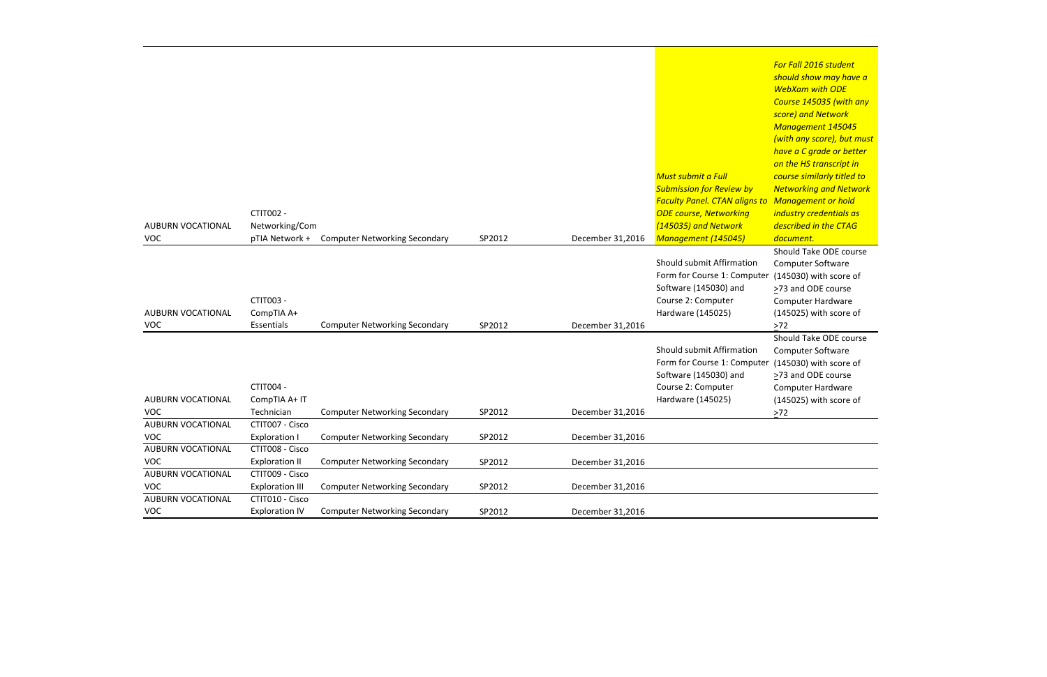| | | | | | | |
|---|---|---|---|---|---|---|
| AUBURN VOCATIONAL VOC | CTIT002 - Networking/CompTIA Network + | Computer Networking Secondary | SP2012 | December 31,2016 | *Must submit a Full Submission for Review by Faculty Panel. CTAN aligns to ODE course, Networking (145035) and Network Management (145045)* | *For Fall 2016 student should show may have a WebXam with ODE Course 145035 (with any score) and Network Management 145045 (with any score), but must have a C grade or better on the HS transcript in course similarly titled to Networking and Network Management or hold industry credentials as described in the CTAG document.* |
| AUBURN VOCATIONAL VOC | CTIT003 - CompTIA A+ Essentials | Computer Networking Secondary | SP2012 | December 31,2016 | Should submit Affirmation Form for Course 1: Computer Software (145030) and Course 2: Computer Hardware (145025) | Should Take ODE course Computer Software (145030) with score of ≥73 and ODE course Computer Hardware (145025) with score of ≥72 |
| AUBURN VOCATIONAL VOC | CTIT004 - CompTIA A+ IT Technician | Computer Networking Secondary | SP2012 | December 31,2016 | Should submit Affirmation Form for Course 1: Computer Software (145030) and Course 2: Computer Hardware (145025) | Should Take ODE course Computer Software (145030) with score of ≥73 and ODE course Computer Hardware (145025) with score of ≥72 |
| AUBURN VOCATIONAL VOC | CTIT007 - Cisco Exploration I | Computer Networking Secondary | SP2012 | December 31,2016 | | |
| AUBURN VOCATIONAL VOC | CTIT008 - Cisco Exploration II | Computer Networking Secondary | SP2012 | December 31,2016 | | |
| AUBURN VOCATIONAL VOC | CTIT009 - Cisco Exploration III | Computer Networking Secondary | SP2012 | December 31,2016 | | |
| AUBURN VOCATIONAL VOC | CTIT010 - Cisco Exploration IV | Computer Networking Secondary | SP2012 | December 31,2016 | | |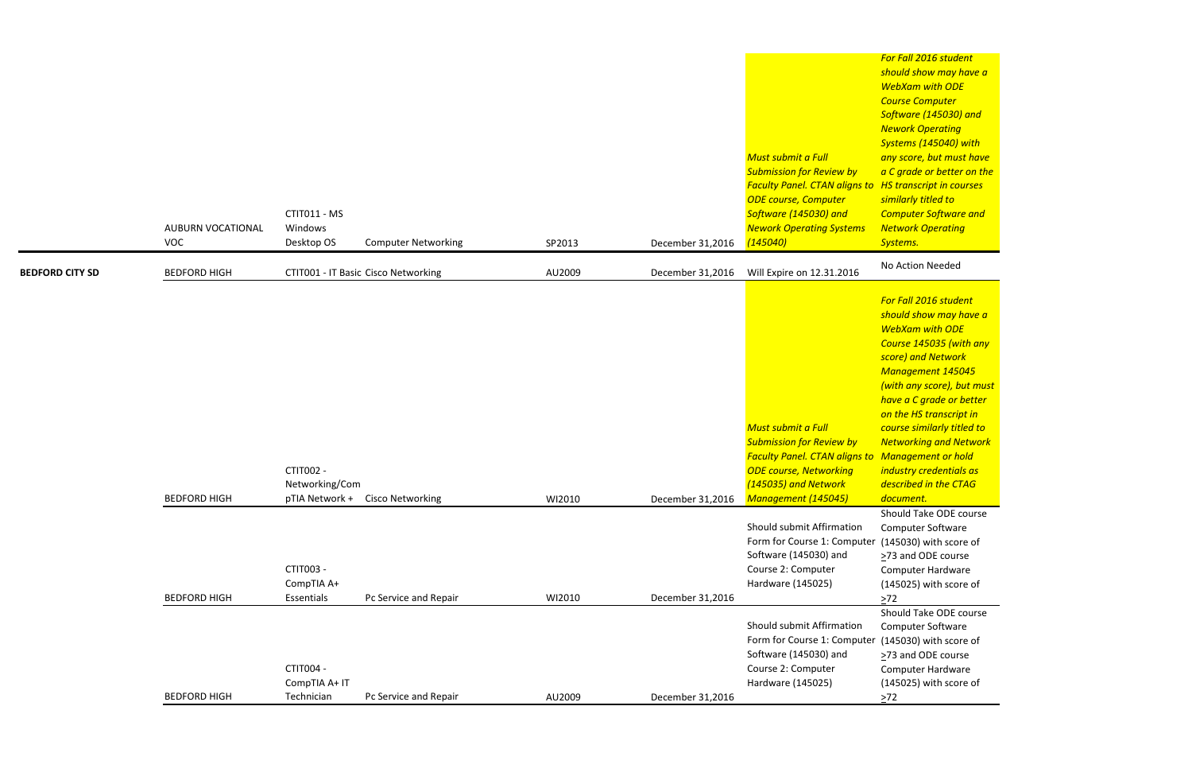| | | | | | | | |
|---|---|---|---|---|---|---|---|
| | AUBURN VOCATIONAL VOC | CTIT011 - MS Windows Desktop OS | Computer Networking | SP2013 | December 31,2016 | *Must submit a Full Submission for Review by Faculty Panel. CTAN aligns to ODE course, Computer Software (145030) and Nework Operating Systems (145040)* | *For Fall 2016 student should show may have a WebXam with ODE Course Computer Software (145030) and Nework Operating Systems (145040) with any score, but must have a C grade or better on the HS transcript in courses similarly titled to Computer Software and Network Operating Systems.* |
| **BEDFORD CITY SD** | BEDFORD HIGH | CTIT001 - IT Basic | Cisco Networking | AU2009 | December 31,2016 | Will Expire on 12.31.2016 | No Action Needed |
| | BEDFORD HIGH | CTIT002 - Networking/CompTIA Network + | Cisco Networking | WI2010 | December 31,2016 | *Must submit a Full Submission for Review by Faculty Panel. CTAN aligns to ODE course, Networking (145035) and Network Management (145045)* | *For Fall 2016 student should show may have a WebXam with ODE Course 145035 (with any score) and Network Management 145045 (with any score), but must have a C grade or better on the HS transcript in course similarly titled to Networking and Network Management or hold industry credentials as described in the CTAG document.* |
| | BEDFORD HIGH | CTIT003 - CompTIA A+ Essentials | Pc Service and Repair | WI2010 | December 31,2016 | Should submit Affirmation Form for Course 1: Computer Software (145030) and Course 2: Computer Hardware (145025) | Should Take ODE course Computer Software (145030) with score of ≥73 and ODE course Computer Hardware (145025) with score of ≥72 |
| | BEDFORD HIGH | CTIT004 - CompTIA A+ IT Technician | Pc Service and Repair | AU2009 | December 31,2016 | Should submit Affirmation Form for Course 1: Computer Software (145030) and Course 2: Computer Hardware (145025) | Should Take ODE course Computer Software (145030) with score of ≥73 and ODE course Computer Hardware (145025) with score of ≥72 |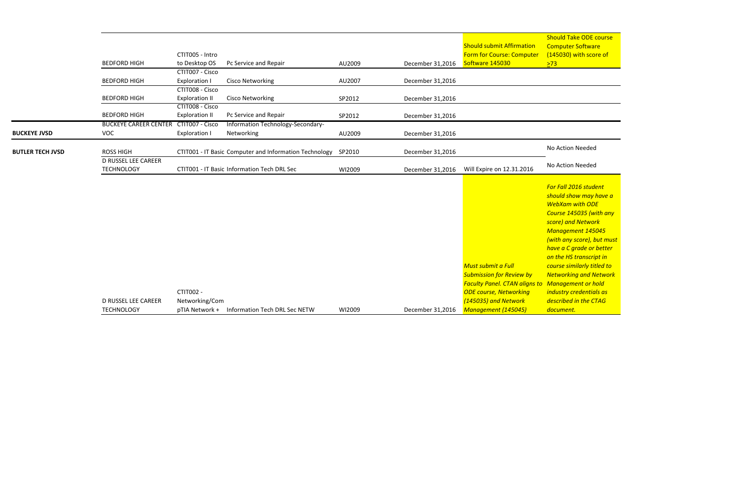| | | | | | | | |
|---|---|---|---|---|---|---|---|
| | BEDFORD HIGH | CTIT005 - Intro to Desktop OS | Pc Service and Repair | AU2009 | December 31,2016 | Should submit Affirmation Form for Course: Computer Software 145030 | Should Take ODE course Computer Software (145030) with score of >73 |
| | BEDFORD HIGH | CTIT007 - Cisco Exploration I | Cisco Networking | AU2007 | December 31,2016 | | |
| | BEDFORD HIGH | CTIT008 - Cisco Exploration II | Cisco Networking | SP2012 | December 31,2016 | | |
| | BEDFORD HIGH | CTIT008 - Cisco Exploration II | Pc Service and Repair | SP2012 | December 31,2016 | | |
| BUCKEYE JVSD | BUCKEYE CAREER CENTER VOC | CTIT007 - Cisco Exploration I | Information Technology-Secondary-Networking | AU2009 | December 31,2016 | | |
| BUTLER TECH JVSD | ROSS HIGH | CTIT001 - IT Basic | Computer and Information Technology | SP2010 | December 31,2016 | | No Action Needed |
| | D RUSSEL LEE CAREER TECHNOLOGY | CTIT001 - IT Basic | Information Tech DRL Sec | WI2009 | December 31,2016 | Will Expire on 12.31.2016 | No Action Needed |
| | D RUSSEL LEE CAREER TECHNOLOGY | CTIT002 - Networking/CompTIA Network + | Information Tech DRL Sec NETW | WI2009 | December 31,2016 | *Must submit a Full Submission for Review by Faculty Panel. CTAN aligns to ODE course, Networking (145035) and Network Management (145045)* | *For Fall 2016 student should show may have a WebXam with ODE Course 145035 (with any score) and Network Management 145045 (with any score), but must have a C grade or better on the HS transcript in course similarly titled to Networking and Network Management or hold industry credentials as described in the CTAG document.* |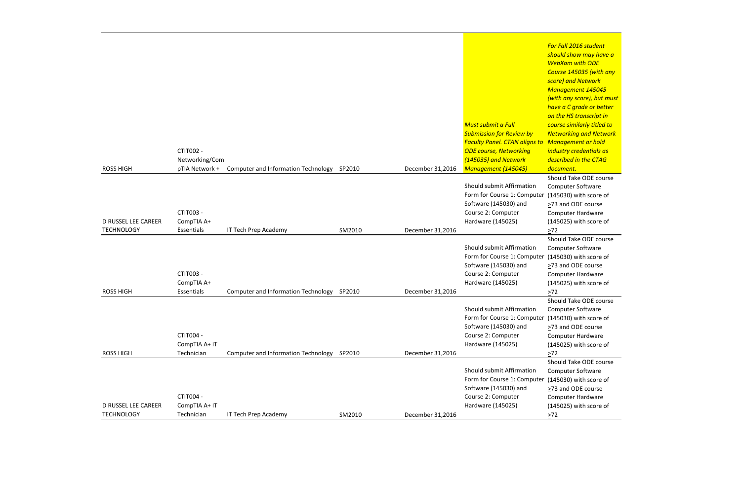| | | | | | | |
|---|---|---|---|---|---|---|
| ROSS HIGH | CTIT002 - Networking/CompTIA Network + | Computer and Information Technology | SP2010 | December 31,2016 | *Must submit a Full Submission for Review by Faculty Panel. CTAN aligns to ODE course, Networking (145035) and Network Management (145045)* | *For Fall 2016 student should show may have a WebXam with ODE Course 145035 (with any score) and Network Management 145045 (with any score), but must have a C grade or better on the HS transcript in course similarly titled to Networking and Network Management or hold industry credentials as described in the CTAG document.* |
| D RUSSEL LEE CAREER TECHNOLOGY | CTIT003 - CompTIA A+ Essentials | IT Tech Prep Academy | SM2010 | December 31,2016 | Should submit Affirmation Form for Course 1: Computer Software (145030) and Course 2: Computer Hardware (145025) | Should Take ODE course Computer Software (145030) with score of >73 and ODE course Computer Hardware (145025) with score of >72 |
| ROSS HIGH | CTIT003 - CompTIA A+ Essentials | Computer and Information Technology | SP2010 | December 31,2016 | Should submit Affirmation Form for Course 1: Computer Software (145030) and Course 2: Computer Hardware (145025) | Should Take ODE course Computer Software (145030) with score of >73 and ODE course Computer Hardware (145025) with score of >72 |
| ROSS HIGH | CTIT004 - CompTIA A+ IT Technician | Computer and Information Technology | SP2010 | December 31,2016 | Should submit Affirmation Form for Course 1: Computer Software (145030) and Course 2: Computer Hardware (145025) | Should Take ODE course Computer Software (145030) with score of >73 and ODE course Computer Hardware (145025) with score of >72 |
| D RUSSEL LEE CAREER TECHNOLOGY | CTIT004 - CompTIA A+ IT Technician | IT Tech Prep Academy | SM2010 | December 31,2016 | Should submit Affirmation Form for Course 1: Computer Software (145030) and Course 2: Computer Hardware (145025) | Should Take ODE course Computer Software (145030) with score of >73 and ODE course Computer Hardware (145025) with score of >72 |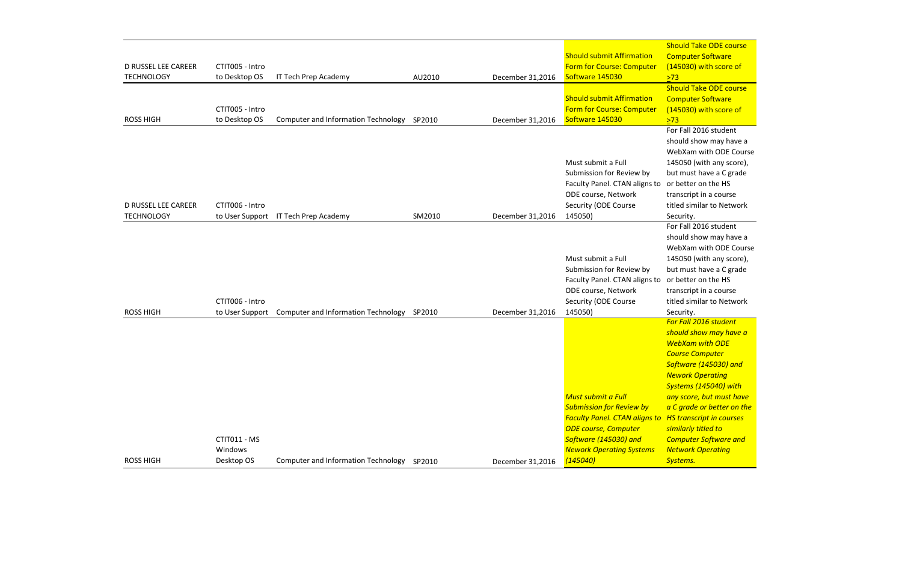| | | | | | | |
|---|---|---|---|---|---|---|
| D RUSSEL LEE CAREER TECHNOLOGY | CTIT005 - Intro to Desktop OS | IT Tech Prep Academy | AU2010 | December 31,2016 | Should submit Affirmation Form for Course: Computer Software 145030 | Should Take ODE course Computer Software (145030) with score of >73 |
| ROSS HIGH | CTIT005 - Intro to Desktop OS | Computer and Information Technology | SP2010 | December 31,2016 | Should submit Affirmation Form for Course: Computer Software 145030 | Should Take ODE course Computer Software (145030) with score of >73 |
| D RUSSEL LEE CAREER TECHNOLOGY | CTIT006 - Intro to User Support | IT Tech Prep Academy | SM2010 | December 31,2016 | Must submit a Full Submission for Review by Faculty Panel. CTAN aligns to ODE course, Network Security (ODE Course 145050) | For Fall 2016 student should show may have a WebXam with ODE Course 145050 (with any score), but must have a C grade or better on the HS transcript in a course titled similar to Network Security. |
| ROSS HIGH | CTIT006 - Intro to User Support | Computer and Information Technology | SP2010 | December 31,2016 | Must submit a Full Submission for Review by Faculty Panel. CTAN aligns to ODE course, Network Security (ODE Course 145050) | For Fall 2016 student should show may have a WebXam with ODE Course 145050 (with any score), but must have a C grade or better on the HS transcript in a course titled similar to Network Security. |
| ROSS HIGH | CTIT011 - MS Windows Desktop OS | Computer and Information Technology | SP2010 | December 31,2016 | *Must submit a Full Submission for Review by Faculty Panel. CTAN aligns to ODE course, Computer Software (145030) and Nework Operating Systems (145040)* | *For Fall 2016 student should show may have a WebXam with ODE Course Computer Software (145030) and Nework Operating Systems (145040) with any score, but must have a C grade or better on the HS transcript in courses similarly titled to Computer Software and Network Operating Systems.* |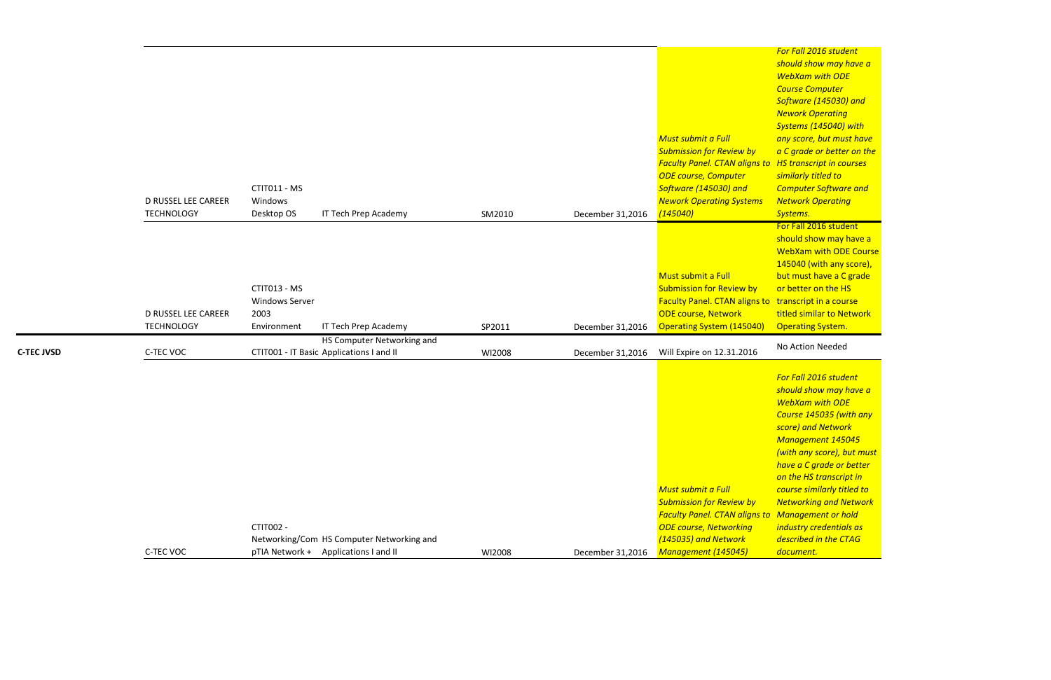| | | | | | | | |
|---|---|---|---|---|---|---|---|
| | D RUSSEL LEE CAREER TECHNOLOGY | CTIT011 - MS Windows Desktop OS | IT Tech Prep Academy | SM2010 | December 31,2016 | *Must submit a Full Submission for Review by Faculty Panel. CTAN aligns to ODE course, Computer Software (145030) and Nework Operating Systems (145040)* | *For Fall 2016 student should show may have a WebXam with ODE Course Computer Software (145030) and Nework Operating Systems (145040) with any score, but must have a C grade or better on the HS transcript in courses similarly titled to Computer Software and Network Operating Systems.* |
| | D RUSSEL LEE CAREER TECHNOLOGY | CTIT013 - MS Windows Server 2003 Environment | IT Tech Prep Academy | SP2011 | December 31,2016 | Must submit a Full Submission for Review by Faculty Panel. CTAN aligns to ODE course, Network Operating System (145040) | For Fall 2016 student should show may have a WebXam with ODE Course 145040 (with any score), but must have a C grade or better on the HS transcript in a course titled similar to Network Operating System. |
| **C-TEC JVSD** | C-TEC VOC | CTIT001 - IT Basic | HS Computer Networking and Applications I and II | WI2008 | December 31,2016 | Will Expire on 12.31.2016 | No Action Needed |
| | C-TEC VOC | CTIT002 - Networking/Com pTIA Network + | HS Computer Networking and Applications I and II | WI2008 | December 31,2016 | *Must submit a Full Submission for Review by Faculty Panel. CTAN aligns to ODE course, Networking (145035) and Network Management (145045)* | *For Fall 2016 student should show may have a WebXam with ODE Course 145035 (with any score) and Network Management 145045 (with any score), but must have a C grade or better on the HS transcript in course similarly titled to Networking and Network Management or hold industry credentials as described in the CTAG document.* |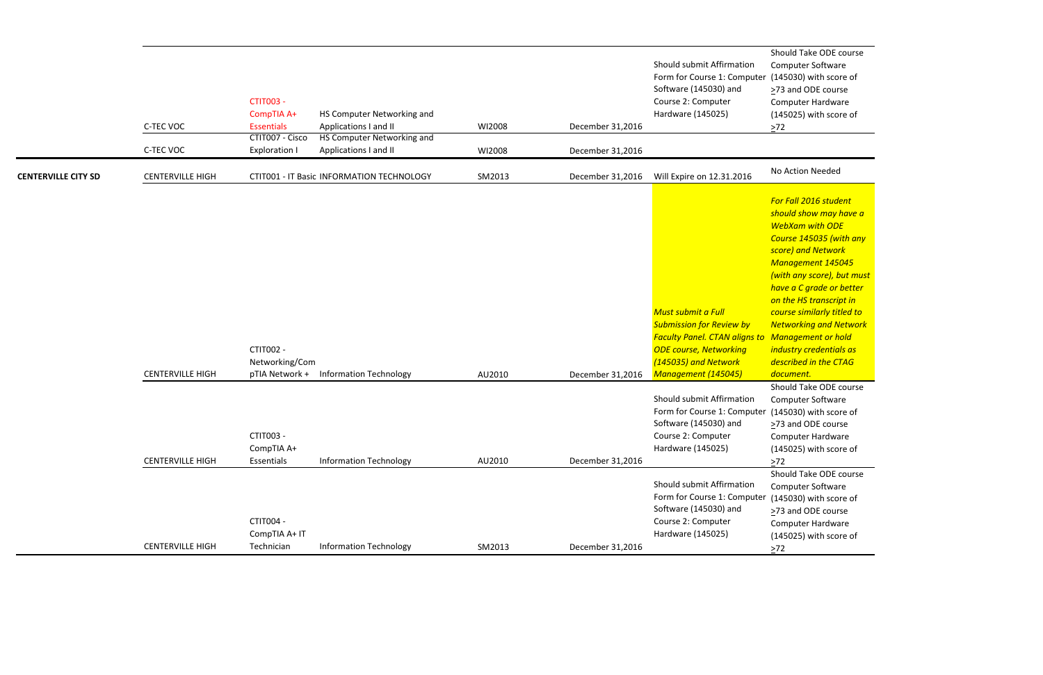| | | | | | | | |
|---|---|---|---|---|---|---|---|
| | C-TEC VOC | CTIT003 - CompTIA A+ Essentials | HS Computer Networking and Applications I and II | WI2008 | December 31,2016 | Should submit Affirmation Form for Course 1: Computer Software (145030) and Course 2: Computer Hardware (145025) | Should Take ODE course Computer Software (145030) with score of >73 and ODE course Computer Hardware (145025) with score of >72 |
| | C-TEC VOC | CTIT007 - Cisco Exploration I | HS Computer Networking and Applications I and II | WI2008 | December 31,2016 | | |
| **CENTERVILLE CITY SD** | CENTERVILLE HIGH | CTIT001 - IT Basic | INFORMATION TECHNOLOGY | SM2013 | December 31,2016 | Will Expire on 12.31.2016 | No Action Needed |
| | CENTERVILLE HIGH | CTIT002 - Networking/CompTIA Network + | Information Technology | AU2010 | December 31,2016 | *Must submit a Full Submission for Review by Faculty Panel. CTAN aligns to ODE course, Networking (145035) and Network Management (145045)* | *For Fall 2016 student should show may have a WebXam with ODE Course 145035 (with any score) and Network Management 145045 (with any score), but must have a C grade or better on the HS transcript in course similarly titled to Networking and Network Management or hold industry credentials as described in the CTAG document.* |
| | CENTERVILLE HIGH | CTIT003 - CompTIA A+ Essentials | Information Technology | AU2010 | December 31,2016 | Should submit Affirmation Form for Course 1: Computer Software (145030) and Course 2: Computer Hardware (145025) | Should Take ODE course Computer Software (145030) with score of >73 and ODE course Computer Hardware (145025) with score of >72 |
| | CENTERVILLE HIGH | CTIT004 - CompTIA A+ IT Technician | Information Technology | SM2013 | December 31,2016 | Should submit Affirmation Form for Course 1: Computer Software (145030) and Course 2: Computer Hardware (145025) | Should Take ODE course Computer Software (145030) with score of >73 and ODE course Computer Hardware (145025) with score of >72 |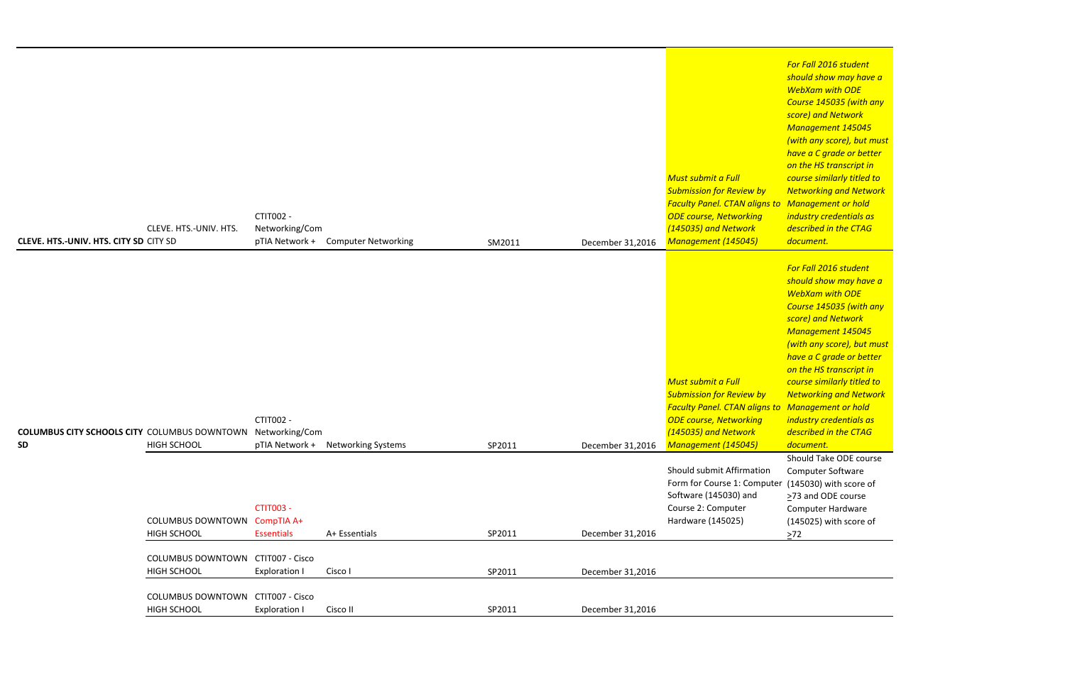| | | | | | | | |
|---|---|---|---|---|---|---|---|
| **CLEVE. HTS.-UNIV. HTS. CITY SD** | CLEVE. HTS.-UNIV. HTS. CITY SD | CTIT002 - Networking/CompTIA Network + | Computer Networking | SM2011 | December 31,2016 | *Must submit a Full Submission for Review by Faculty Panel. CTAN aligns to ODE course, Networking (145035) and Network Management (145045)* | *For Fall 2016 student should show may have a WebXam with ODE Course 145035 (with any score) and Network Management 145045 (with any score), but must have a C grade or better on the HS transcript in course similarly titled to Networking and Network Management or hold industry credentials as described in the CTAG document.* |
| **COLUMBUS CITY SCHOOLS CITY SD** | COLUMBUS DOWNTOWN HIGH SCHOOL | CTIT002 - Networking/CompTIA Network + | Networking Systems | SP2011 | December 31,2016 | *Must submit a Full Submission for Review by Faculty Panel. CTAN aligns to ODE course, Networking (145035) and Network Management (145045)* | *For Fall 2016 student should show may have a WebXam with ODE Course 145035 (with any score) and Network Management 145045 (with any score), but must have a C grade or better on the HS transcript in course similarly titled to Networking and Network Management or hold industry credentials as described in the CTAG document.* |
| | COLUMBUS DOWNTOWN HIGH SCHOOL | CTIT003 - CompTIA A+ Essentials | A+ Essentials | SP2011 | December 31,2016 | Should submit Affirmation Form for Course 1: Computer Software (145030) and Course 2: Computer Hardware (145025) | Should Take ODE course Computer Software (145030) with score of ≥73 and ODE course Computer Hardware (145025) with score of ≥72 |
| | COLUMBUS DOWNTOWN HIGH SCHOOL | CTIT007 - Cisco Exploration I | Cisco I | SP2011 | December 31,2016 | | |
| | COLUMBUS DOWNTOWN HIGH SCHOOL | CTIT007 - Cisco Exploration I | Cisco II | SP2011 | December 31,2016 | | |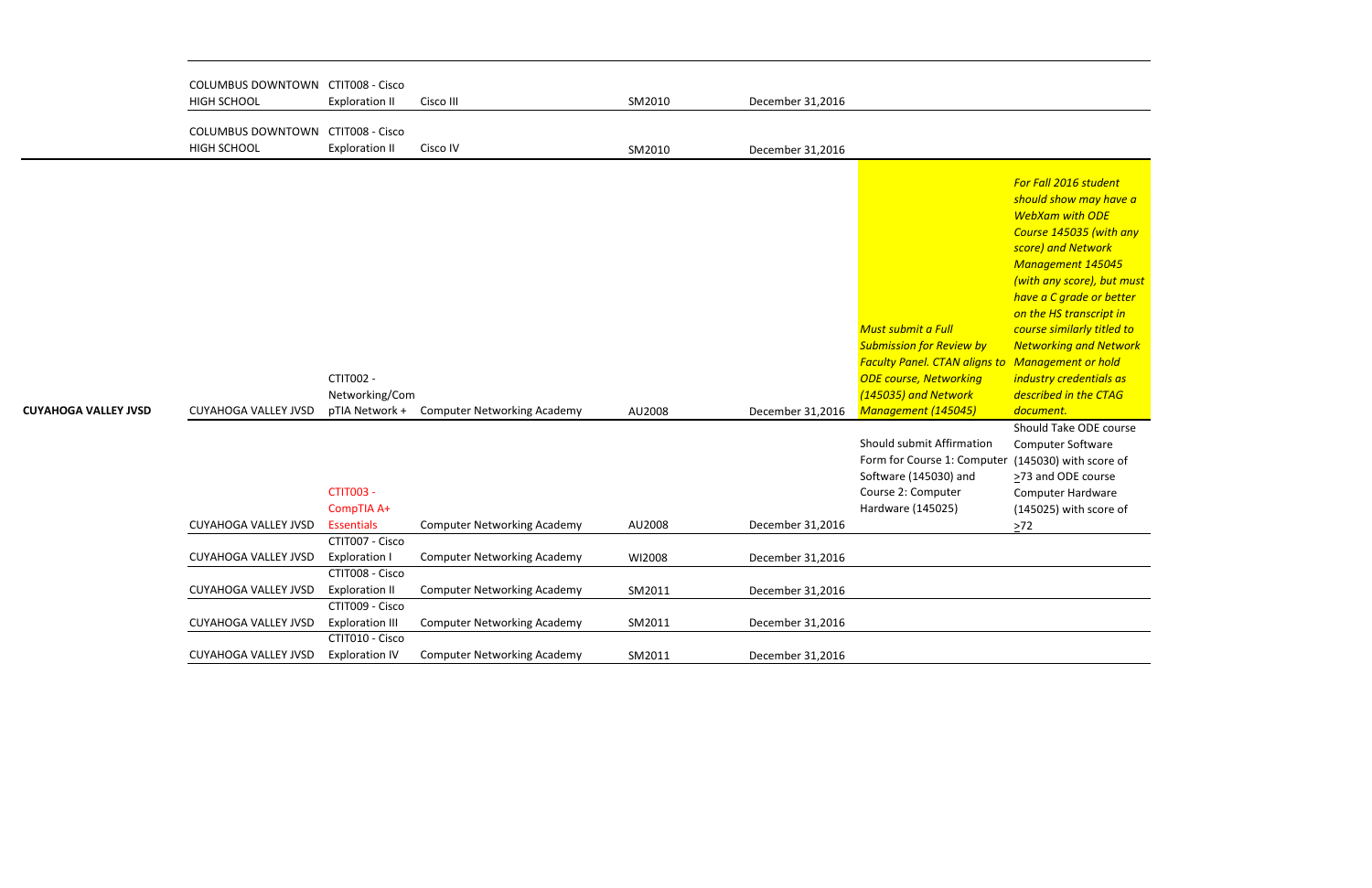| | | | | | | | |
|---|---|---|---|---|---|---|---|
| | COLUMBUS DOWNTOWN HIGH SCHOOL | CTIT008 - Cisco Exploration II | Cisco III | SM2010 | December 31,2016 | | |
| | COLUMBUS DOWNTOWN HIGH SCHOOL | CTIT008 - Cisco Exploration II | Cisco IV | SM2010 | December 31,2016 | | |
| **CUYAHOGA VALLEY JVSD** | CUYAHOGA VALLEY JVSD | CTIT002 - Networking/CompTIA Network + | Computer Networking Academy | AU2008 | December 31,2016 | *Must submit a Full Submission for Review by Faculty Panel. CTAN aligns to ODE course, Networking (145035) and Network Management (145045)* | *For Fall 2016 student should show may have a WebXam with ODE Course 145035 (with any score) and Network Management 145045 (with any score), but must have a C grade or better on the HS transcript in course similarly titled to Networking and Network Management or hold industry credentials as described in the CTAG document.* |
| | CUYAHOGA VALLEY JVSD | CTIT003 - CompTIA A+ Essentials | Computer Networking Academy | AU2008 | December 31,2016 | Should submit Affirmation Form for Course 1: Computer Software (145030) and Course 2: Computer Hardware (145025) | Should Take ODE course Computer Software (145030) with score of ≥73 and ODE course Computer Hardware (145025) with score of ≥72 |
| | CUYAHOGA VALLEY JVSD | CTIT007 - Cisco Exploration I | Computer Networking Academy | WI2008 | December 31,2016 | | |
| | CUYAHOGA VALLEY JVSD | CTIT008 - Cisco Exploration II | Computer Networking Academy | SM2011 | December 31,2016 | | |
| | CUYAHOGA VALLEY JVSD | CTIT009 - Cisco Exploration III | Computer Networking Academy | SM2011 | December 31,2016 | | |
| | CUYAHOGA VALLEY JVSD | CTIT010 - Cisco Exploration IV | Computer Networking Academy | SM2011 | December 31,2016 | | |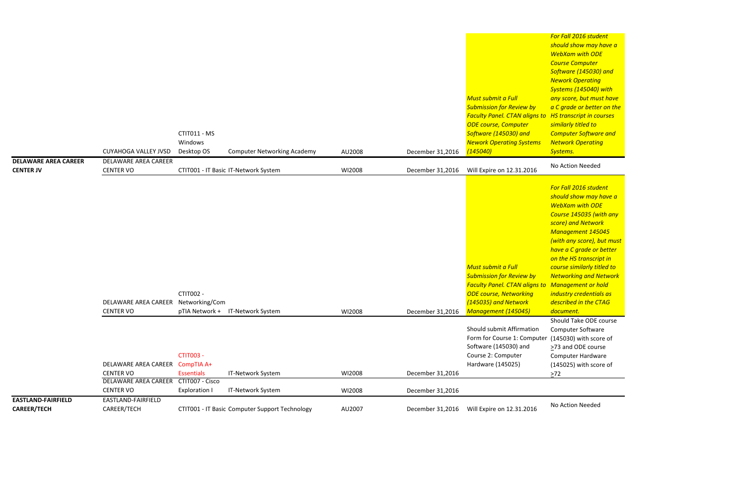| | | | | | | | |
|---|---|---|---|---|---|---|---|
| | CUYAHOGA VALLEY JVSD | CTIT011 - MS Windows Desktop OS | Computer Networking Academy | AU2008 | December 31,2016 | *Must submit a Full Submission for Review by Faculty Panel. CTAN aligns to ODE course, Computer Software (145030) and Nework Operating Systems (145040)* | *For Fall 2016 student should show may have a WebXam with ODE Course Computer Software (145030) and Nework Operating Systems (145040) with any score, but must have a C grade or better on the HS transcript in courses similarly titled to Computer Software and Network Operating Systems.* |
| **DELAWARE AREA CAREER CENTER JV** | DELAWARE AREA CAREER CENTER VO | CTIT001 - IT Basic | IT-Network System | WI2008 | December 31,2016 | Will Expire on 12.31.2016 | No Action Needed |
| | DELAWARE AREA CAREER CENTER VO | CTIT002 - Networking/CompTIA Network + | IT-Network System | WI2008 | December 31,2016 | *Must submit a Full Submission for Review by Faculty Panel. CTAN aligns to ODE course, Networking (145035) and Network Management (145045)* | *For Fall 2016 student should show may have a WebXam with ODE Course 145035 (with any score) and Network Management 145045 (with any score), but must have a C grade or better on the HS transcript in course similarly titled to Networking and Network Management or hold industry credentials as described in the CTAG document.* |
| | DELAWARE AREA CAREER CENTER VO | CTIT003 - CompTIA A+ Essentials | IT-Network System | WI2008 | December 31,2016 | Should submit Affirmation Form for Course 1: Computer Software (145030) and Course 2: Computer Hardware (145025) | Should Take ODE course Computer Software (145030) with score of >73 and ODE course Computer Hardware (145025) with score of >72 |
| | DELAWARE AREA CAREER CENTER VO | CTIT007 - Cisco Exploration I | IT-Network System | WI2008 | December 31,2016 | | |
| **EASTLAND-FAIRFIELD CAREER/TECH** | EASTLAND-FAIRFIELD CAREER/TECH | CTIT001 - IT Basic | Computer Support Technology | AU2007 | December 31,2016 | Will Expire on 12.31.2016 | No Action Needed |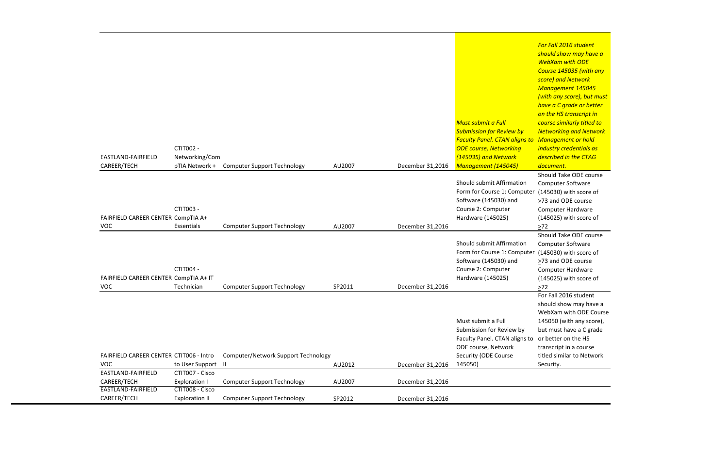| | | | | | | |
|---|---|---|---|---|---|---|
| EASTLAND-FAIRFIELD CAREER/TECH | CTIT002 - Networking/CompTIA Network + | Computer Support Technology | AU2007 | December 31,2016 | *Must submit a Full Submission for Review by Faculty Panel. CTAN aligns to ODE course, Networking (145035) and Network Management (145045)* | *For Fall 2016 student should show may have a WebXam with ODE Course 145035 (with any score) and Network Management 145045 (with any score), but must have a C grade or better on the HS transcript in course similarly titled to Networking and Network Management or hold industry credentials as described in the CTAG document.* |
| FAIRFIELD CAREER CENTER VOC | CTIT003 - CompTIA A+ Essentials | Computer Support Technology | AU2007 | December 31,2016 | Should submit Affirmation Form for Course 1: Computer Software (145030) and Course 2: Computer Hardware (145025) | Should Take ODE course Computer Software (145030) with score of ≥73 and ODE course Computer Hardware (145025) with score of ≥72 |
| FAIRFIELD CAREER CENTER VOC | CTIT004 - CompTIA A+ IT Technician | Computer Support Technology | SP2011 | December 31,2016 | Should submit Affirmation Form for Course 1: Computer Software (145030) and Course 2: Computer Hardware (145025) | Should Take ODE course Computer Software (145030) with score of ≥73 and ODE course Computer Hardware (145025) with score of ≥72 |
| FAIRFIELD CAREER CENTER VOC | CTIT006 - Intro to User Support | Computer/Network Support Technology II | AU2012 | December 31,2016 | Must submit a Full Submission for Review by Faculty Panel. CTAN aligns to ODE course, Network Security (ODE Course 145050) | For Fall 2016 student should show may have a WebXam with ODE Course 145050 (with any score), but must have a C grade or better on the HS transcript in a course titled similar to Network Security. |
| EASTLAND-FAIRFIELD CAREER/TECH | CTIT007 - Cisco Exploration I | Computer Support Technology | AU2007 | December 31,2016 | | |
| EASTLAND-FAIRFIELD CAREER/TECH | CTIT008 - Cisco Exploration II | Computer Support Technology | SP2012 | December 31,2016 | | |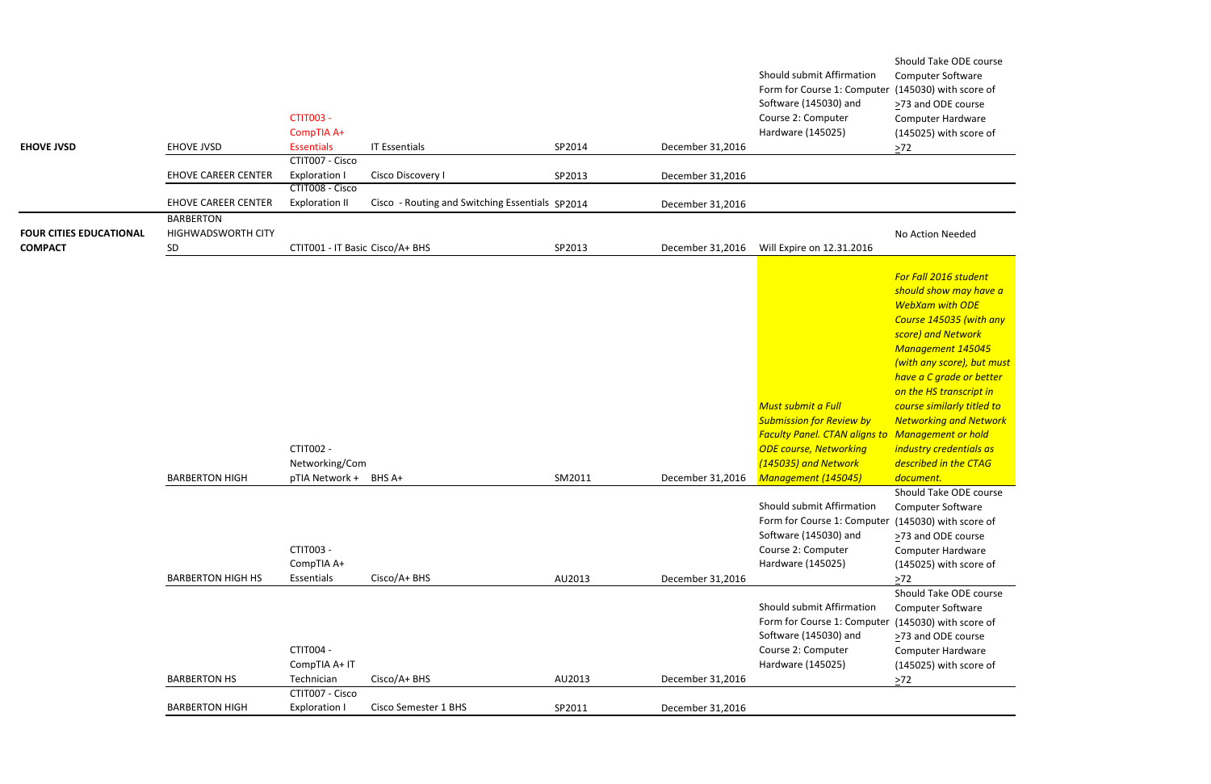| | | | | | | | |
|---|---|---|---|---|---|---|---|
| **EHOVE JVSD** | EHOVE JVSD | CTIT003 - CompTIA A+ Essentials | IT Essentials | SP2014 | December 31,2016 | Should submit Affirmation Form for Course 1: Computer Software (145030) and Course 2: Computer Hardware (145025) | Should Take ODE course Computer Software (145030) with score of ≥73 and ODE course Computer Hardware (145025) with score of ≥72 |
| | EHOVE CAREER CENTER | CTIT007 - Cisco Exploration I | Cisco Discovery I | SP2013 | December 31,2016 | | |
| | EHOVE CAREER CENTER | CTIT008 - Cisco Exploration II | Cisco - Routing and Switching Essentials | SP2014 | December 31,2016 | | |
| **FOUR CITIES EDUCATIONAL COMPACT** | BARBERTON HIGHWADSWORTH CITY SD | CTIT001 - IT Basic | Cisco/A+ BHS | SP2013 | December 31,2016 | Will Expire on 12.31.2016 | No Action Needed |
| | BARBERTON HIGH | CTIT002 - Networking/CompTIA Network + | BHS A+ | SM2011 | December 31,2016 | *Must submit a Full Submission for Review by Faculty Panel. CTAN aligns to ODE course, Networking (145035) and Network Management (145045)* | *For Fall 2016 student should show may have a WebXam with ODE Course 145035 (with any score) and Network Management 145045 (with any score), but must have a C grade or better on the HS transcript in course similarly titled to Networking and Network Management or hold industry credentials as described in the CTAG document.* |
| | BARBERTON HIGH HS | CTIT003 - CompTIA A+ Essentials | Cisco/A+ BHS | AU2013 | December 31,2016 | Should submit Affirmation Form for Course 1: Computer Software (145030) and Course 2: Computer Hardware (145025) | Should Take ODE course Computer Software (145030) with score of ≥73 and ODE course Computer Hardware (145025) with score of ≥72 |
| | BARBERTON HS | CTIT004 - CompTIA A+ IT Technician | Cisco/A+ BHS | AU2013 | December 31,2016 | Should submit Affirmation Form for Course 1: Computer Software (145030) and Course 2: Computer Hardware (145025) | Should Take ODE course Computer Software (145030) with score of ≥73 and ODE course Computer Hardware (145025) with score of ≥72 |
| | BARBERTON HIGH | CTIT007 - Cisco Exploration I | Cisco Semester 1 BHS | SP2011 | December 31,2016 | | |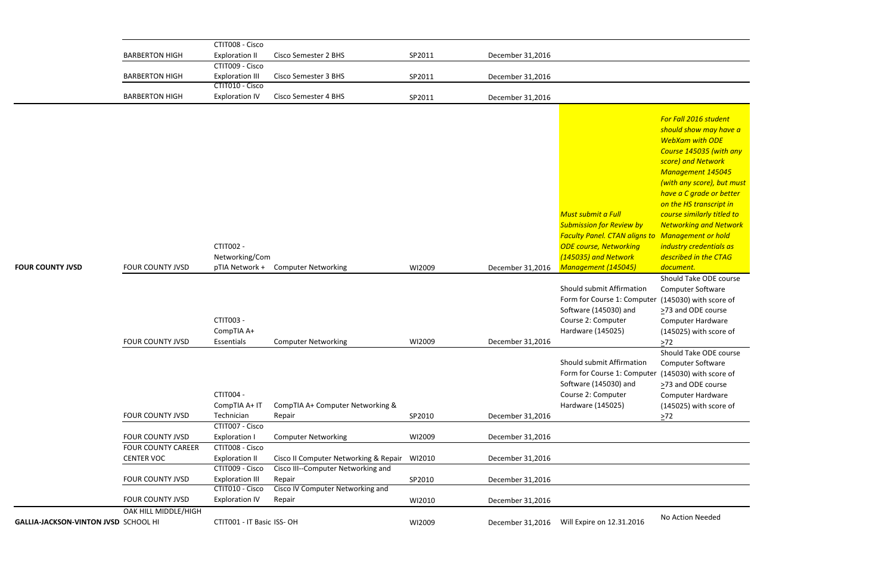| | | | | | | | |
|---|---|---|---|---|---|---|---|
| | BARBERTON HIGH | CTIT008 - Cisco Exploration II | Cisco Semester 2 BHS | SP2011 | December 31,2016 | | |
| | BARBERTON HIGH | CTIT009 - Cisco Exploration III | Cisco Semester 3 BHS | SP2011 | December 31,2016 | | |
| | BARBERTON HIGH | CTIT010 - Cisco Exploration IV | Cisco Semester 4 BHS | SP2011 | December 31,2016 | | |
| FOUR COUNTY JVSD | FOUR COUNTY JVSD | CTIT002 - Networking/CompTIA Network + | Computer Networking | WI2009 | December 31,2016 | *Must submit a Full Submission for Review by Faculty Panel. CTAN aligns to ODE course, Networking (145035) and Network Management (145045)* | *For Fall 2016 student should show may have a WebXam with ODE Course 145035 (with any score) and Network Management 145045 (with any score), but must have a C grade or better on the HS transcript in course similarly titled to Networking and Network Management or hold industry credentials as described in the CTAG document.* |
| | FOUR COUNTY JVSD | CTIT003 - CompTIA A+ Essentials | Computer Networking | WI2009 | December 31,2016 | Should submit Affirmation Form for Course 1: Computer Software (145030) and Course 2: Computer Hardware (145025) | Should Take ODE course Computer Software (145030) with score of ≥73 and ODE course Computer Hardware (145025) with score of ≥72 |
| | FOUR COUNTY JVSD | CTIT004 - CompTIA A+ IT Technician | CompTIA A+ Computer Networking & Repair | SP2010 | December 31,2016 | Should submit Affirmation Form for Course 1: Computer Software (145030) and Course 2: Computer Hardware (145025) | Should Take ODE course Computer Software (145030) with score of ≥73 and ODE course Computer Hardware (145025) with score of ≥72 |
| | FOUR COUNTY JVSD | CTIT007 - Cisco Exploration I | Computer Networking | WI2009 | December 31,2016 | | |
| | FOUR COUNTY CAREER CENTER VOC | CTIT008 - Cisco Exploration II | Cisco II Computer Networking & Repair | WI2010 | December 31,2016 | | |
| | FOUR COUNTY JVSD | CTIT009 - Cisco Exploration III | Cisco III--Computer Networking and Repair | SP2010 | December 31,2016 | | |
| | FOUR COUNTY JVSD | CTIT010 - Cisco Exploration IV | Cisco IV Computer Networking and Repair | WI2010 | December 31,2016 | | |
| GALLIA-JACKSON-VINTON JVSD | OAK HILL MIDDLE/HIGH SCHOOL HI | CTIT001 - IT Basic ISS- OH | | WI2009 | December 31,2016 | Will Expire on 12.31.2016 | No Action Needed |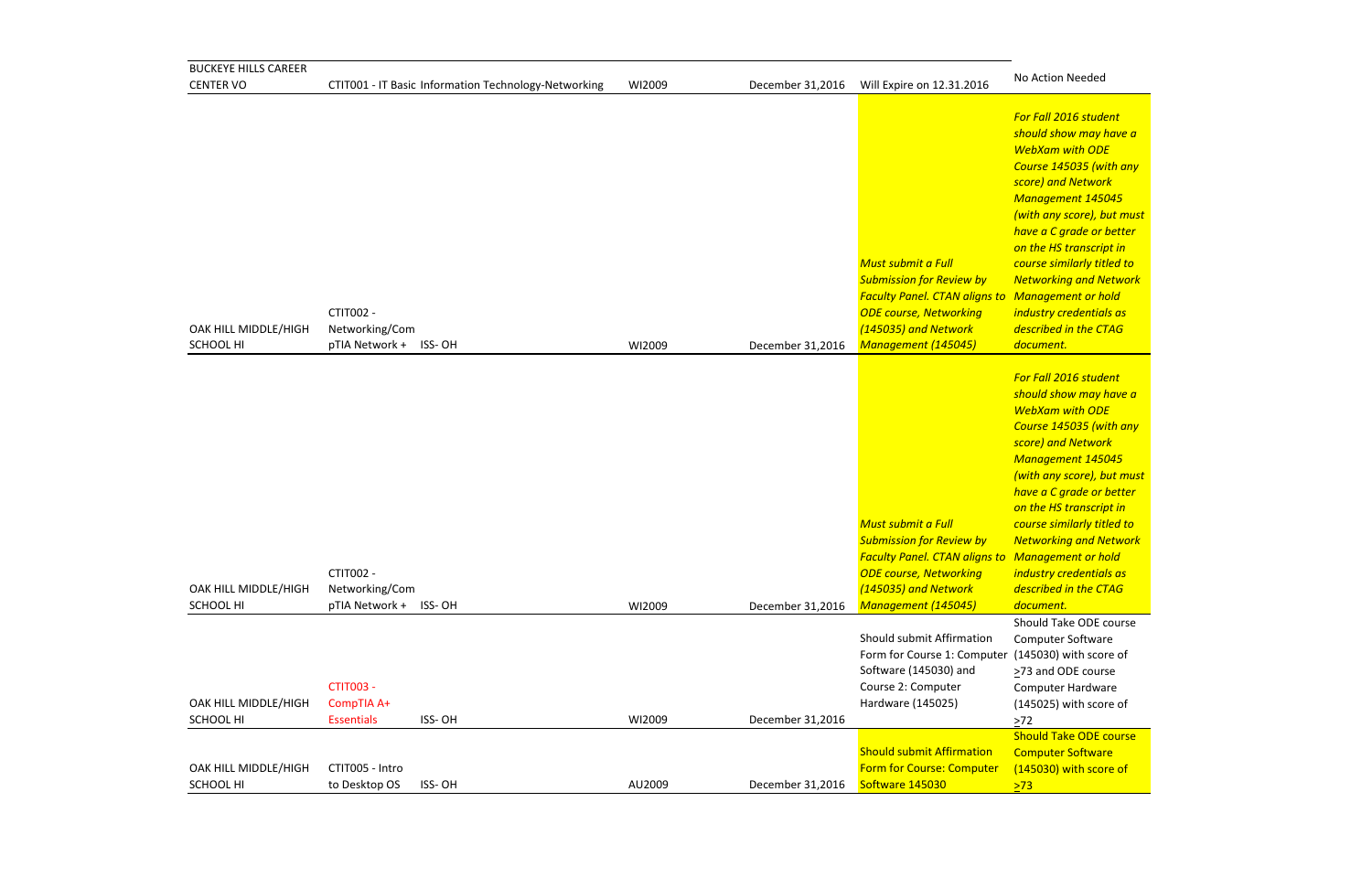| | | | | | | |
|---|---|---|---|---|---|---|
| BUCKEYE HILLS CAREER CENTER VO | CTIT001 - IT Basic Information Technology-Networking | | WI2009 | December 31,2016 | Will Expire on 12.31.2016 | No Action Needed |
| OAK HILL MIDDLE/HIGH SCHOOL HI | CTIT002 - Networking/CompTIA Network + | ISS- OH | WI2009 | December 31,2016 | *Must submit a Full Submission for Review by Faculty Panel. CTAN aligns to ODE course, Networking (145035) and Network Management (145045)* | *For Fall 2016 student should show may have a WebXam with ODE Course 145035 (with any score) and Network Management 145045 (with any score), but must have a C grade or better on the HS transcript in course similarly titled to Networking and Network Management or hold industry credentials as described in the CTAG document.* |
| OAK HILL MIDDLE/HIGH SCHOOL HI | CTIT002 - Networking/CompTIA Network + | ISS- OH | WI2009 | December 31,2016 | *Must submit a Full Submission for Review by Faculty Panel. CTAN aligns to ODE course, Networking (145035) and Network Management (145045)* | *For Fall 2016 student should show may have a WebXam with ODE Course 145035 (with any score) and Network Management 145045 (with any score), but must have a C grade or better on the HS transcript in course similarly titled to Networking and Network Management or hold industry credentials as described in the CTAG document.* |
| OAK HILL MIDDLE/HIGH SCHOOL HI | CTIT003 - CompTIA A+ Essentials | ISS- OH | WI2009 | December 31,2016 | Should submit Affirmation Form for Course 1: Computer Software (145030) and Course 2: Computer Hardware (145025) | Should Take ODE course Computer Software (145030) with score of ≥73 and ODE course Computer Hardware (145025) with score of ≥72 |
| OAK HILL MIDDLE/HIGH SCHOOL HI | CTIT005 - Intro to Desktop OS | ISS- OH | AU2009 | December 31,2016 | Should submit Affirmation Form for Course: Computer Software 145030 | Should Take ODE course Computer Software (145030) with score of ≥73 |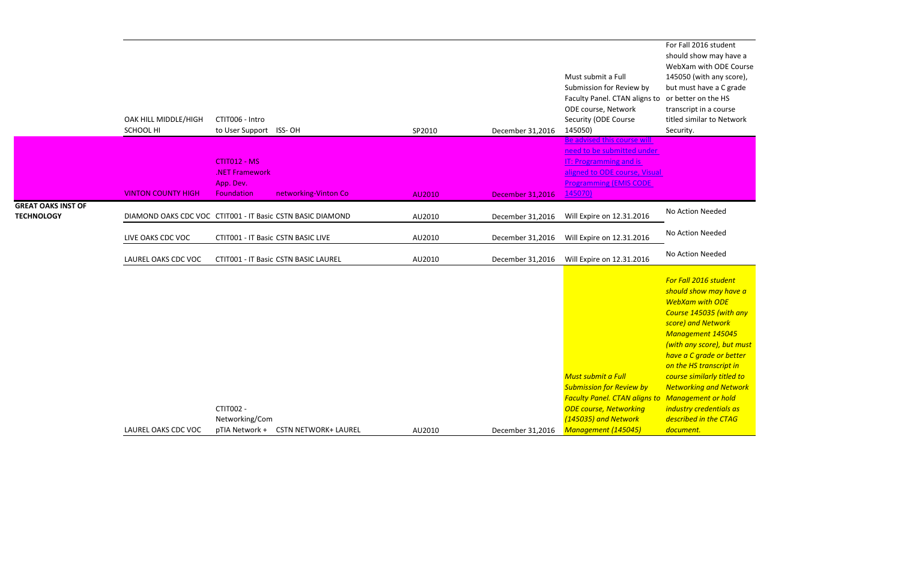| | | | | | | | |
|---|---|---|---|---|---|---|---|
| | OAK HILL MIDDLE/HIGH SCHOOL HI | CTIT006 - Intro to User Support | ISS- OH | SP2010 | December 31,2016 | Must submit a Full Submission for Review by Faculty Panel. CTAN aligns to ODE course, Network Security (ODE Course 145050) | For Fall 2016 student should show may have a WebXam with ODE Course 145050 (with any score), but must have a C grade or better on the HS transcript in a course titled similar to Network Security. |
| | VINTON COUNTY HIGH | CTIT012 - MS .NET Framework App. Dev. Foundation | networking-Vinton Co | AU2010 | December 31,2016 | Be advised this course will need to be submitted under IT: Programming and is aligned to ODE course, Visual Programming (EMIS CODE 145070) | |
| **GREAT OAKS INST OF TECHNOLOGY** | DIAMOND OAKS CDC VOC | CTIT001 - IT Basic | CSTN BASIC DIAMOND | AU2010 | December 31,2016 | Will Expire on 12.31.2016 | No Action Needed |
| | LIVE OAKS CDC VOC | CTIT001 - IT Basic | CSTN BASIC LIVE | AU2010 | December 31,2016 | Will Expire on 12.31.2016 | No Action Needed |
| | LAUREL OAKS CDC VOC | CTIT001 - IT Basic | CSTN BASIC LAUREL | AU2010 | December 31,2016 | Will Expire on 12.31.2016 | No Action Needed |
| | LAUREL OAKS CDC VOC | CTIT002 - Networking/CompTIA Network + | CSTN NETWORK+ LAUREL | AU2010 | December 31,2016 | *Must submit a Full Submission for Review by Faculty Panel. CTAN aligns to ODE course, Networking (145035) and Network Management (145045)* | *For Fall 2016 student should show may have a WebXam with ODE Course 145035 (with any score) and Network Management 145045 (with any score), but must have a C grade or better on the HS transcript in course similarly titled to Networking and Network Management or hold industry credentials as described in the CTAG document.* |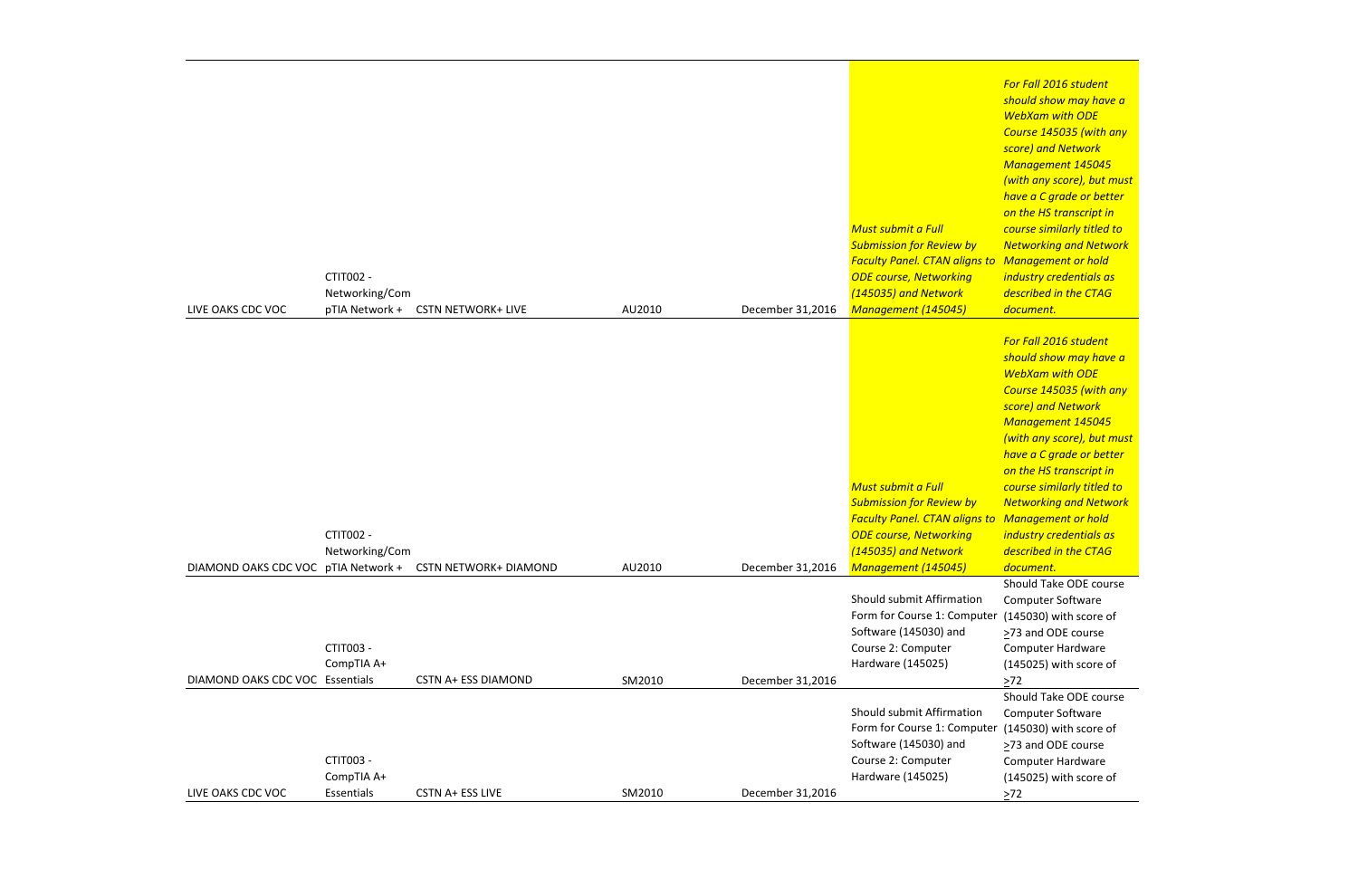| | | | | | | |
|---|---|---|---|---|---|---|
| LIVE OAKS CDC VOC | CTIT002 - Networking/CompTIA Network + | CSTN NETWORK+ LIVE | AU2010 | December 31,2016 | *Must submit a Full Submission for Review by Faculty Panel. CTAN aligns to ODE course, Networking (145035) and Network Management (145045)* | *For Fall 2016 student should show may have a WebXam with ODE Course 145035 (with any score) and Network Management 145045 (with any score), but must have a C grade or better on the HS transcript in course similarly titled to Networking and Network Management or hold industry credentials as described in the CTAG document.* |
| DIAMOND OAKS CDC VOC | CTIT002 - Networking/CompTIA Network + | CSTN NETWORK+ DIAMOND | AU2010 | December 31,2016 | *Must submit a Full Submission for Review by Faculty Panel. CTAN aligns to ODE course, Networking (145035) and Network Management (145045)* | *For Fall 2016 student should show may have a WebXam with ODE Course 145035 (with any score) and Network Management 145045 (with any score), but must have a C grade or better on the HS transcript in course similarly titled to Networking and Network Management or hold industry credentials as described in the CTAG document.* |
| DIAMOND OAKS CDC VOC | CTIT003 - CompTIA A+ Essentials | CSTN A+ ESS DIAMOND | SM2010 | December 31,2016 | Should submit Affirmation Form for Course 1: Computer Software (145030) and Course 2: Computer Hardware (145025) | Should Take ODE course Computer Software (145030) with score of ≥73 and ODE course Computer Hardware (145025) with score of ≥72 |
| LIVE OAKS CDC VOC | CTIT003 - CompTIA A+ Essentials | CSTN A+ ESS LIVE | SM2010 | December 31,2016 | Should submit Affirmation Form for Course 1: Computer Software (145030) and Course 2: Computer Hardware (145025) | Should Take ODE course Computer Software (145030) with score of ≥73 and ODE course Computer Hardware (145025) with score of ≥72 |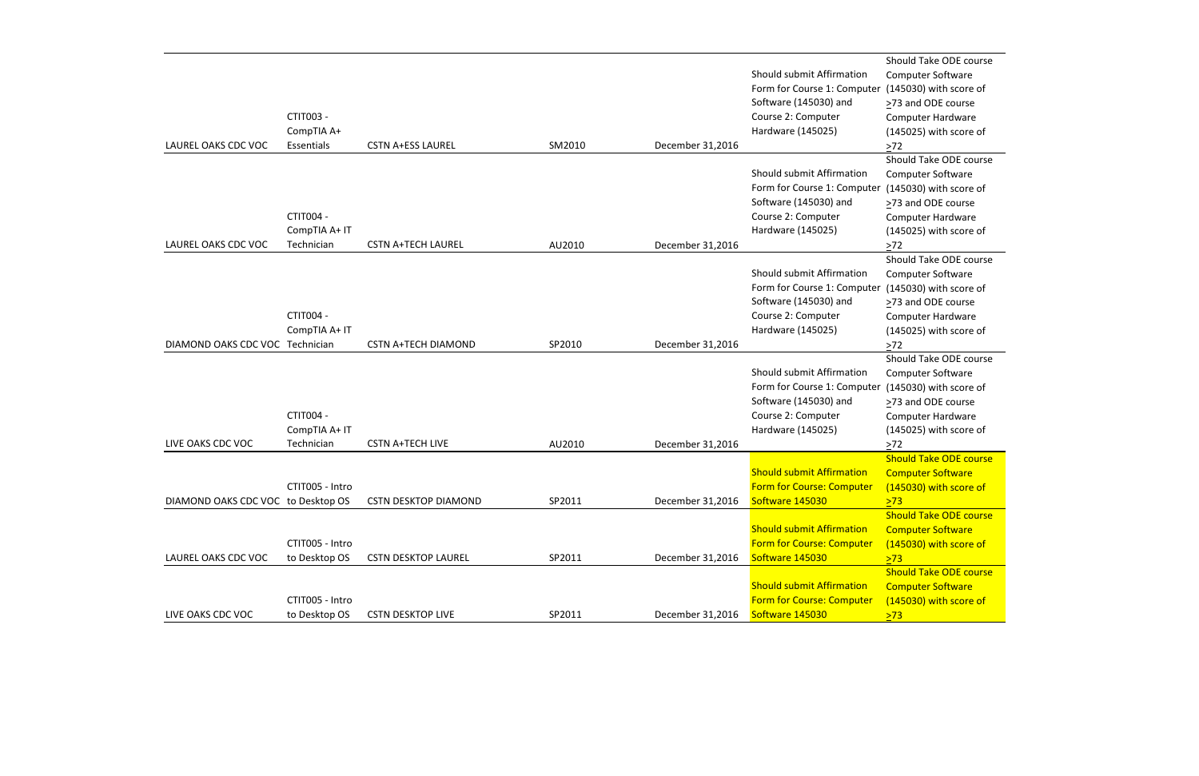| | | | | | | |
|---|---|---|---|---|---|---|
| LAUREL OAKS CDC VOC | CTIT003 - CompTIA A+ Essentials | CSTN A+ESS LAUREL | SM2010 | December 31,2016 | Should submit Affirmation Form for Course 1: Computer Software (145030) and Course 2: Computer Hardware (145025) | Should Take ODE course Computer Software (145030) with score of >73 and ODE course Computer Hardware (145025) with score of >72 |
| LAUREL OAKS CDC VOC | CTIT004 - CompTIA A+ IT Technician | CSTN A+TECH LAUREL | AU2010 | December 31,2016 | Should submit Affirmation Form for Course 1: Computer Software (145030) and Course 2: Computer Hardware (145025) | Should Take ODE course Computer Software (145030) with score of >73 and ODE course Computer Hardware (145025) with score of >72 |
| DIAMOND OAKS CDC VOC | CTIT004 - CompTIA A+ IT Technician | CSTN A+TECH DIAMOND | SP2010 | December 31,2016 | Should submit Affirmation Form for Course 1: Computer Software (145030) and Course 2: Computer Hardware (145025) | Should Take ODE course Computer Software (145030) with score of >73 and ODE course Computer Hardware (145025) with score of >72 |
| LIVE OAKS CDC VOC | CTIT004 - CompTIA A+ IT Technician | CSTN A+TECH LIVE | AU2010 | December 31,2016 | Should submit Affirmation Form for Course 1: Computer Software (145030) and Course 2: Computer Hardware (145025) | Should Take ODE course Computer Software (145030) with score of >73 and ODE course Computer Hardware (145025) with score of >72 |
| DIAMOND OAKS CDC VOC | CTIT005 - Intro to Desktop OS | CSTN DESKTOP DIAMOND | SP2011 | December 31,2016 | Should submit Affirmation Form for Course: Computer Software 145030 | Should Take ODE course Computer Software (145030) with score of >73 |
| LAUREL OAKS CDC VOC | CTIT005 - Intro to Desktop OS | CSTN DESKTOP LAUREL | SP2011 | December 31,2016 | Should submit Affirmation Form for Course: Computer Software 145030 | Should Take ODE course Computer Software (145030) with score of >73 |
| LIVE OAKS CDC VOC | CTIT005 - Intro to Desktop OS | CSTN DESKTOP LIVE | SP2011 | December 31,2016 | Should submit Affirmation Form for Course: Computer Software 145030 | Should Take ODE course Computer Software (145030) with score of >73 |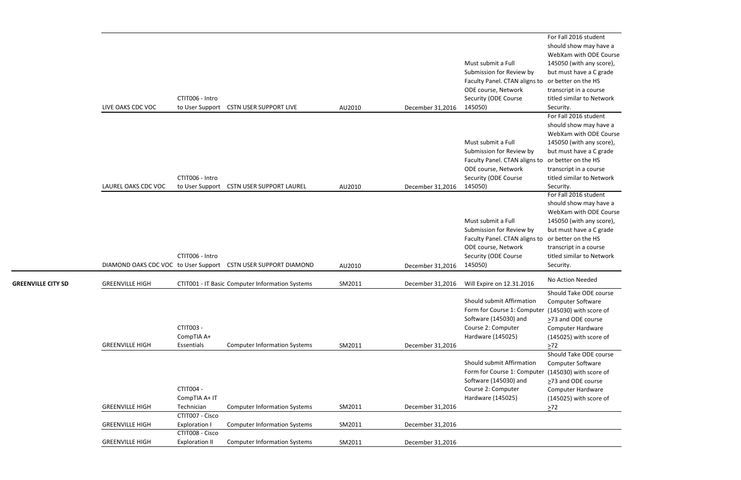|  |  |  |  |  |  |  |  |
|---|---|---|---|---|---|---|---|
|  | LIVE OAKS CDC VOC | CTIT006 - Intro to User Support | CSTN USER SUPPORT LIVE | AU2010 | December 31,2016 | Must submit a Full Submission for Review by Faculty Panel. CTAN aligns to ODE course, Network Security (ODE Course 145050) | For Fall 2016 student should show may have a WebXam with ODE Course 145050 (with any score), but must have a C grade or better on the HS transcript in a course titled similar to Network Security. |
|  | LAUREL OAKS CDC VOC | CTIT006 - Intro to User Support | CSTN USER SUPPORT LAUREL | AU2010 | December 31,2016 | Must submit a Full Submission for Review by Faculty Panel. CTAN aligns to ODE course, Network Security (ODE Course 145050) | For Fall 2016 student should show may have a WebXam with ODE Course 145050 (with any score), but must have a C grade or better on the HS transcript in a course titled similar to Network Security. |
|  | DIAMOND OAKS CDC VOC | CTIT006 - Intro to User Support | CSTN USER SUPPORT DIAMOND | AU2010 | December 31,2016 | Must submit a Full Submission for Review by Faculty Panel. CTAN aligns to ODE course, Network Security (ODE Course 145050) | For Fall 2016 student should show may have a WebXam with ODE Course 145050 (with any score), but must have a C grade or better on the HS transcript in a course titled similar to Network Security. |
| **GREENVILLE CITY SD** | GREENVILLE HIGH | CTIT001 - IT Basic | Computer Information Systems | SM2011 | December 31,2016 | Will Expire on 12.31.2016 | No Action Needed |
|  | GREENVILLE HIGH | CTIT003 - CompTIA A+ Essentials | Computer Information Systems | SM2011 | December 31,2016 | Should submit Affirmation Form for Course 1: Computer Software (145030) and Course 2: Computer Hardware (145025) | Should Take ODE course Computer Software (145030) with score of ≥73 and ODE course Computer Hardware (145025) with score of ≥72 |
|  | GREENVILLE HIGH | CTIT004 - CompTIA A+ IT Technician | Computer Information Systems | SM2011 | December 31,2016 | Should submit Affirmation Form for Course 1: Computer Software (145030) and Course 2: Computer Hardware (145025) | Should Take ODE course Computer Software (145030) with score of ≥73 and ODE course Computer Hardware (145025) with score of ≥72 |
|  | GREENVILLE HIGH | CTIT007 - Cisco Exploration I | Computer Information Systems | SM2011 | December 31,2016 |  |  |
|  | GREENVILLE HIGH | CTIT008 - Cisco Exploration II | Computer Information Systems | SM2011 | December 31,2016 |  |  |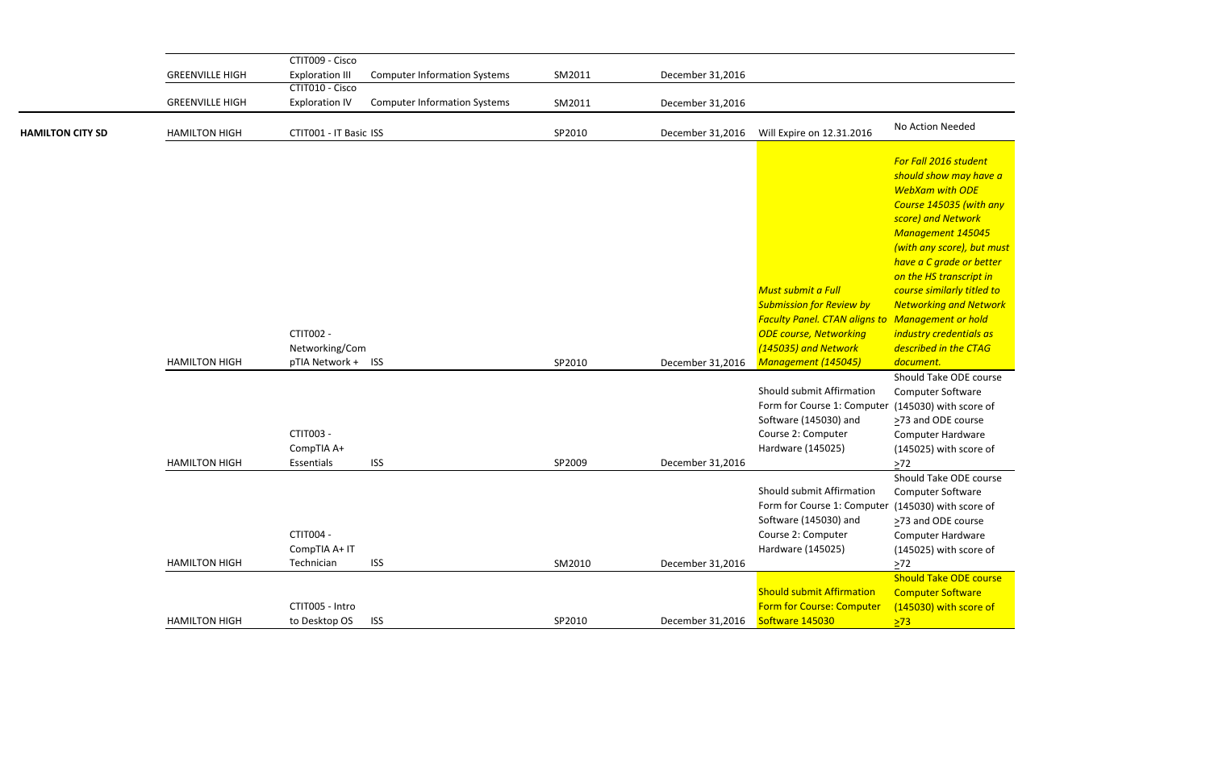| | | | | | | | |
|---|---|---|---|---|---|---|---|
| | GREENVILLE HIGH | CTIT009 - Cisco Exploration III | Computer Information Systems | SM2011 | December 31,2016 | | |
| | GREENVILLE HIGH | CTIT010 - Cisco Exploration IV | Computer Information Systems | SM2011 | December 31,2016 | | |
| **HAMILTON CITY SD** | HAMILTON HIGH | CTIT001 - IT Basic | ISS | SP2010 | December 31,2016 | Will Expire on 12.31.2016 | No Action Needed |
| | HAMILTON HIGH | CTIT002 - Networking/CompTIA Network + | ISS | SP2010 | December 31,2016 | *Must submit a Full Submission for Review by Faculty Panel. CTAN aligns to ODE course, Networking (145035) and Network Management (145045)* | *For Fall 2016 student should show may have a WebXam with ODE Course 145035 (with any score) and Network Management 145045 (with any score), but must have a C grade or better on the HS transcript in course similarly titled to Networking and Network Management or hold industry credentials as described in the CTAG document.* |
| | HAMILTON HIGH | CTIT003 - CompTIA A+ Essentials | ISS | SP2009 | December 31,2016 | Should submit Affirmation Form for Course 1: Computer Software (145030) and Course 2: Computer Hardware (145025) | Should Take ODE course Computer Software (145030) with score of ≥73 and ODE course Computer Hardware (145025) with score of ≥72 |
| | HAMILTON HIGH | CTIT004 - CompTIA A+ IT Technician | ISS | SM2010 | December 31,2016 | Should submit Affirmation Form for Course 1: Computer Software (145030) and Course 2: Computer Hardware (145025) | Should Take ODE course Computer Software (145030) with score of ≥73 and ODE course Computer Hardware (145025) with score of ≥72 |
| | HAMILTON HIGH | CTIT005 - Intro to Desktop OS | ISS | SP2010 | December 31,2016 | Should submit Affirmation Form for Course: Computer Software 145030 | Should Take ODE course Computer Software (145030) with score of ≥73 |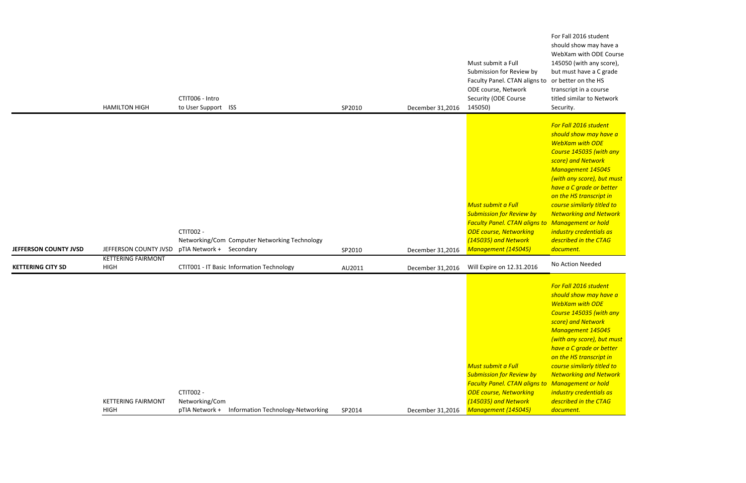| | | | | | | | |
|---|---|---|---|---|---|---|---|
| | HAMILTON HIGH | CTIT006 - Intro to User Support | ISS | SP2010 | December 31,2016 | Must submit a Full Submission for Review by Faculty Panel. CTAN aligns to ODE course, Network Security (ODE Course 145050) | For Fall 2016 student should show may have a WebXam with ODE Course 145050 (with any score), but must have a C grade or better on the HS transcript in a course titled similar to Network Security. |
| **JEFFERSON COUNTY JVSD** | JEFFERSON COUNTY JVSD | CTIT002 - Networking/Com pTIA Network + | Computer Networking Technology Secondary | SP2010 | December 31,2016 | *Must submit a Full Submission for Review by Faculty Panel. CTAN aligns to ODE course, Networking (145035) and Network Management (145045)* | *For Fall 2016 student should show may have a WebXam with ODE Course 145035 (with any score) and Network Management 145045 (with any score), but must have a C grade or better on the HS transcript in course similarly titled to Networking and Network Management or hold industry credentials as described in the CTAG document.* |
| **KETTERING CITY SD** | KETTERING FAIRMONT HIGH | CTIT001 - IT Basic | Information Technology | AU2011 | December 31,2016 | Will Expire on 12.31.2016 | No Action Needed |
| | KETTERING FAIRMONT HIGH | CTIT002 - Networking/Com pTIA Network + | Information Technology-Networking | SP2014 | December 31,2016 | *Must submit a Full Submission for Review by Faculty Panel. CTAN aligns to ODE course, Networking (145035) and Network Management (145045)* | *For Fall 2016 student should show may have a WebXam with ODE Course 145035 (with any score) and Network Management 145045 (with any score), but must have a C grade or better on the HS transcript in course similarly titled to Networking and Network Management or hold industry credentials as described in the CTAG document.* |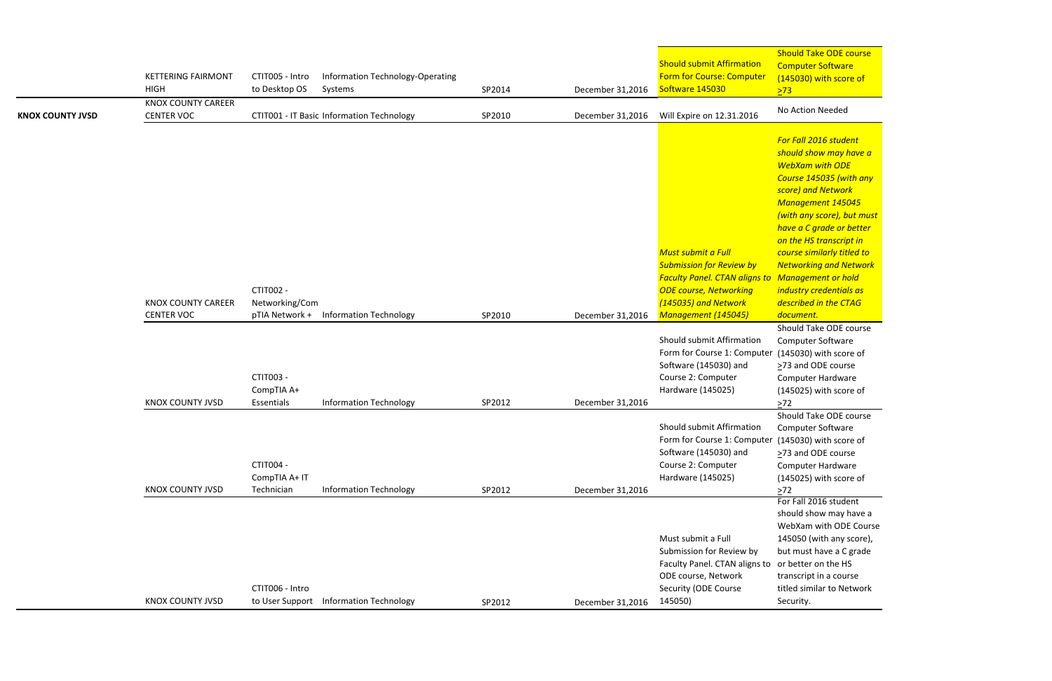| | | | | | | | |
|---|---|---|---|---|---|---|---|
| | KETTERING FAIRMONT HIGH | CTIT005 - Intro to Desktop OS | Information Technology-Operating Systems | SP2014 | December 31,2016 | Should submit Affirmation Form for Course: Computer Software 145030 | Should Take ODE course Computer Software (145030) with score of >73 |
| **KNOX COUNTY JVSD** | KNOX COUNTY CAREER CENTER VOC | CTIT001 - IT Basic | Information Technology | SP2010 | December 31,2016 | Will Expire on 12.31.2016 | No Action Needed |
| | KNOX COUNTY CAREER CENTER VOC | CTIT002 - Networking/CompTIA Network + | Information Technology | SP2010 | December 31,2016 | *Must submit a Full Submission for Review by Faculty Panel. CTAN aligns to ODE course, Networking (145035) and Network Management (145045)* | *For Fall 2016 student should show may have a WebXam with ODE Course 145035 (with any score) and Network Management 145045 (with any score), but must have a C grade or better on the HS transcript in course similarly titled to Networking and Network Management or hold industry credentials as described in the CTAG document.* |
| | KNOX COUNTY JVSD | CTIT003 - CompTIA A+ Essentials | Information Technology | SP2012 | December 31,2016 | Should submit Affirmation Form for Course 1: Computer Software (145030) and Course 2: Computer Hardware (145025) | Should Take ODE course Computer Software (145030) with score of >73 and ODE course Computer Hardware (145025) with score of >72 |
| | KNOX COUNTY JVSD | CTIT004 - CompTIA A+ IT Technician | Information Technology | SP2012 | December 31,2016 | Should submit Affirmation Form for Course 1: Computer Software (145030) and Course 2: Computer Hardware (145025) | Should Take ODE course Computer Software (145030) with score of >73 and ODE course Computer Hardware (145025) with score of >72 |
| | KNOX COUNTY JVSD | CTIT006 - Intro to User Support | Information Technology | SP2012 | December 31,2016 | Must submit a Full Submission for Review by Faculty Panel. CTAN aligns to ODE course, Network Security (ODE Course 145050) | For Fall 2016 student should show may have a WebXam with ODE Course 145050 (with any score), but must have a C grade or better on the HS transcript in a course titled similar to Network Security. |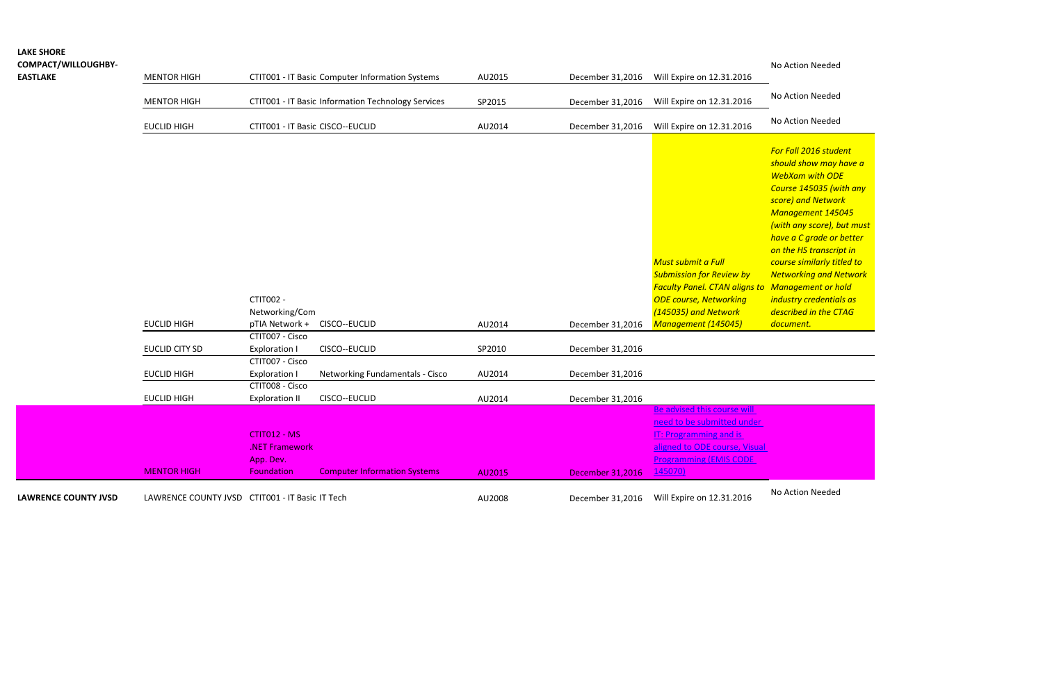| | | | | | | | |
|---|---|---|---|---|---|---|---|
| **LAKE SHORE COMPACT/WILLOUGHBY-EASTLAKE** | MENTOR HIGH | CTIT001 - IT Basic | Computer Information Systems | AU2015 | December 31,2016 | Will Expire on 12.31.2016 | No Action Needed |
| | MENTOR HIGH | CTIT001 - IT Basic | Information Technology Services | SP2015 | December 31,2016 | Will Expire on 12.31.2016 | No Action Needed |
| | EUCLID HIGH | CTIT001 - IT Basic | CISCO--EUCLID | AU2014 | December 31,2016 | Will Expire on 12.31.2016 | No Action Needed |
| | EUCLID HIGH | CTIT002 - Networking/CompTIA Network + | CISCO--EUCLID | AU2014 | December 31,2016 | *Must submit a Full Submission for Review by Faculty Panel. CTAN aligns to ODE course, Networking (145035) and Network Management (145045)* | *For Fall 2016 student should show may have a WebXam with ODE Course 145035 (with any score) and Network Management 145045 (with any score), but must have a C grade or better on the HS transcript in course similarly titled to Networking and Network Management or hold industry credentials as described in the CTAG document.* |
| | EUCLID CITY SD | CTIT007 - Cisco Exploration I | CISCO--EUCLID | SP2010 | December 31,2016 | | |
| | EUCLID HIGH | CTIT007 - Cisco Exploration I | Networking Fundamentals - Cisco | AU2014 | December 31,2016 | | |
| | EUCLID HIGH | CTIT008 - Cisco Exploration II | CISCO--EUCLID | AU2014 | December 31,2016 | | |
| | MENTOR HIGH | CTIT012 - MS .NET Framework App. Dev. Foundation | Computer Information Systems | AU2015 | December 31,2016 | Be advised this course will need to be submitted under IT: Programming and is aligned to ODE course, Visual Programming (EMIS CODE 145070) | |
| **LAWRENCE COUNTY JVSD** | LAWRENCE COUNTY JVSD | CTIT001 - IT Basic | IT Tech | AU2008 | December 31,2016 | Will Expire on 12.31.2016 | No Action Needed |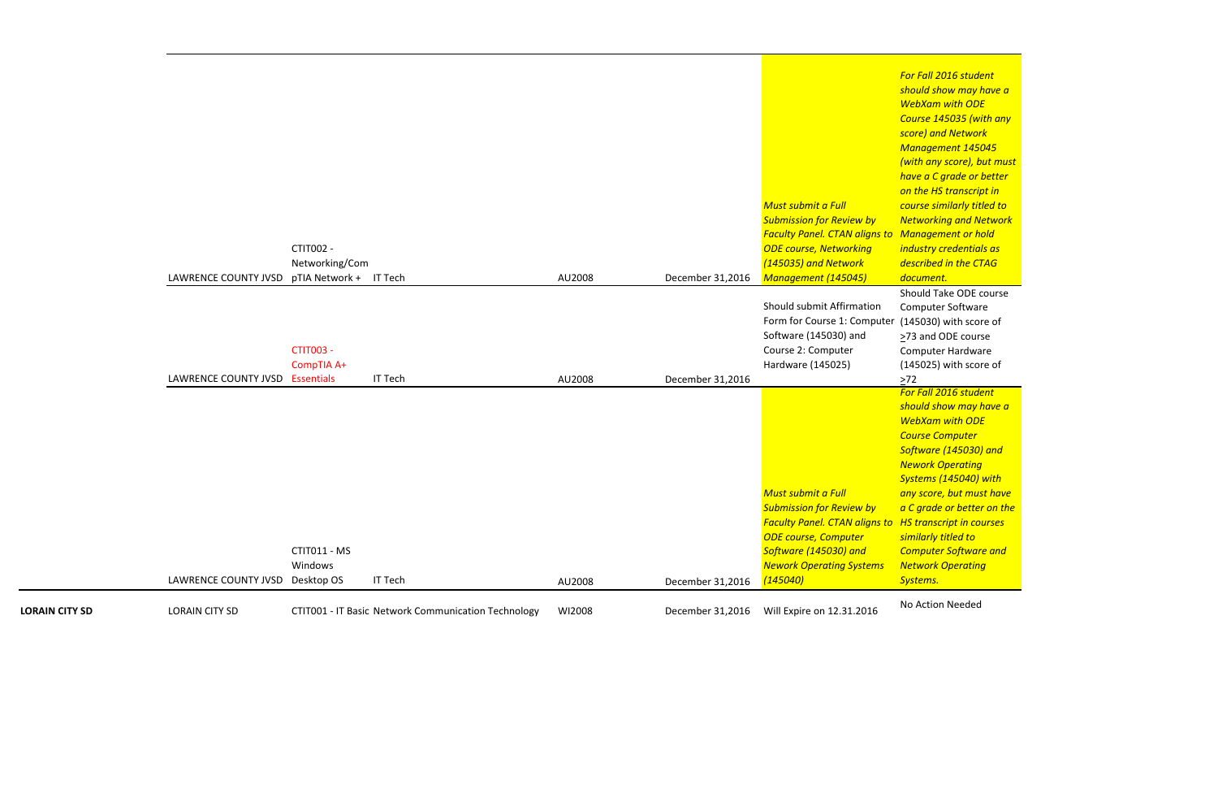| | | | | | | | |
|---|---|---|---|---|---|---|---|
| | LAWRENCE COUNTY JVSD | CTIT002 - Networking/CompTIA Network + | IT Tech | AU2008 | December 31,2016 | *Must submit a Full Submission for Review by Faculty Panel. CTAN aligns to ODE course, Networking (145035) and Network Management (145045)* | *For Fall 2016 student should show may have a WebXam with ODE Course 145035 (with any score) and Network Management 145045 (with any score), but must have a C grade or better on the HS transcript in course similarly titled to Networking and Network Management or hold industry credentials as described in the CTAG document.* |
| | LAWRENCE COUNTY JVSD | CTIT003 - CompTIA A+ Essentials | IT Tech | AU2008 | December 31,2016 | Should submit Affirmation Form for Course 1: Computer Software (145030) and Course 2: Computer Hardware (145025) | Should Take ODE course Computer Software (145030) with score of ≥73 and ODE course Computer Hardware (145025) with score of ≥72 |
| | LAWRENCE COUNTY JVSD | CTIT011 - MS Windows Desktop OS | IT Tech | AU2008 | December 31,2016 | *Must submit a Full Submission for Review by Faculty Panel. CTAN aligns to ODE course, Computer Software (145030) and Nework Operating Systems (145040)* | *For Fall 2016 student should show may have a WebXam with ODE Course Computer Software (145030) and Nework Operating Systems (145040) with any score, but must have a C grade or better on the HS transcript in courses similarly titled to Computer Software and Network Operating Systems.* |
| **LORAIN CITY SD** | LORAIN CITY SD | CTIT001 - IT Basic Network Communication Technology | | WI2008 | December 31,2016 | Will Expire on 12.31.2016 | No Action Needed |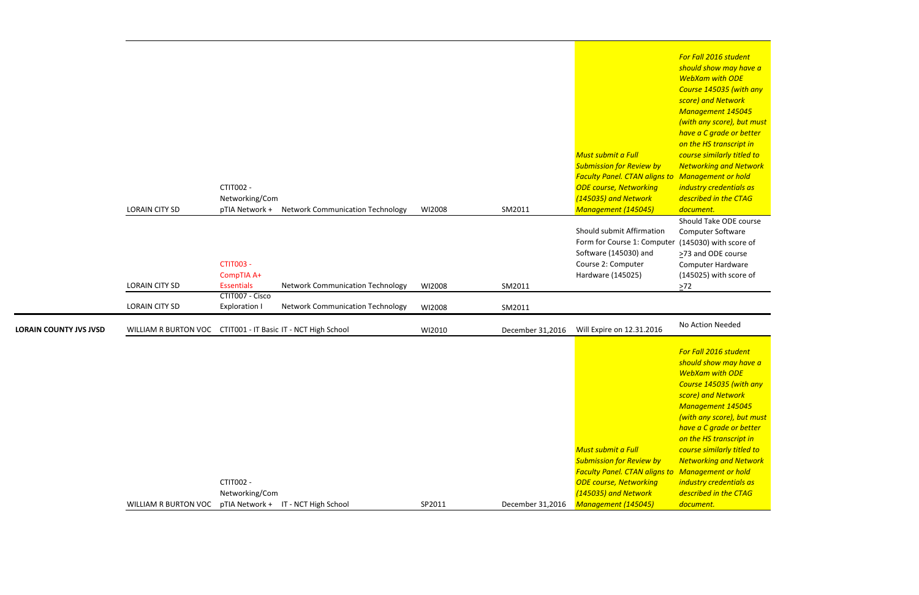| | | | | | | | |
|---|---|---|---|---|---|---|---|
| | LORAIN CITY SD | CTIT002 - Networking/CompTIA Network + | Network Communication Technology | WI2008 | SM2011 | *Must submit a Full Submission for Review by Faculty Panel. CTAN aligns to ODE course, Networking (145035) and Network Management (145045)* | *For Fall 2016 student should show may have a WebXam with ODE Course 145035 (with any score) and Network Management 145045 (with any score), but must have a C grade or better on the HS transcript in course similarly titled to Networking and Network Management or hold industry credentials as described in the CTAG document.* |
| | LORAIN CITY SD | CTIT003 - CompTIA A+ Essentials | Network Communication Technology | WI2008 | SM2011 | Should submit Affirmation Form for Course 1: Computer Software (145030) and Course 2: Computer Hardware (145025) | Should Take ODE course Computer Software (145030) with score of ≥73 and ODE course Computer Hardware (145025) with score of ≥72 |
| | LORAIN CITY SD | CTIT007 - Cisco Exploration I | Network Communication Technology | WI2008 | SM2011 | | |
| **LORAIN COUNTY JVS JVSD** | WILLIAM R BURTON VOC | CTIT001 - IT Basic | IT - NCT High School | WI2010 | December 31,2016 | Will Expire on 12.31.2016 | No Action Needed |
| | WILLIAM R BURTON VOC | CTIT002 - Networking/CompTIA Network + | IT - NCT High School | SP2011 | December 31,2016 | *Must submit a Full Submission for Review by Faculty Panel. CTAN aligns to ODE course, Networking (145035) and Network Management (145045)* | *For Fall 2016 student should show may have a WebXam with ODE Course 145035 (with any score) and Network Management 145045 (with any score), but must have a C grade or better on the HS transcript in course similarly titled to Networking and Network Management or hold industry credentials as described in the CTAG document.* |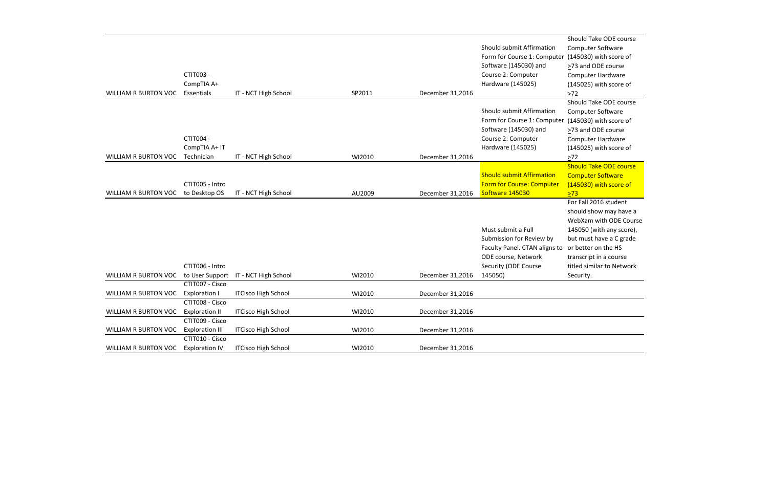| | | | | | | |
|---|---|---|---|---|---|---|
| WILLIAM R BURTON VOC | CTIT003 - CompTIA A+ Essentials | IT - NCT High School | SP2011 | December 31,2016 | Should submit Affirmation Form for Course 1: Computer Software (145030) and Course 2: Computer Hardware (145025) | Should Take ODE course Computer Software (145030) with score of >73 and ODE course Computer Hardware (145025) with score of >72 |
| WILLIAM R BURTON VOC | CTIT004 - CompTIA A+ IT Technician | IT - NCT High School | WI2010 | December 31,2016 | Should submit Affirmation Form for Course 1: Computer Software (145030) and Course 2: Computer Hardware (145025) | Should Take ODE course Computer Software (145030) with score of >73 and ODE course Computer Hardware (145025) with score of >72 |
| WILLIAM R BURTON VOC | CTIT005 - Intro to Desktop OS | IT - NCT High School | AU2009 | December 31,2016 | Should submit Affirmation Form for Course: Computer Software 145030 | Should Take ODE course Computer Software (145030) with score of >73 |
| WILLIAM R BURTON VOC | CTIT006 - Intro to User Support | IT - NCT High School | WI2010 | December 31,2016 | Must submit a Full Submission for Review by Faculty Panel. CTAN aligns to ODE course, Network Security (ODE Course 145050) | For Fall 2016 student should show may have a WebXam with ODE Course 145050 (with any score), but must have a C grade or better on the HS transcript in a course titled similar to Network Security. |
| WILLIAM R BURTON VOC | CTIT007 - Cisco Exploration I | ITCisco High School | WI2010 | December 31,2016 | | |
| WILLIAM R BURTON VOC | CTIT008 - Cisco Exploration II | ITCisco High School | WI2010 | December 31,2016 | | |
| WILLIAM R BURTON VOC | CTIT009 - Cisco Exploration III | ITCisco High School | WI2010 | December 31,2016 | | |
| WILLIAM R BURTON VOC | CTIT010 - Cisco Exploration IV | ITCisco High School | WI2010 | December 31,2016 | | |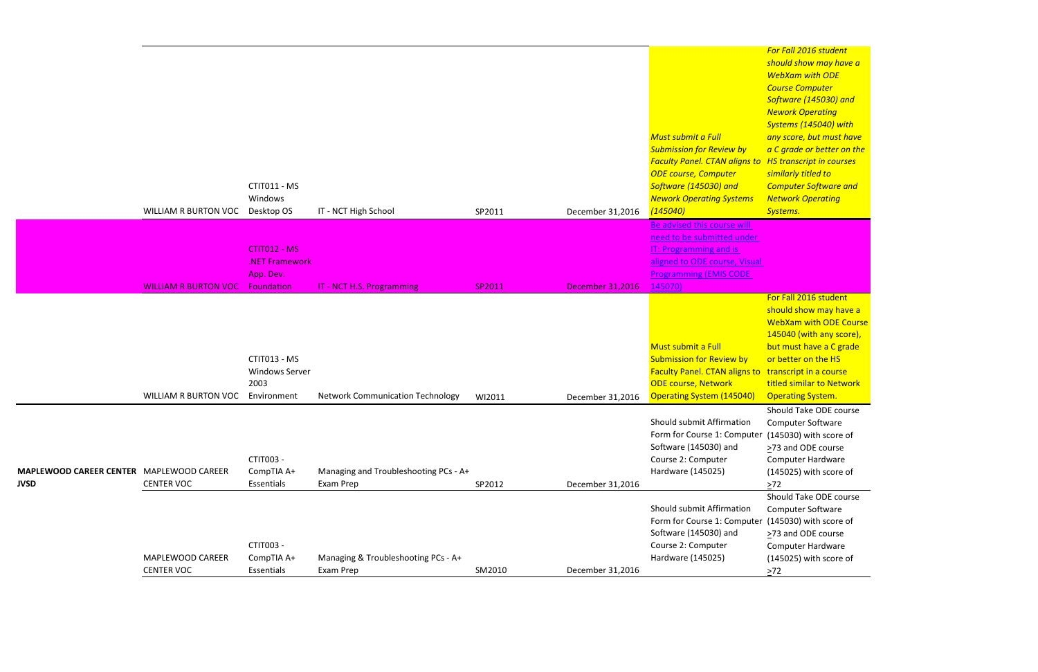| | | | | | | | |
|---|---|---|---|---|---|---|---|
| | WILLIAM R BURTON VOC | CTIT011 - MS Windows Desktop OS | IT - NCT High School | SP2011 | December 31,2016 | *Must submit a Full Submission for Review by Faculty Panel. CTAN aligns to ODE course, Computer Software (145030) and Nework Operating Systems (145040)* | *For Fall 2016 student should show may have a WebXam with ODE Course Computer Software (145030) and Nework Operating Systems (145040) with any score, but must have a C grade or better on the HS transcript in courses similarly titled to Computer Software and Network Operating Systems.* |
| | WILLIAM R BURTON VOC | CTIT012 - MS .NET Framework App. Dev. Foundation | IT - NCT H.S. Programming | SP2011 | December 31,2016 | Be advised this course will need to be submitted under IT: Programming and is aligned to ODE course, Visual Programming (EMIS CODE 145070) | |
| | WILLIAM R BURTON VOC | CTIT013 - MS Windows Server 2003 Environment | Network Communication Technology | WI2011 | December 31,2016 | Must submit a Full Submission for Review by Faculty Panel. CTAN aligns to ODE course, Network Operating System (145040) | For Fall 2016 student should show may have a WebXam with ODE Course 145040 (with any score), but must have a C grade or better on the HS transcript in a course titled similar to Network Operating System. |
| **MAPLEWOOD CAREER CENTER JVSD** | MAPLEWOOD CAREER CENTER VOC | CTIT003 - CompTIA A+ Essentials | Managing and Troubleshooting PCs - A+ Exam Prep | SP2012 | December 31,2016 | Should submit Affirmation Form for Course 1: Computer Software (145030) and Course 2: Computer Hardware (145025) | Should Take ODE course Computer Software (145030) with score of ≥73 and ODE course Computer Hardware (145025) with score of ≥72 |
| | MAPLEWOOD CAREER CENTER VOC | CTIT003 - CompTIA A+ Essentials | Managing & Troubleshooting PCs - A+ Exam Prep | SM2010 | December 31,2016 | Should submit Affirmation Form for Course 1: Computer Software (145030) and Course 2: Computer Hardware (145025) | Should Take ODE course Computer Software (145030) with score of ≥73 and ODE course Computer Hardware (145025) with score of ≥72 |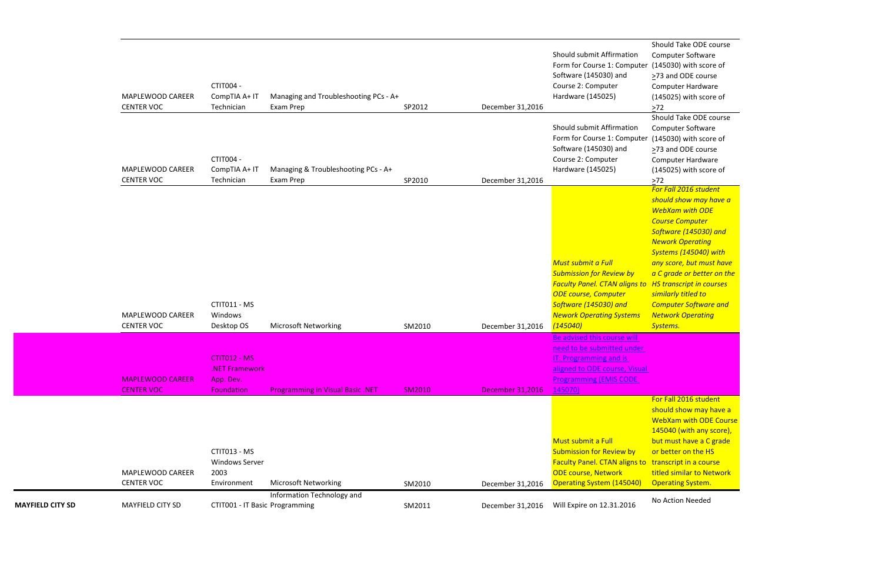| | | | | | | | |
|---|---|---|---|---|---|---|---|
| | MAPLEWOOD CAREER CENTER VOC | CTIT004 - CompTIA A+ IT Technician | Managing and Troubleshooting PCs - A+ Exam Prep | SP2012 | December 31,2016 | Should submit Affirmation Form for Course 1: Computer Software (145030) and Course 2: Computer Hardware (145025) | Should Take ODE course Computer Software (145030) with score of ≥73 and ODE course Computer Hardware (145025) with score of ≥72 |
| | MAPLEWOOD CAREER CENTER VOC | CTIT004 - CompTIA A+ IT Technician | Managing & Troubleshooting PCs - A+ Exam Prep | SP2010 | December 31,2016 | Should submit Affirmation Form for Course 1: Computer Software (145030) and Course 2: Computer Hardware (145025) | Should Take ODE course Computer Software (145030) with score of ≥73 and ODE course Computer Hardware (145025) with score of ≥72 |
| | MAPLEWOOD CAREER CENTER VOC | CTIT011 - MS Windows Desktop OS | Microsoft Networking | SM2010 | December 31,2016 | *Must submit a Full Submission for Review by Faculty Panel. CTAN aligns to ODE course, Computer Software (145030) and Nework Operating Systems (145040)* | *For Fall 2016 student should show may have a WebXam with ODE Course Computer Software (145030) and Nework Operating Systems (145040) with any score, but must have a C grade or better on the HS transcript in courses similarly titled to Computer Software and Network Operating Systems.* |
| | MAPLEWOOD CAREER CENTER VOC | CTIT012 - MS .NET Framework App. Dev. Foundation | Programming in Visual Basic .NET | SM2010 | December 31,2016 | Be advised this course will need to be submitted under IT: Programming and is aligned to ODE course, Visual Programming (EMIS CODE 145070) | |
| | MAPLEWOOD CAREER CENTER VOC | CTIT013 - MS Windows Server 2003 Environment | Microsoft Networking | SM2010 | December 31,2016 | Must submit a Full Submission for Review by Faculty Panel. CTAN aligns to ODE course, Network Operating System (145040) | For Fall 2016 student should show may have a WebXam with ODE Course 145040 (with any score), but must have a C grade or better on the HS transcript in a course titled similar to Network Operating System. |
| **MAYFIELD CITY SD** | MAYFIELD CITY SD | CTIT001 - IT Basic | Information Technology and Programming | SM2011 | December 31,2016 | Will Expire on 12.31.2016 | No Action Needed |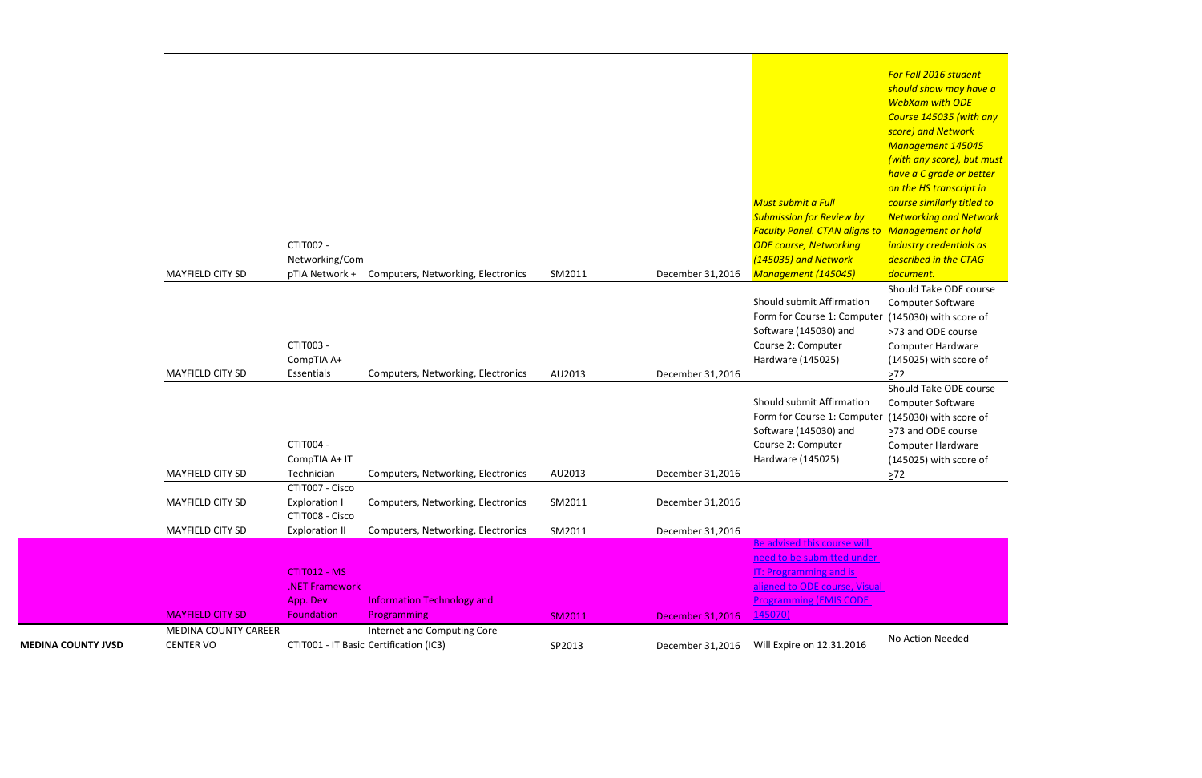| | | | | | | | |
|---|---|---|---|---|---|---|---|
| | MAYFIELD CITY SD | CTIT002 - Networking/CompTIA Network + | Computers, Networking, Electronics | SM2011 | December 31,2016 | *Must submit a Full Submission for Review by Faculty Panel. CTAN aligns to ODE course, Networking (145035) and Network Management (145045)* | *For Fall 2016 student should show may have a WebXam with ODE Course 145035 (with any score) and Network Management 145045 (with any score), but must have a C grade or better on the HS transcript in course similarly titled to Networking and Network Management or hold industry credentials as described in the CTAG document.* |
| | MAYFIELD CITY SD | CTIT003 - CompTIA A+ Essentials | Computers, Networking, Electronics | AU2013 | December 31,2016 | Should submit Affirmation Form for Course 1: Computer Software (145030) and Course 2: Computer Hardware (145025) | Should Take ODE course Computer Software (145030) with score of ≥73 and ODE course Computer Hardware (145025) with score of ≥72 |
| | MAYFIELD CITY SD | CTIT004 - CompTIA A+ IT Technician | Computers, Networking, Electronics | AU2013 | December 31,2016 | Should submit Affirmation Form for Course 1: Computer Software (145030) and Course 2: Computer Hardware (145025) | Should Take ODE course Computer Software (145030) with score of ≥73 and ODE course Computer Hardware (145025) with score of ≥72 |
| | MAYFIELD CITY SD | CTIT007 - Cisco Exploration I | Computers, Networking, Electronics | SM2011 | December 31,2016 | | |
| | MAYFIELD CITY SD | CTIT008 - Cisco Exploration II | Computers, Networking, Electronics | SM2011 | December 31,2016 | | |
| | MAYFIELD CITY SD | CTIT012 - MS .NET Framework App. Dev. Foundation | Information Technology and Programming | SM2011 | December 31,2016 | Be advised this course will need to be submitted under IT: Programming and is aligned to ODE course, Visual Programming (EMIS CODE 145070) | |
| MEDINA COUNTY JVSD | MEDINA COUNTY CAREER CENTER VO | CTIT001 - IT Basic Certification (IC3) | Internet and Computing Core | SP2013 | December 31,2016 | Will Expire on 12.31.2016 | No Action Needed |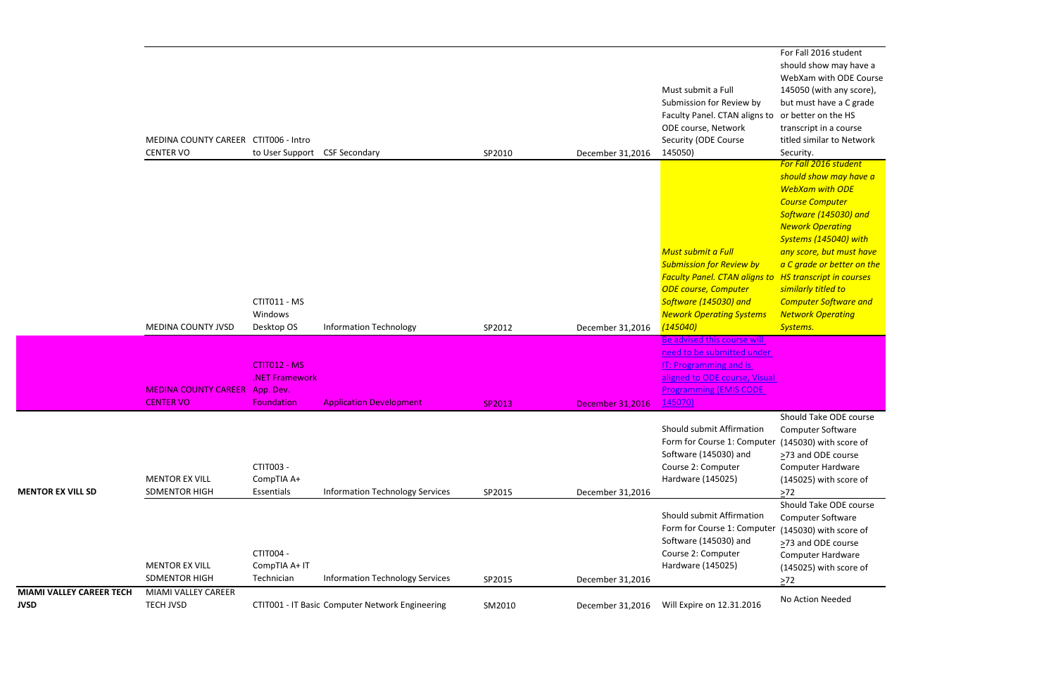| | | | | | | | |
|---|---|---|---|---|---|---|---|
| | MEDINA COUNTY CAREER CENTER VO | CTIT006 - Intro to User Support | CSF Secondary | SP2010 | December 31,2016 | Must submit a Full Submission for Review by Faculty Panel. CTAN aligns to ODE course, Network Security (ODE Course 145050) | For Fall 2016 student should show may have a WebXam with ODE Course 145050 (with any score), but must have a C grade or better on the HS transcript in a course titled similar to Network Security. |
| | MEDINA COUNTY JVSD | CTIT011 - MS Windows Desktop OS | Information Technology | SP2012 | December 31,2016 | *Must submit a Full Submission for Review by Faculty Panel. CTAN aligns to ODE course, Computer Software (145030) and Nework Operating Systems (145040)* | *For Fall 2016 student should show may have a WebXam with ODE Course Computer Software (145030) and Nework Operating Systems (145040) with any score, but must have a C grade or better on the HS transcript in courses similarly titled to Computer Software and Network Operating Systems.* |
| | MEDINA COUNTY CAREER CENTER VO | CTIT012 - MS .NET Framework App. Dev. Foundation | Application Development | SP2013 | December 31,2016 | Be advised this course will need to be submitted under IT: Programming and is aligned to ODE course, Visual Programming (EMIS CODE 145070) | |
| **MENTOR EX VILL SD** | MENTOR EX VILL SDMENTOR HIGH | CTIT003 - CompTIA A+ Essentials | Information Technology Services | SP2015 | December 31,2016 | Should submit Affirmation Form for Course 1: Computer Software (145030) and Course 2: Computer Hardware (145025) | Should Take ODE course Computer Software (145030) with score of $\geq$73 and ODE course Computer Hardware (145025) with score of $\geq$72 |
| | MENTOR EX VILL SDMENTOR HIGH | CTIT004 - CompTIA A+ IT Technician | Information Technology Services | SP2015 | December 31,2016 | Should submit Affirmation Form for Course 1: Computer Software (145030) and Course 2: Computer Hardware (145025) | Should Take ODE course Computer Software (145030) with score of $\geq$73 and ODE course Computer Hardware (145025) with score of $\geq$72 |
| **MIAMI VALLEY CAREER TECH JVSD** | MIAMI VALLEY CAREER TECH JVSD | CTIT001 - IT Basic | Computer Network Engineering | SM2010 | December 31,2016 | Will Expire on 12.31.2016 | No Action Needed |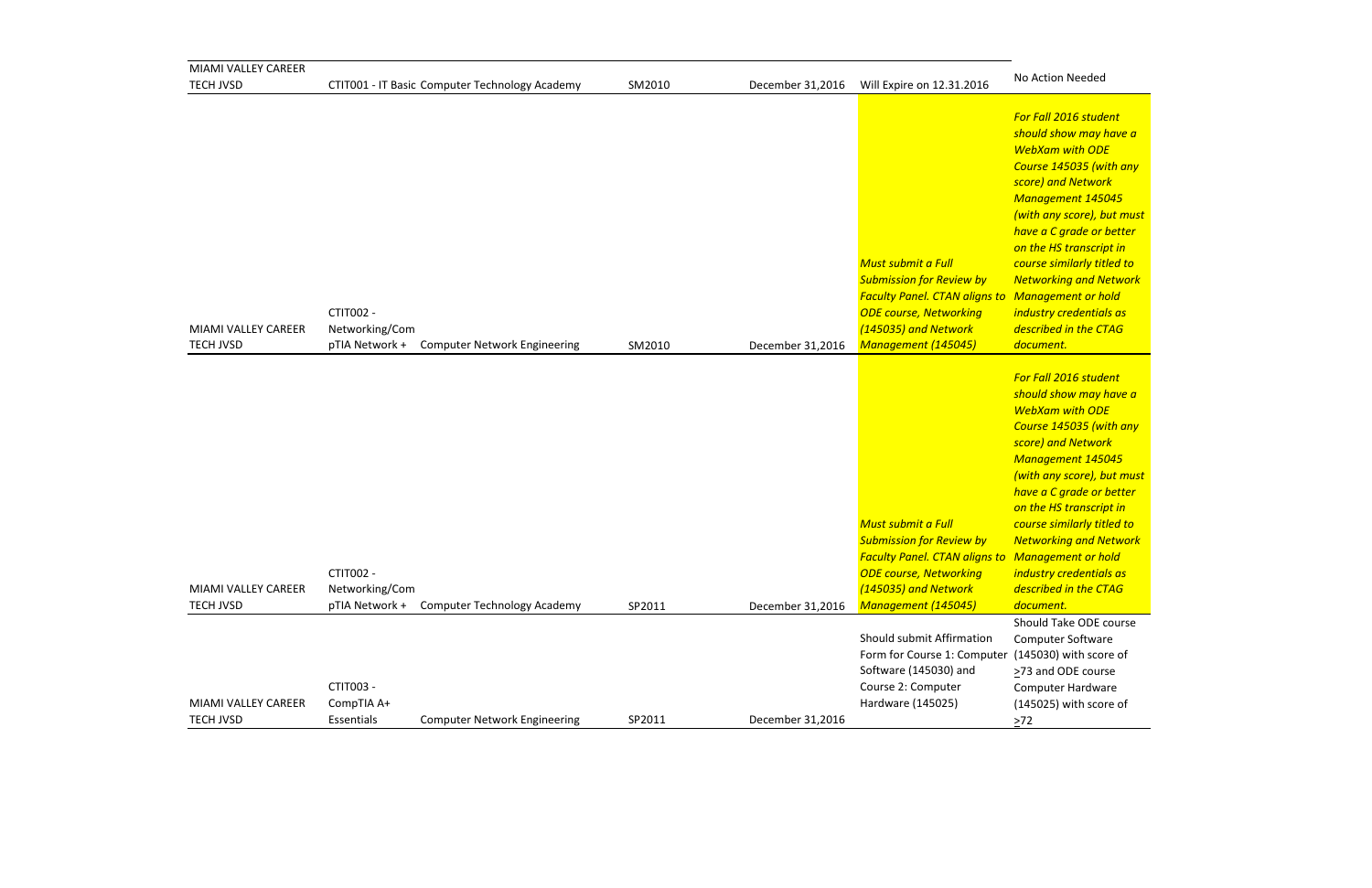| | | | | | | |
|---|---|---|---|---|---|---|
| MIAMI VALLEY CAREER TECH JVSD | CTIT001 - IT Basic | Computer Technology Academy | SM2010 | December 31,2016 | Will Expire on 12.31.2016 | No Action Needed |
| MIAMI VALLEY CAREER TECH JVSD | CTIT002 - Networking/CompTIA Network + | Computer Network Engineering | SM2010 | December 31,2016 | *Must submit a Full Submission for Review by Faculty Panel. CTAN aligns to ODE course, Networking (145035) and Network Management (145045)* | *For Fall 2016 student should show may have a WebXam with ODE Course 145035 (with any score) and Network Management 145045 (with any score), but must have a C grade or better on the HS transcript in course similarly titled to Networking and Network Management or hold industry credentials as described in the CTAG document.* |
| MIAMI VALLEY CAREER TECH JVSD | CTIT002 - Networking/CompTIA Network + | Computer Technology Academy | SP2011 | December 31,2016 | *Must submit a Full Submission for Review by Faculty Panel. CTAN aligns to ODE course, Networking (145035) and Network Management (145045)* | *For Fall 2016 student should show may have a WebXam with ODE Course 145035 (with any score) and Network Management 145045 (with any score), but must have a C grade or better on the HS transcript in course similarly titled to Networking and Network Management or hold industry credentials as described in the CTAG document.* |
| MIAMI VALLEY CAREER TECH JVSD | CTIT003 - CompTIA A+ Essentials | Computer Network Engineering | SP2011 | December 31,2016 | Should submit Affirmation Form for Course 1: Computer Software (145030) and Course 2: Computer Hardware (145025) | Should Take ODE course Computer Software (145030) with score of ≥73 and ODE course Computer Hardware (145025) with score of ≥72 |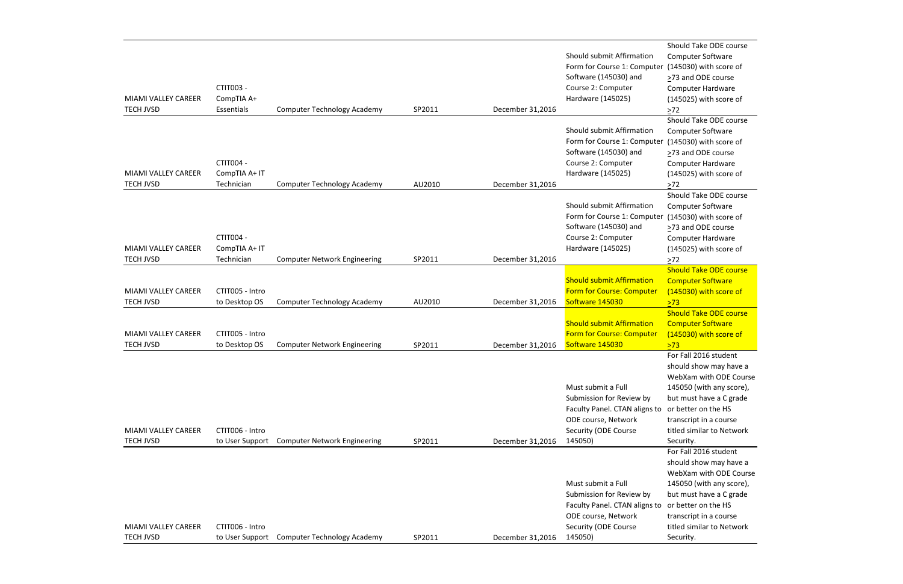| | | | | | | |
|---|---|---|---|---|---|---|
| MIAMI VALLEY CAREER TECH JVSD | CTIT003 - CompTIA A+ Essentials | Computer Technology Academy | SP2011 | December 31,2016 | Should submit Affirmation Form for Course 1: Computer Software (145030) and Course 2: Computer Hardware (145025) | Should Take ODE course Computer Software (145030) with score of >73 and ODE course Computer Hardware (145025) with score of >72 |
| MIAMI VALLEY CAREER TECH JVSD | CTIT004 - CompTIA A+ IT Technician | Computer Technology Academy | AU2010 | December 31,2016 | Should submit Affirmation Form for Course 1: Computer Software (145030) and Course 2: Computer Hardware (145025) | Should Take ODE course Computer Software (145030) with score of >73 and ODE course Computer Hardware (145025) with score of >72 |
| MIAMI VALLEY CAREER TECH JVSD | CTIT004 - CompTIA A+ IT Technician | Computer Network Engineering | SP2011 | December 31,2016 | Should submit Affirmation Form for Course 1: Computer Software (145030) and Course 2: Computer Hardware (145025) | Should Take ODE course Computer Software (145030) with score of >73 and ODE course Computer Hardware (145025) with score of >72 |
| MIAMI VALLEY CAREER TECH JVSD | CTIT005 - Intro to Desktop OS | Computer Technology Academy | AU2010 | December 31,2016 | Should submit Affirmation Form for Course: Computer Software 145030 | Should Take ODE course Computer Software (145030) with score of >73 |
| MIAMI VALLEY CAREER TECH JVSD | CTIT005 - Intro to Desktop OS | Computer Network Engineering | SP2011 | December 31,2016 | Should submit Affirmation Form for Course: Computer Software 145030 | Should Take ODE course Computer Software (145030) with score of >73 |
| MIAMI VALLEY CAREER TECH JVSD | CTIT006 - Intro to User Support | Computer Network Engineering | SP2011 | December 31,2016 | Must submit a Full Submission for Review by Faculty Panel. CTAN aligns to ODE course, Network Security (ODE Course 145050) | For Fall 2016 student should show may have a WebXam with ODE Course 145050 (with any score), but must have a C grade or better on the HS transcript in a course titled similar to Network Security. |
| MIAMI VALLEY CAREER TECH JVSD | CTIT006 - Intro to User Support | Computer Technology Academy | SP2011 | December 31,2016 | Must submit a Full Submission for Review by Faculty Panel. CTAN aligns to ODE course, Network Security (ODE Course 145050) | For Fall 2016 student should show may have a WebXam with ODE Course 145050 (with any score), but must have a C grade or better on the HS transcript in a course titled similar to Network Security. |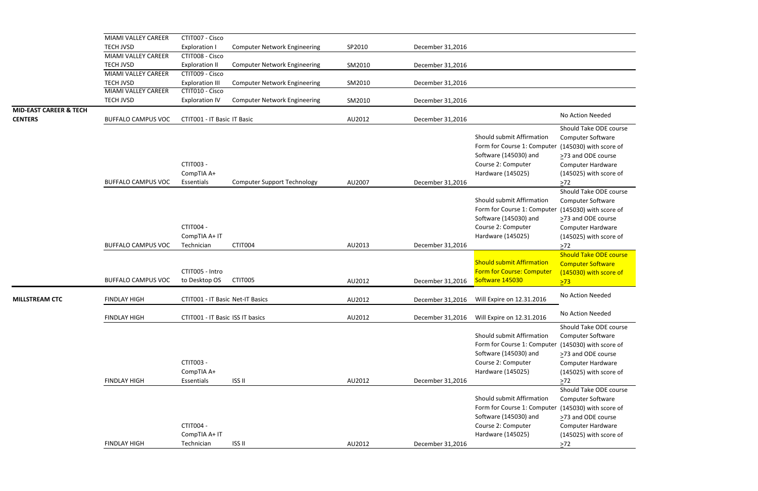| | | | | | | | |
|---|---|---|---|---|---|---|---|
| | MIAMI VALLEY CAREER TECH JVSD | CTIT007 - Cisco Exploration I | Computer Network Engineering | SP2010 | December 31,2016 | | |
| | MIAMI VALLEY CAREER TECH JVSD | CTIT008 - Cisco Exploration II | Computer Network Engineering | SM2010 | December 31,2016 | | |
| | MIAMI VALLEY CAREER TECH JVSD | CTIT009 - Cisco Exploration III | Computer Network Engineering | SM2010 | December 31,2016 | | |
| | MIAMI VALLEY CAREER TECH JVSD | CTIT010 - Cisco Exploration IV | Computer Network Engineering | SM2010 | December 31,2016 | | |
| **MID-EAST CAREER & TECH CENTERS** | BUFFALO CAMPUS VOC | CTIT001 - IT Basic IT Basic | | AU2012 | December 31,2016 | | No Action Needed |
| | BUFFALO CAMPUS VOC | CTIT003 - CompTIA A+ Essentials | Computer Support Technology | AU2007 | December 31,2016 | Should submit Affirmation Form for Course 1: Computer Software (145030) and Course 2: Computer Hardware (145025) | Should Take ODE course Computer Software (145030) with score of ≥73 and ODE course Computer Hardware (145025) with score of ≥72 |
| | BUFFALO CAMPUS VOC | CTIT004 - CompTIA A+ IT Technician | CTIT004 | AU2013 | December 31,2016 | Should submit Affirmation Form for Course 1: Computer Software (145030) and Course 2: Computer Hardware (145025) | Should Take ODE course Computer Software (145030) with score of ≥73 and ODE course Computer Hardware (145025) with score of ≥72 |
| | BUFFALO CAMPUS VOC | CTIT005 - Intro to Desktop OS | CTIT005 | AU2012 | December 31,2016 | Should submit Affirmation Form for Course: Computer Software 145030 | Should Take ODE course Computer Software (145030) with score of ≥73 |
| **MILLSTREAM CTC** | FINDLAY HIGH | CTIT001 - IT Basic Net-IT Basics | | AU2012 | December 31,2016 | Will Expire on 12.31.2016 | No Action Needed |
| | FINDLAY HIGH | CTIT001 - IT Basic ISS IT basics | | AU2012 | December 31,2016 | Will Expire on 12.31.2016 | No Action Needed |
| | FINDLAY HIGH | CTIT003 - CompTIA A+ Essentials | ISS II | AU2012 | December 31,2016 | Should submit Affirmation Form for Course 1: Computer Software (145030) and Course 2: Computer Hardware (145025) | Should Take ODE course Computer Software (145030) with score of ≥73 and ODE course Computer Hardware (145025) with score of ≥72 |
| | FINDLAY HIGH | CTIT004 - CompTIA A+ IT Technician | ISS II | AU2012 | December 31,2016 | Should submit Affirmation Form for Course 1: Computer Software (145030) and Course 2: Computer Hardware (145025) | Should Take ODE course Computer Software (145030) with score of ≥73 and ODE course Computer Hardware (145025) with score of ≥72 |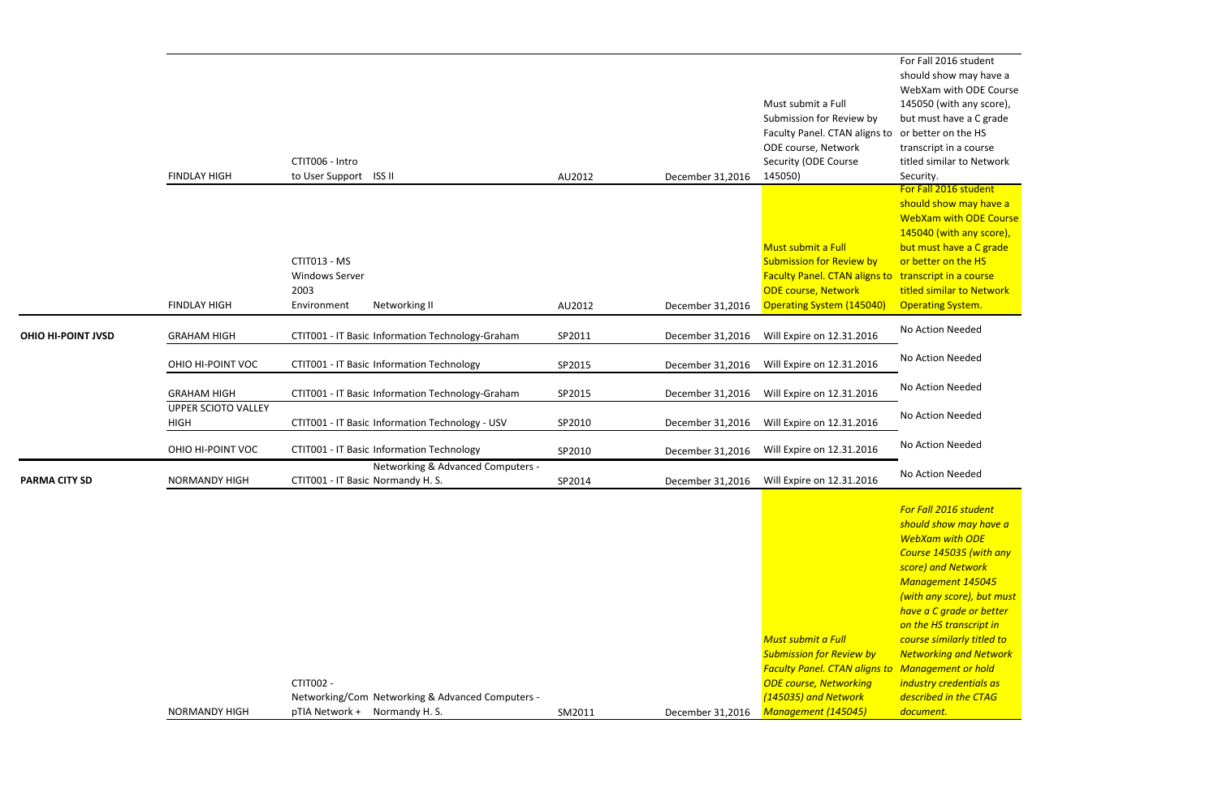| | | | | | | | |
|---|---|---|---|---|---|---|---|
| | FINDLAY HIGH | CTIT006 - Intro to User Support | ISS II | AU2012 | December 31,2016 | Must submit a Full Submission for Review by Faculty Panel. CTAN aligns to ODE course, Network Security (ODE Course 145050) | For Fall 2016 student should show may have a WebXam with ODE Course 145050 (with any score), but must have a C grade or better on the HS transcript in a course titled similar to Network Security. |
| | FINDLAY HIGH | CTIT013 - MS Windows Server 2003 Environment | Networking II | AU2012 | December 31,2016 | Must submit a Full Submission for Review by Faculty Panel. CTAN aligns to ODE course, Network Operating System (145040) | For Fall 2016 student should show may have a WebXam with ODE Course 145040 (with any score), but must have a C grade or better on the HS transcript in a course titled similar to Network Operating System. |
| **OHIO HI-POINT JVSD** | GRAHAM HIGH | CTIT001 - IT Basic | Information Technology-Graham | SP2011 | December 31,2016 | Will Expire on 12.31.2016 | No Action Needed |
| | OHIO HI-POINT VOC | CTIT001 - IT Basic | Information Technology | SP2015 | December 31,2016 | Will Expire on 12.31.2016 | No Action Needed |
| | GRAHAM HIGH | CTIT001 - IT Basic | Information Technology-Graham | SP2015 | December 31,2016 | Will Expire on 12.31.2016 | No Action Needed |
| | UPPER SCIOTO VALLEY HIGH | CTIT001 - IT Basic | Information Technology - USV | SP2010 | December 31,2016 | Will Expire on 12.31.2016 | No Action Needed |
| | OHIO HI-POINT VOC | CTIT001 - IT Basic | Information Technology | SP2010 | December 31,2016 | Will Expire on 12.31.2016 | No Action Needed |
| **PARMA CITY SD** | NORMANDY HIGH | CTIT001 - IT Basic | Networking & Advanced Computers - Normandy H. S. | SP2014 | December 31,2016 | Will Expire on 12.31.2016 | No Action Needed |
| | NORMANDY HIGH | CTIT002 - Networking/Com pTIA Network + | Networking & Advanced Computers - Normandy H. S. | SM2011 | December 31,2016 | *Must submit a Full Submission for Review by Faculty Panel. CTAN aligns to ODE course, Networking (145035) and Network Management (145045)* | *For Fall 2016 student should show may have a WebXam with ODE Course 145035 (with any score) and Network Management 145045 (with any score), but must have a C grade or better on the HS transcript in course similarly titled to Networking and Network Management or hold industry credentials as described in the CTAG document.* |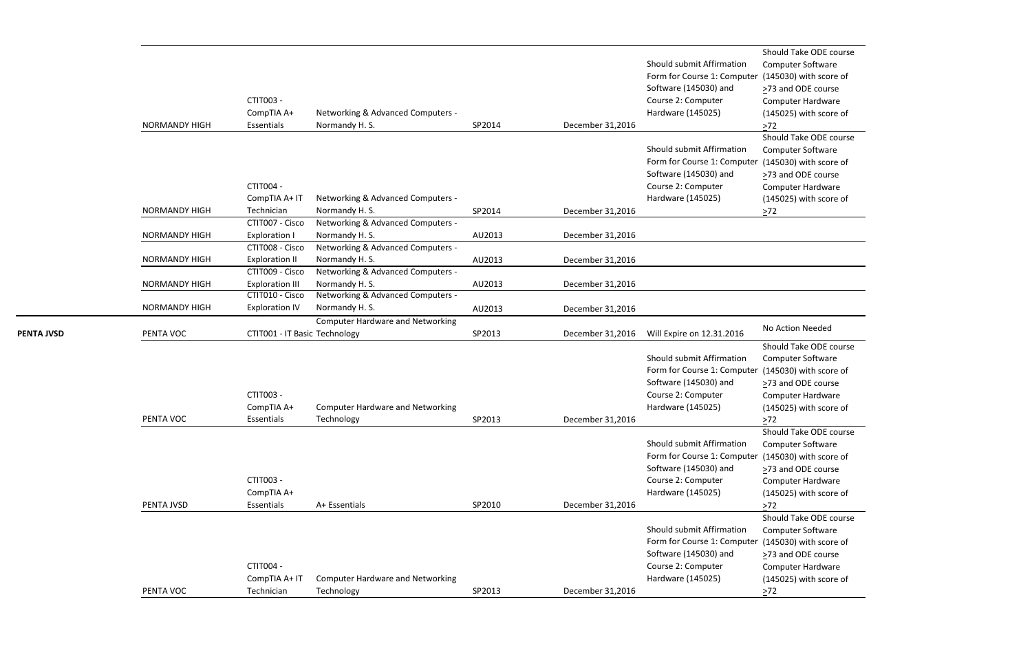| | | | | | | | |
|---|---|---|---|---|---|---|---|
| | NORMANDY HIGH | CTIT003 - CompTIA A+ Essentials | Networking & Advanced Computers - Normandy H. S. | SP2014 | December 31,2016 | Should submit Affirmation Form for Course 1: Computer Software (145030) and Course 2: Computer Hardware (145025) | Should Take ODE course Computer Software (145030) with score of >73 and ODE course Computer Hardware (145025) with score of >72 |
| | NORMANDY HIGH | CTIT004 - CompTIA A+ IT Technician | Networking & Advanced Computers - Normandy H. S. | SP2014 | December 31,2016 | Should submit Affirmation Form for Course 1: Computer Software (145030) and Course 2: Computer Hardware (145025) | Should Take ODE course Computer Software (145030) with score of >73 and ODE course Computer Hardware (145025) with score of >72 |
| | NORMANDY HIGH | CTIT007 - Cisco Exploration I | Networking & Advanced Computers - Normandy H. S. | AU2013 | December 31,2016 | | |
| | NORMANDY HIGH | CTIT008 - Cisco Exploration II | Networking & Advanced Computers - Normandy H. S. | AU2013 | December 31,2016 | | |
| | NORMANDY HIGH | CTIT009 - Cisco Exploration III | Networking & Advanced Computers - Normandy H. S. | AU2013 | December 31,2016 | | |
| | NORMANDY HIGH | CTIT010 - Cisco Exploration IV | Networking & Advanced Computers - Normandy H. S. | AU2013 | December 31,2016 | | |
| **PENTA JVSD** | PENTA VOC | CTIT001 - IT Basic | Computer Hardware and Networking Technology | SP2013 | December 31,2016 | Will Expire on 12.31.2016 | No Action Needed |
| | PENTA VOC | CTIT003 - CompTIA A+ Essentials | Computer Hardware and Networking Technology | SP2013 | December 31,2016 | Should submit Affirmation Form for Course 1: Computer Software (145030) and Course 2: Computer Hardware (145025) | Should Take ODE course Computer Software (145030) with score of >73 and ODE course Computer Hardware (145025) with score of >72 |
| | PENTA JVSD | CTIT003 - CompTIA A+ Essentials | A+ Essentials | SP2010 | December 31,2016 | Should submit Affirmation Form for Course 1: Computer Software (145030) and Course 2: Computer Hardware (145025) | Should Take ODE course Computer Software (145030) with score of >73 and ODE course Computer Hardware (145025) with score of >72 |
| | PENTA VOC | CTIT004 - CompTIA A+ IT Technician | Computer Hardware and Networking Technology | SP2013 | December 31,2016 | Should submit Affirmation Form for Course 1: Computer Software (145030) and Course 2: Computer Hardware (145025) | Should Take ODE course Computer Software (145030) with score of >73 and ODE course Computer Hardware (145025) with score of >72 |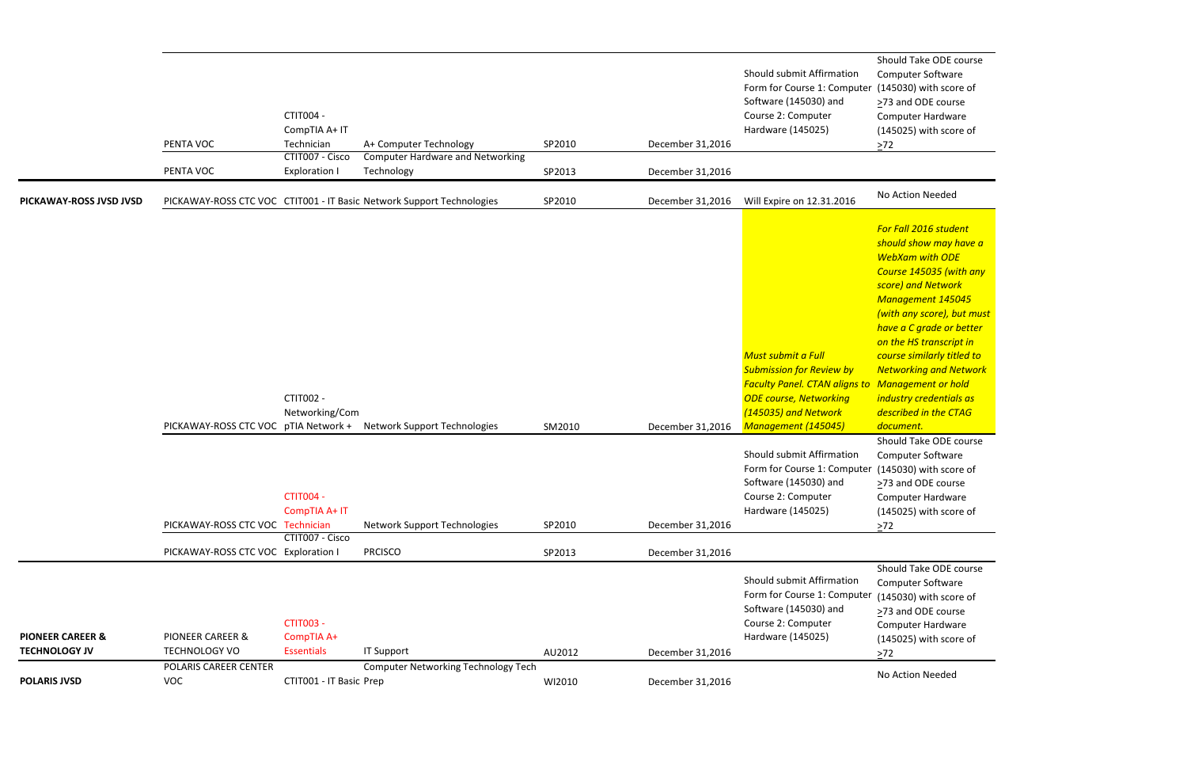| | | | | | | | |
|---|---|---|---|---|---|---|---|
| | PENTA VOC | CTIT004 - CompTIA A+ IT Technician | A+ Computer Technology | SP2010 | December 31,2016 | Should submit Affirmation Form for Course 1: Computer Software (145030) and Course 2: Computer Hardware (145025) | Should Take ODE course Computer Software (145030) with score of ≥73 and ODE course Computer Hardware (145025) with score of ≥72 |
| | PENTA VOC | CTIT007 - Cisco Exploration I | Computer Hardware and Networking Technology | SP2013 | December 31,2016 | | |
| **PICKAWAY-ROSS JVSD JVSD** | PICKAWAY-ROSS CTC VOC | CTIT001 - IT Basic | Network Support Technologies | SP2010 | December 31,2016 | Will Expire on 12.31.2016 | No Action Needed |
| | PICKAWAY-ROSS CTC VOC | CTIT002 - Networking/CompTIA Network + | Network Support Technologies | SM2010 | December 31,2016 | *Must submit a Full Submission for Review by Faculty Panel. CTAN aligns to ODE course, Networking (145035) and Network Management (145045)* | *For Fall 2016 student should show may have a WebXam with ODE Course 145035 (with any score) and Network Management 145045 (with any score), but must have a C grade or better on the HS transcript in course similarly titled to Networking and Network Management or hold industry credentials as described in the CTAG document.* |
| | PICKAWAY-ROSS CTC VOC | CTIT004 - CompTIA A+ IT Technician | Network Support Technologies | SP2010 | December 31,2016 | Should submit Affirmation Form for Course 1: Computer Software (145030) and Course 2: Computer Hardware (145025) | Should Take ODE course Computer Software (145030) with score of ≥73 and ODE course Computer Hardware (145025) with score of ≥72 |
| | PICKAWAY-ROSS CTC VOC | CTIT007 - Cisco Exploration I | PRCISCO | SP2013 | December 31,2016 | | |
| **PIONEER CAREER & TECHNOLOGY JV** | PIONEER CAREER & TECHNOLOGY VO | CTIT003 - CompTIA A+ Essentials | IT Support | AU2012 | December 31,2016 | Should submit Affirmation Form for Course 1: Computer Software (145030) and Course 2: Computer Hardware (145025) | Should Take ODE course Computer Software (145030) with score of ≥73 and ODE course Computer Hardware (145025) with score of ≥72 |
| **POLARIS JVSD** | POLARIS CAREER CENTER VOC | CTIT001 - IT Basic | Computer Networking Technology Tech Prep | WI2010 | December 31,2016 | | No Action Needed |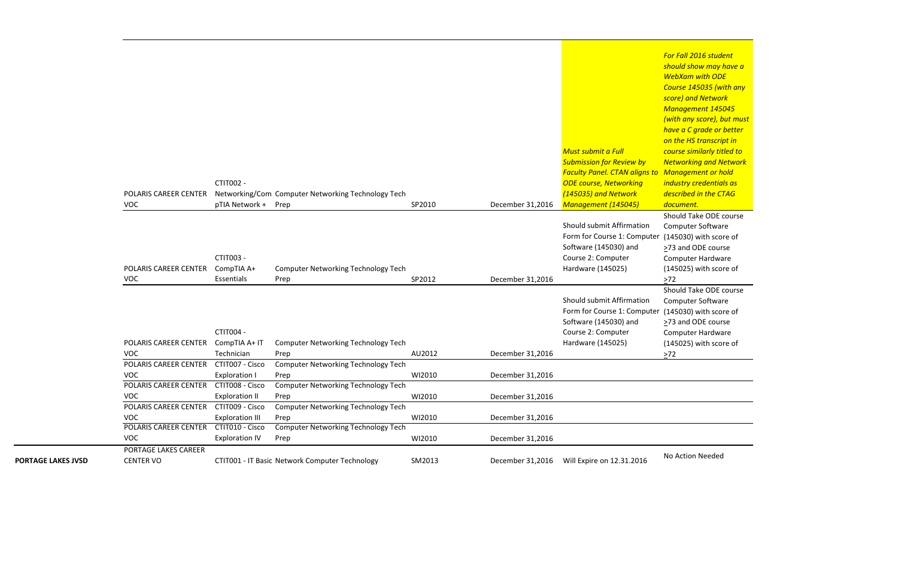| | | | | | | | |
|---|---|---|---|---|---|---|---|
| | POLARIS CAREER CENTER VOC | CTIT002 - Networking/CompTIA Network + | Computer Networking Technology Tech Prep | SP2010 | December 31,2016 | *Must submit a Full Submission for Review by Faculty Panel. CTAN aligns to ODE course, Networking (145035) and Network Management (145045)* | *For Fall 2016 student should show may have a WebXam with ODE Course 145035 (with any score) and Network Management 145045 (with any score), but must have a C grade or better on the HS transcript in course similarly titled to Networking and Network Management or hold industry credentials as described in the CTAG document.* |
| | POLARIS CAREER CENTER VOC | CTIT003 - CompTIA A+ Essentials | Computer Networking Technology Tech Prep | SP2012 | December 31,2016 | Should submit Affirmation Form for Course 1: Computer Software (145030) and Course 2: Computer Hardware (145025) | Should Take ODE course Computer Software (145030) with score of ≥73 and ODE course Computer Hardware (145025) with score of ≥72 |
| | POLARIS CAREER CENTER VOC | CTIT004 - CompTIA A+ IT Technician | Computer Networking Technology Tech Prep | AU2012 | December 31,2016 | Should submit Affirmation Form for Course 1: Computer Software (145030) and Course 2: Computer Hardware (145025) | Should Take ODE course Computer Software (145030) with score of ≥73 and ODE course Computer Hardware (145025) with score of ≥72 |
| | POLARIS CAREER CENTER VOC | CTIT007 - Cisco Exploration I | Computer Networking Technology Tech Prep | WI2010 | December 31,2016 | | |
| | POLARIS CAREER CENTER VOC | CTIT008 - Cisco Exploration II | Computer Networking Technology Tech Prep | WI2010 | December 31,2016 | | |
| | POLARIS CAREER CENTER VOC | CTIT009 - Cisco Exploration III | Computer Networking Technology Tech Prep | WI2010 | December 31,2016 | | |
| | POLARIS CAREER CENTER VOC | CTIT010 - Cisco Exploration IV | Computer Networking Technology Tech Prep | WI2010 | December 31,2016 | | |
| **PORTAGE LAKES JVSD** | PORTAGE LAKES CAREER CENTER VO | CTIT001 - IT Basic | Network Computer Technology | SM2013 | December 31,2016 | Will Expire on 12.31.2016 | No Action Needed |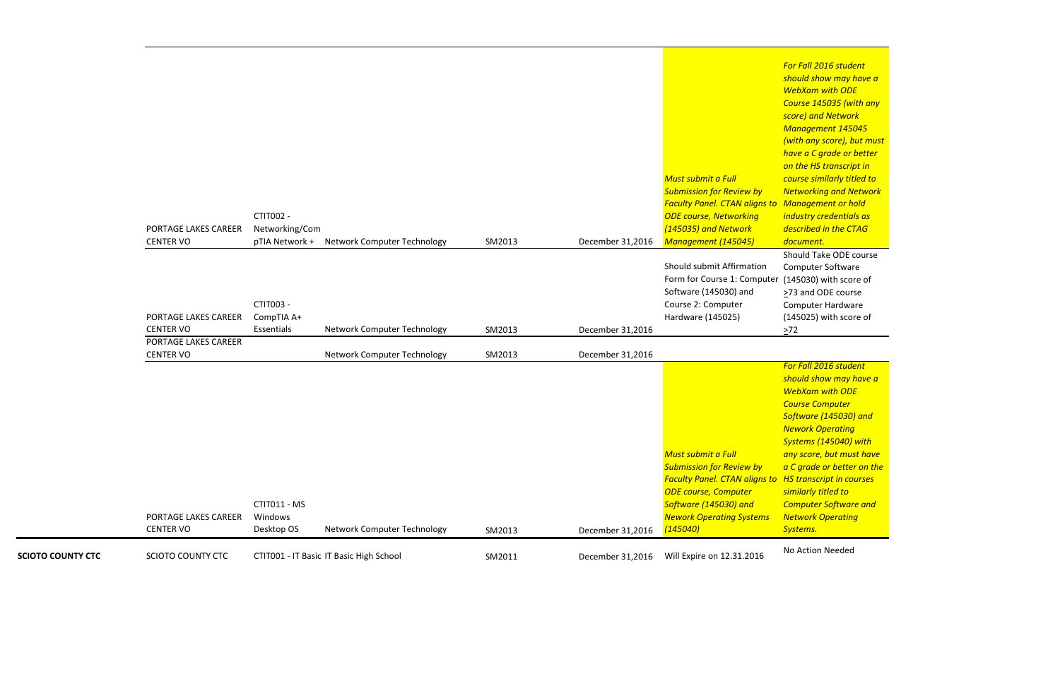| | | | | | | | |
|---|---|---|---|---|---|---|---|
| | PORTAGE LAKES CAREER CENTER VO | CTIT002 - Networking/CompTIA Network + | Network Computer Technology | SM2013 | December 31,2016 | *Must submit a Full Submission for Review by Faculty Panel. CTAN aligns to ODE course, Networking (145035) and Network Management (145045)* | *For Fall 2016 student should show may have a WebXam with ODE Course 145035 (with any score) and Network Management 145045 (with any score), but must have a C grade or better on the HS transcript in course similarly titled to Networking and Network Management or hold industry credentials as described in the CTAG document.* |
| | PORTAGE LAKES CAREER CENTER VO | CTIT003 - CompTIA A+ Essentials | Network Computer Technology | SM2013 | December 31,2016 | Should submit Affirmation Form for Course 1: Computer Software (145030) and Course 2: Computer Hardware (145025) | Should Take ODE course Computer Software (145030) with score of ≥73 and ODE course Computer Hardware (145025) with score of ≥72 |
| | PORTAGE LAKES CAREER CENTER VO | | Network Computer Technology | SM2013 | December 31,2016 | | |
| | PORTAGE LAKES CAREER CENTER VO | CTIT011 - MS Windows Desktop OS | Network Computer Technology | SM2013 | December 31,2016 | *Must submit a Full Submission for Review by Faculty Panel. CTAN aligns to ODE course, Computer Software (145030) and Nework Operating Systems (145040)* | *For Fall 2016 student should show may have a WebXam with ODE Course Computer Software (145030) and Nework Operating Systems (145040) with any score, but must have a C grade or better on the HS transcript in courses similarly titled to Computer Software and Network Operating Systems.* |
| **SCIOTO COUNTY CTC** | SCIOTO COUNTY CTC | CTIT001 - IT Basic | IT Basic High School | SM2011 | December 31,2016 | Will Expire on 12.31.2016 | No Action Needed |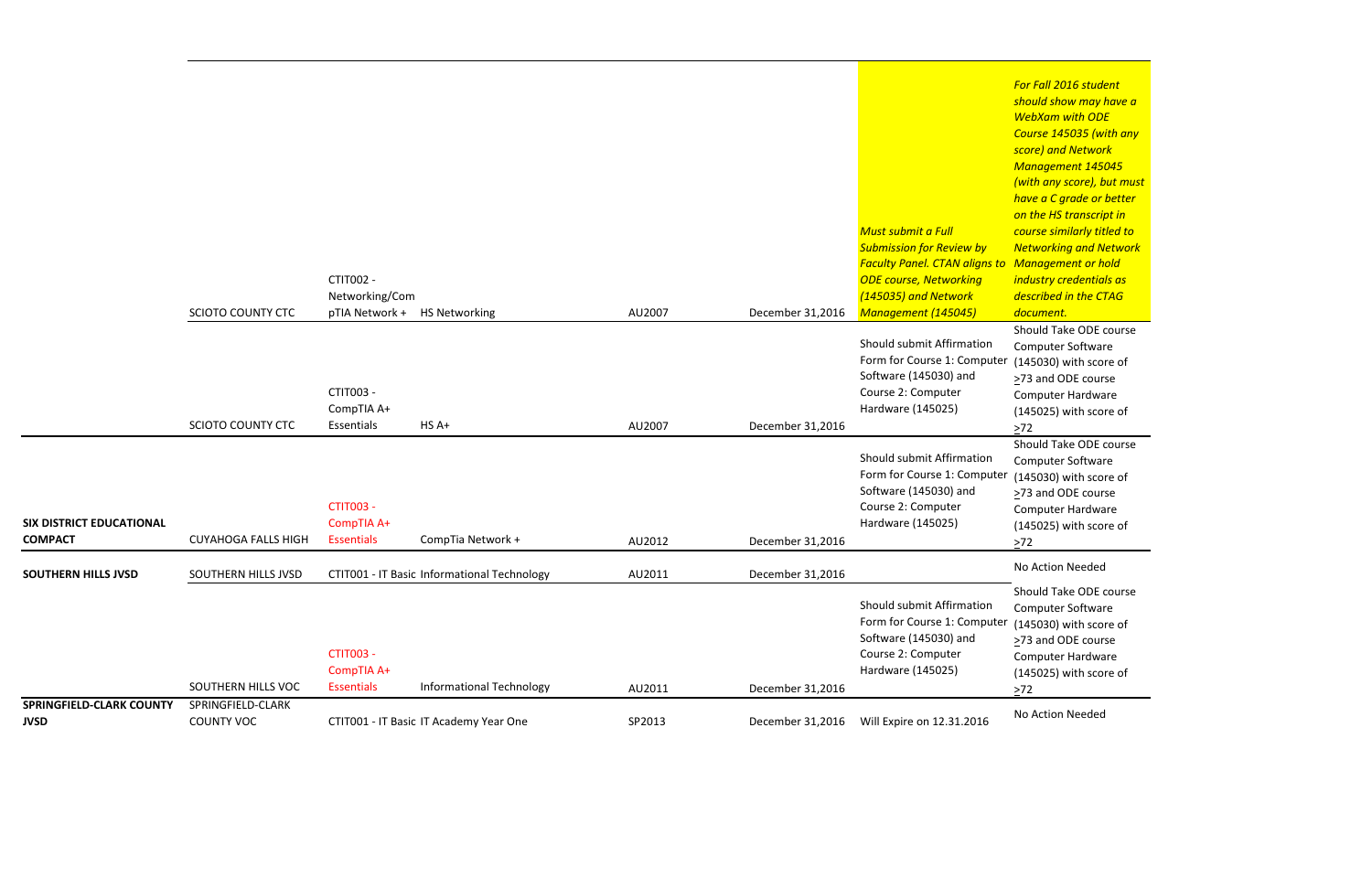| | | | | | | | |
|---|---|---|---|---|---|---|---|
| | SCIOTO COUNTY CTC | CTIT002 - Networking/CompTIA Network + | HS Networking | AU2007 | December 31,2016 | *Must submit a Full Submission for Review by Faculty Panel. CTAN aligns to ODE course, Networking (145035) and Network Management (145045)* | *For Fall 2016 student should show may have a WebXam with ODE Course 145035 (with any score) and Network Management 145045 (with any score), but must have a C grade or better on the HS transcript in course similarly titled to Networking and Network Management or hold industry credentials as described in the CTAG document.* |
| | SCIOTO COUNTY CTC | CTIT003 - CompTIA A+ Essentials | HS A+ | AU2007 | December 31,2016 | Should submit Affirmation Form for Course 1: Computer Software (145030) and Course 2: Computer Hardware (145025) | Should Take ODE course Computer Software (145030) with score of ≥73 and ODE course Computer Hardware (145025) with score of ≥72 |
| **SIX DISTRICT EDUCATIONAL COMPACT** | CUYAHOGA FALLS HIGH | CTIT003 - CompTIA A+ Essentials | CompTia Network + | AU2012 | December 31,2016 | Should submit Affirmation Form for Course 1: Computer Software (145030) and Course 2: Computer Hardware (145025) | Should Take ODE course Computer Software (145030) with score of ≥73 and ODE course Computer Hardware (145025) with score of ≥72 |
| **SOUTHERN HILLS JVSD** | SOUTHERN HILLS JVSD | CTIT001 - IT Basic | Informational Technology | AU2011 | December 31,2016 | | No Action Needed |
| | SOUTHERN HILLS VOC | CTIT003 - CompTIA A+ Essentials | Informational Technology | AU2011 | December 31,2016 | Should submit Affirmation Form for Course 1: Computer Software (145030) and Course 2: Computer Hardware (145025) | Should Take ODE course Computer Software (145030) with score of ≥73 and ODE course Computer Hardware (145025) with score of ≥72 |
| **SPRINGFIELD-CLARK COUNTY JVSD** | SPRINGFIELD-CLARK COUNTY VOC | CTIT001 - IT Basic | IT Academy Year One | SP2013 | December 31,2016 | Will Expire on 12.31.2016 | No Action Needed |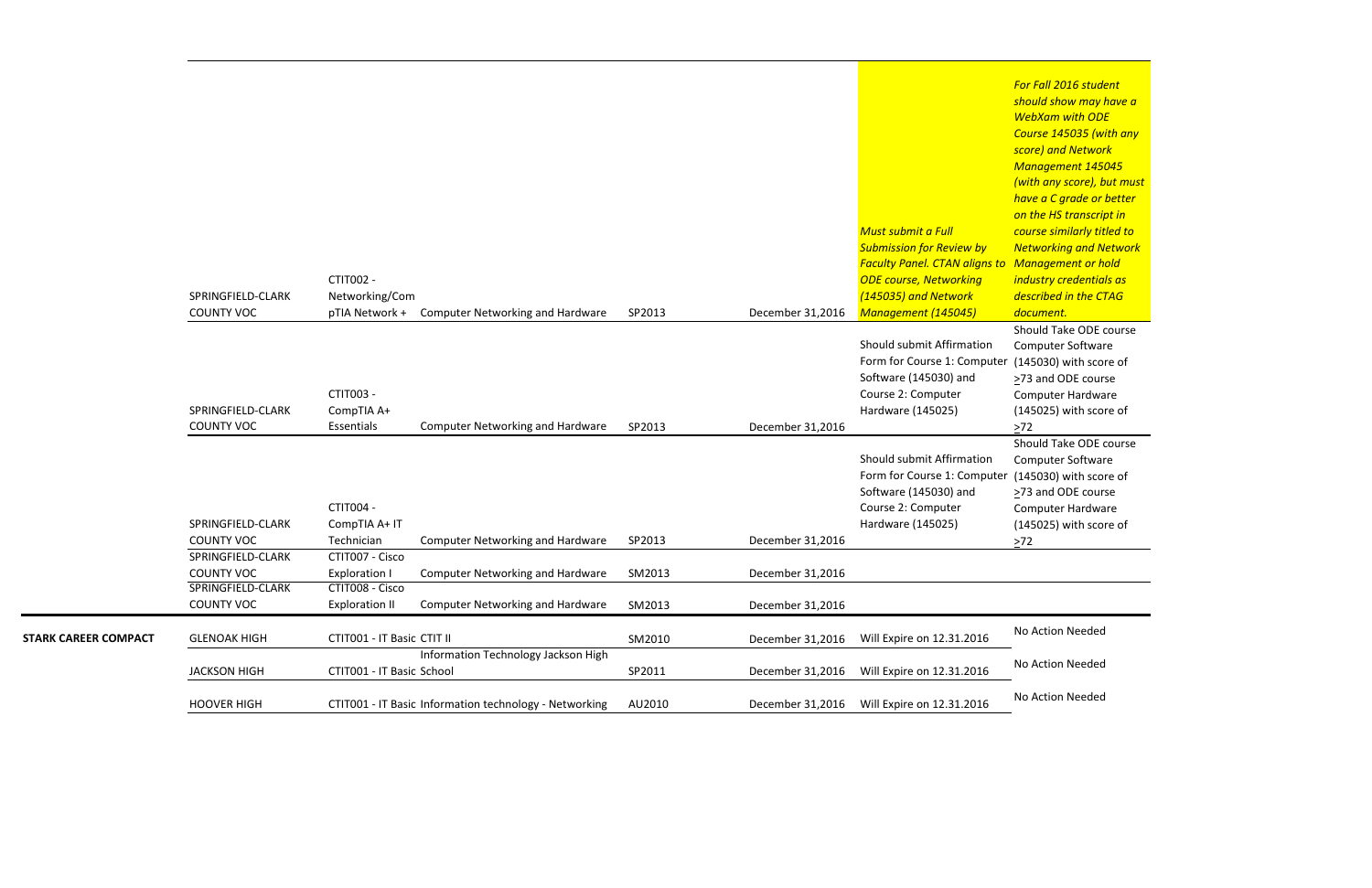| | | | | | | | |
|---|---|---|---|---|---|---|---|
| | SPRINGFIELD-CLARK COUNTY VOC | CTIT002 - Networking/CompTIA Network + | Computer Networking and Hardware | SP2013 | December 31,2016 | *Must submit a Full Submission for Review by Faculty Panel. CTAN aligns to ODE course, Networking (145035) and Network Management (145045)* | *For Fall 2016 student should show may have a WebXam with ODE Course 145035 (with any score) and Network Management 145045 (with any score), but must have a C grade or better on the HS transcript in course similarly titled to Networking and Network Management or hold industry credentials as described in the CTAG document.* |
| | SPRINGFIELD-CLARK COUNTY VOC | CTIT003 - CompTIA A+ Essentials | Computer Networking and Hardware | SP2013 | December 31,2016 | Should submit Affirmation Form for Course 1: Computer Software (145030) and Course 2: Computer Hardware (145025) | Should Take ODE course Computer Software (145030) with score of ≥73 and ODE course Computer Hardware (145025) with score of ≥72 |
| | SPRINGFIELD-CLARK COUNTY VOC | CTIT004 - CompTIA A+ IT Technician | Computer Networking and Hardware | SP2013 | December 31,2016 | Should submit Affirmation Form for Course 1: Computer Software (145030) and Course 2: Computer Hardware (145025) | Should Take ODE course Computer Software (145030) with score of ≥73 and ODE course Computer Hardware (145025) with score of ≥72 |
| | SPRINGFIELD-CLARK COUNTY VOC | CTIT007 - Cisco Exploration I | Computer Networking and Hardware | SM2013 | December 31,2016 | | |
| | SPRINGFIELD-CLARK COUNTY VOC | CTIT008 - Cisco Exploration II | Computer Networking and Hardware | SM2013 | December 31,2016 | | |
| **STARK CAREER COMPACT** | GLENOAK HIGH | CTIT001 - IT Basic | CTIT II | SM2010 | December 31,2016 | Will Expire on 12.31.2016 | No Action Needed |
| | JACKSON HIGH | CTIT001 - IT Basic | Information Technology Jackson High School | SP2011 | December 31,2016 | Will Expire on 12.31.2016 | No Action Needed |
| | HOOVER HIGH | CTIT001 - IT Basic | Information technology - Networking | AU2010 | December 31,2016 | Will Expire on 12.31.2016 | No Action Needed |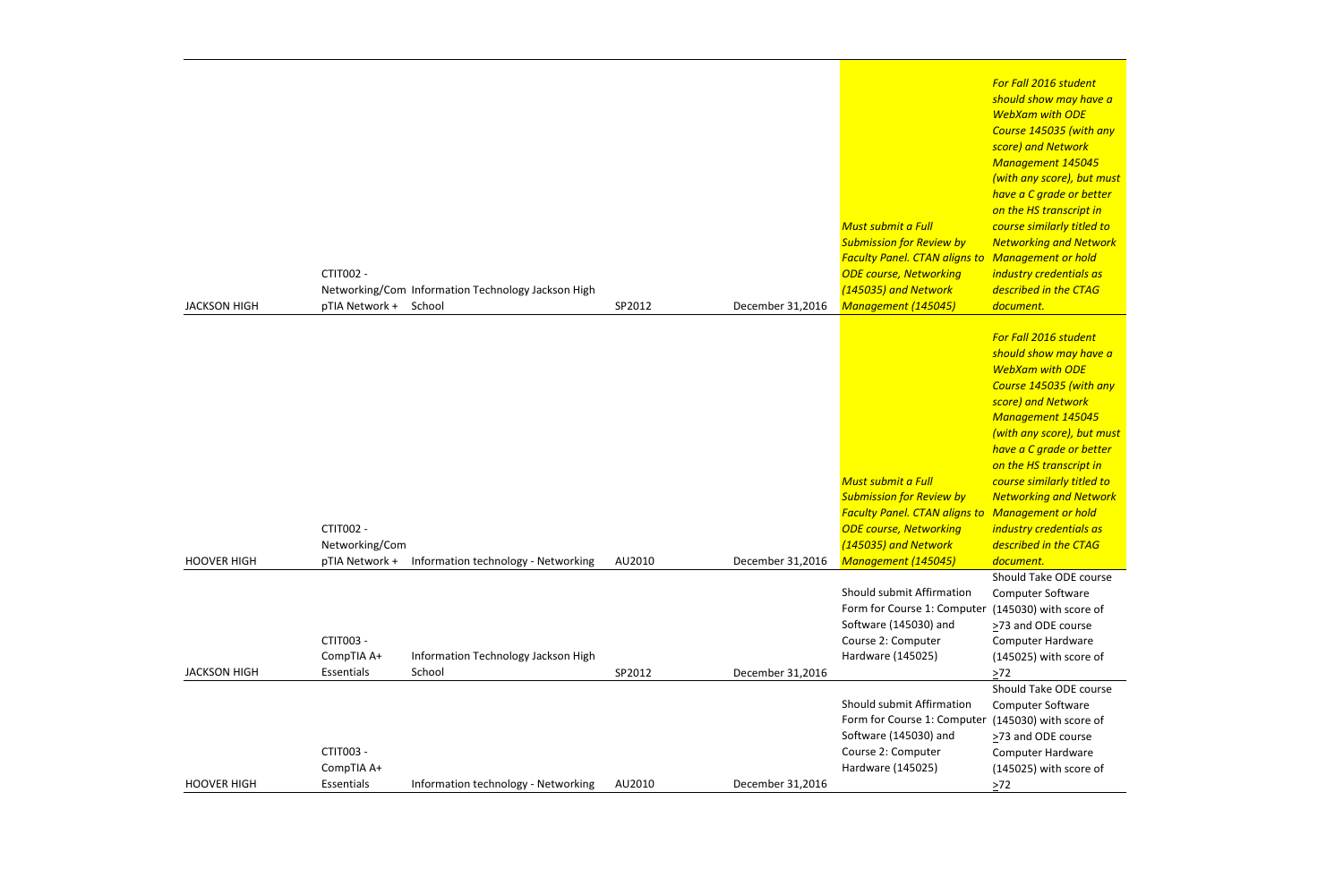| | | | | | | |
|---|---|---|---|---|---|---|
| JACKSON HIGH | CTIT002 - Networking/CompTIA Network + | Information Technology Jackson High School | SP2012 | December 31,2016 | *Must submit a Full Submission for Review by Faculty Panel. CTAN aligns to ODE course, Networking (145035) and Network Management (145045)* | *For Fall 2016 student should show may have a WebXam with ODE Course 145035 (with any score) and Network Management 145045 (with any score), but must have a C grade or better on the HS transcript in course similarly titled to Networking and Network Management or hold industry credentials as described in the CTAG document.* |
| HOOVER HIGH | CTIT002 - Networking/CompTIA Network + | Information technology - Networking | AU2010 | December 31,2016 | *Must submit a Full Submission for Review by Faculty Panel. CTAN aligns to ODE course, Networking (145035) and Network Management (145045)* | *For Fall 2016 student should show may have a WebXam with ODE Course 145035 (with any score) and Network Management 145045 (with any score), but must have a C grade or better on the HS transcript in course similarly titled to Networking and Network Management or hold industry credentials as described in the CTAG document.* |
| JACKSON HIGH | CTIT003 - CompTIA A+ Essentials | Information Technology Jackson High School | SP2012 | December 31,2016 | Should submit Affirmation Form for Course 1: Computer Software (145030) and Course 2: Computer Hardware (145025) | Should Take ODE course Computer Software (145030) with score of ≥73 and ODE course Computer Hardware (145025) with score of ≥72 |
| HOOVER HIGH | CTIT003 - CompTIA A+ Essentials | Information technology - Networking | AU2010 | December 31,2016 | Should submit Affirmation Form for Course 1: Computer Software (145030) and Course 2: Computer Hardware (145025) | Should Take ODE course Computer Software (145030) with score of ≥73 and ODE course Computer Hardware (145025) with score of ≥72 |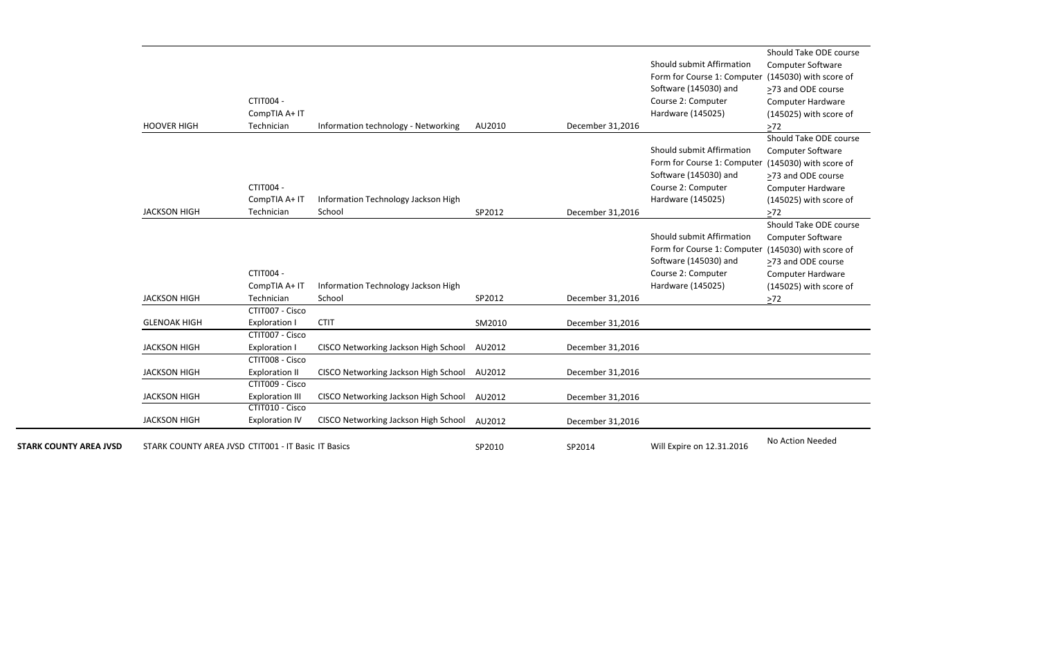| | | | | | | | |
|---|---|---|---|---|---|---|---|
| | HOOVER HIGH | CTIT004 - CompTIA A+ IT Technician | Information technology - Networking | AU2010 | December 31,2016 | Should submit Affirmation Form for Course 1: Computer Software (145030) and Course 2: Computer Hardware (145025) | Should Take ODE course Computer Software (145030) with score of >73 and ODE course Computer Hardware (145025) with score of >72 |
| | JACKSON HIGH | CTIT004 - CompTIA A+ IT Technician | Information Technology Jackson High School | SP2012 | December 31,2016 | Should submit Affirmation Form for Course 1: Computer Software (145030) and Course 2: Computer Hardware (145025) | Should Take ODE course Computer Software (145030) with score of >73 and ODE course Computer Hardware (145025) with score of >72 |
| | JACKSON HIGH | CTIT004 - CompTIA A+ IT Technician | Information Technology Jackson High School | SP2012 | December 31,2016 | Should submit Affirmation Form for Course 1: Computer Software (145030) and Course 2: Computer Hardware (145025) | Should Take ODE course Computer Software (145030) with score of >73 and ODE course Computer Hardware (145025) with score of >72 |
| | GLENOAK HIGH | CTIT007 - Cisco Exploration I | CTIT | SM2010 | December 31,2016 | | |
| | JACKSON HIGH | CTIT007 - Cisco Exploration I | CISCO Networking Jackson High School | AU2012 | December 31,2016 | | |
| | JACKSON HIGH | CTIT008 - Cisco Exploration II | CISCO Networking Jackson High School | AU2012 | December 31,2016 | | |
| | JACKSON HIGH | CTIT009 - Cisco Exploration III | CISCO Networking Jackson High School | AU2012 | December 31,2016 | | |
| | JACKSON HIGH | CTIT010 - Cisco Exploration IV | CISCO Networking Jackson High School | AU2012 | December 31,2016 | | |
| **STARK COUNTY AREA JVSD** | STARK COUNTY AREA JVSD | CTIT001 - IT Basic | IT Basics | SP2010 | SP2014 | Will Expire on 12.31.2016 | No Action Needed |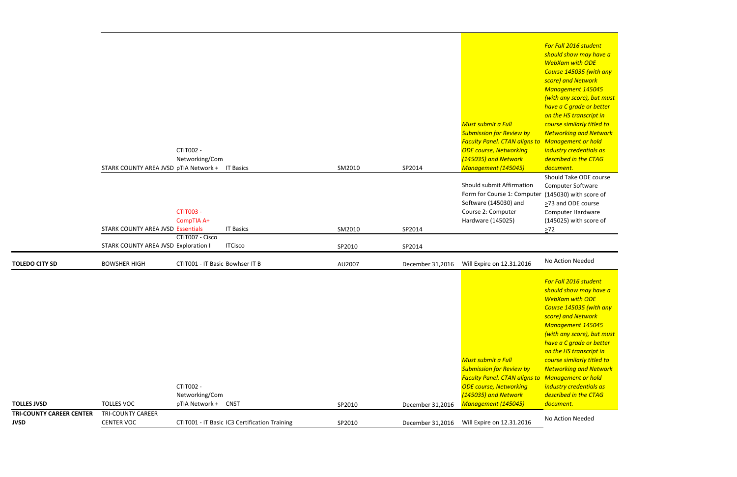| | | | | | | | |
|---|---|---|---|---|---|---|---|
| | STARK COUNTY AREA JVSD | CTIT002 - Networking/CompTIA Network + | IT Basics | SM2010 | SP2014 | *Must submit a Full Submission for Review by Faculty Panel. CTAN aligns to ODE course, Networking (145035) and Network Management (145045)* | *For Fall 2016 student should show may have a WebXam with ODE Course 145035 (with any score) and Network Management 145045 (with any score), but must have a C grade or better on the HS transcript in course similarly titled to Networking and Network Management or hold industry credentials as described in the CTAG document.* |
| | STARK COUNTY AREA JVSD | CTIT003 - CompTIA A+ Essentials | IT Basics | SM2010 | SP2014 | Should submit Affirmation Form for Course 1: Computer Software (145030) and Course 2: Computer Hardware (145025) | Should Take ODE course Computer Software (145030) with score of ≥73 and ODE course Computer Hardware (145025) with score of ≥72 |
| | STARK COUNTY AREA JVSD | CTIT007 - Cisco Exploration I | ITCisco | SP2010 | SP2014 | | |
| **TOLEDO CITY SD** | BOWSHER HIGH | CTIT001 - IT Basic | Bowhser IT B | AU2007 | December 31,2016 | Will Expire on 12.31.2016 | No Action Needed |
| **TOLLES JVSD** | TOLLES VOC | CTIT002 - Networking/CompTIA Network + | CNST | SP2010 | December 31,2016 | *Must submit a Full Submission for Review by Faculty Panel. CTAN aligns to ODE course, Networking (145035) and Network Management (145045)* | *For Fall 2016 student should show may have a WebXam with ODE Course 145035 (with any score) and Network Management 145045 (with any score), but must have a C grade or better on the HS transcript in course similarly titled to Networking and Network Management or hold industry credentials as described in the CTAG document.* |
| **TRI-COUNTY CAREER CENTER JVSD** | TRI-COUNTY CAREER CENTER VOC | CTIT001 - IT Basic | IC3 Certification Training | SP2010 | December 31,2016 | Will Expire on 12.31.2016 | No Action Needed |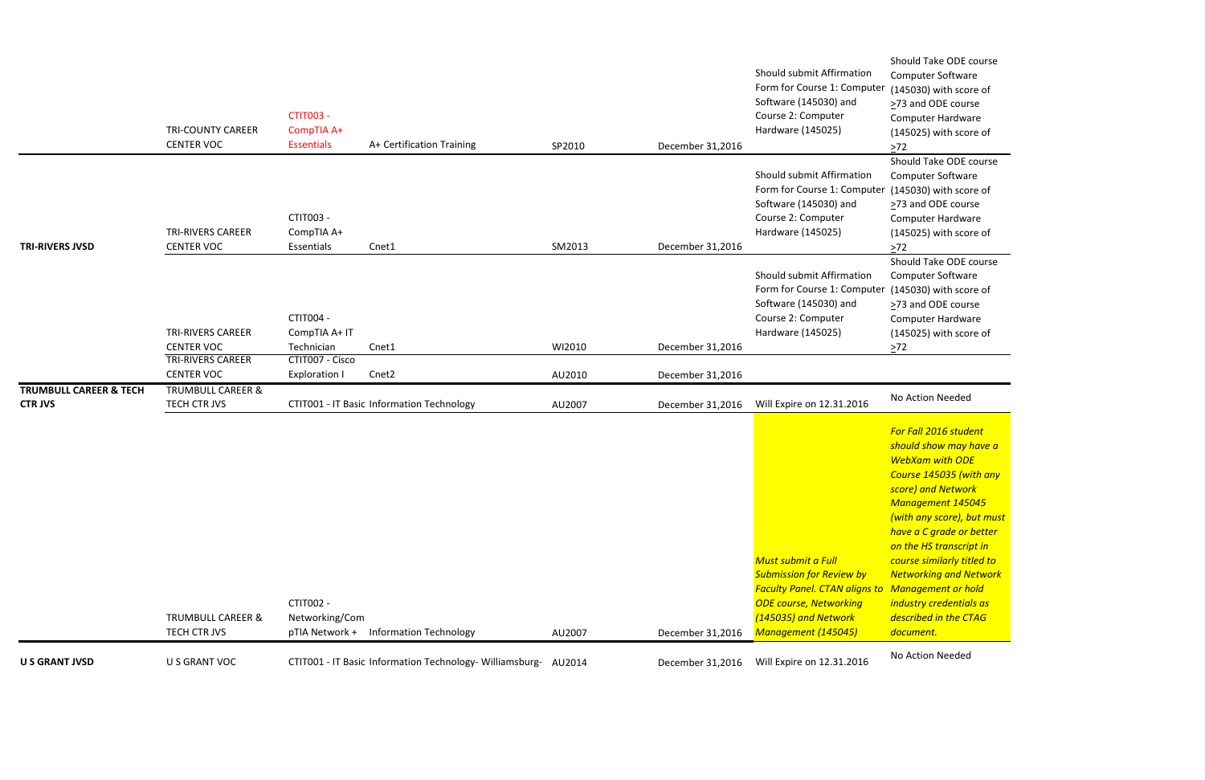| | | | | | | | |
|---|---|---|---|---|---|---|---|
| | TRI-COUNTY CAREER CENTER VOC | CTIT003 - CompTIA A+ Essentials | A+ Certification Training | SP2010 | December 31,2016 | Should submit Affirmation Form for Course 1: Computer Software (145030) and Course 2: Computer Hardware (145025) | Should Take ODE course Computer Software (145030) with score of >73 and ODE course Computer Hardware (145025) with score of >72 |
| **TRI-RIVERS JVSD** | TRI-RIVERS CAREER CENTER VOC | CTIT003 - CompTIA A+ Essentials | Cnet1 | SM2013 | December 31,2016 | Should submit Affirmation Form for Course 1: Computer Software (145030) and Course 2: Computer Hardware (145025) | Should Take ODE course Computer Software (145030) with score of >73 and ODE course Computer Hardware (145025) with score of >72 |
| | TRI-RIVERS CAREER CENTER VOC | CTIT004 - CompTIA A+ IT Technician | Cnet1 | WI2010 | December 31,2016 | Should submit Affirmation Form for Course 1: Computer Software (145030) and Course 2: Computer Hardware (145025) | Should Take ODE course Computer Software (145030) with score of >73 and ODE course Computer Hardware (145025) with score of >72 |
| | TRI-RIVERS CAREER CENTER VOC | CTIT007 - Cisco Exploration I | Cnet2 | AU2010 | December 31,2016 | | |
| **TRUMBULL CAREER & TECH CTR JVS** | TRUMBULL CAREER & TECH CTR JVS | CTIT001 - IT Basic | Information Technology | AU2007 | December 31,2016 | Will Expire on 12.31.2016 | No Action Needed |
| | TRUMBULL CAREER & TECH CTR JVS | CTIT002 - Networking/CompTIA Network + | Information Technology | AU2007 | December 31,2016 | *Must submit a Full Submission for Review by Faculty Panel. CTAN aligns to ODE course, Networking (145035) and Network Management (145045)* | *For Fall 2016 student should show may have a WebXam with ODE Course 145035 (with any score) and Network Management 145045 (with any score), but must have a C grade or better on the HS transcript in course similarly titled to Networking and Network Management or hold industry credentials as described in the CTAG document.* |
| **U S GRANT JVSD** | U S GRANT VOC | CTIT001 - IT Basic | Information Technology- Williamsburg- | AU2014 | December 31,2016 | Will Expire on 12.31.2016 | No Action Needed |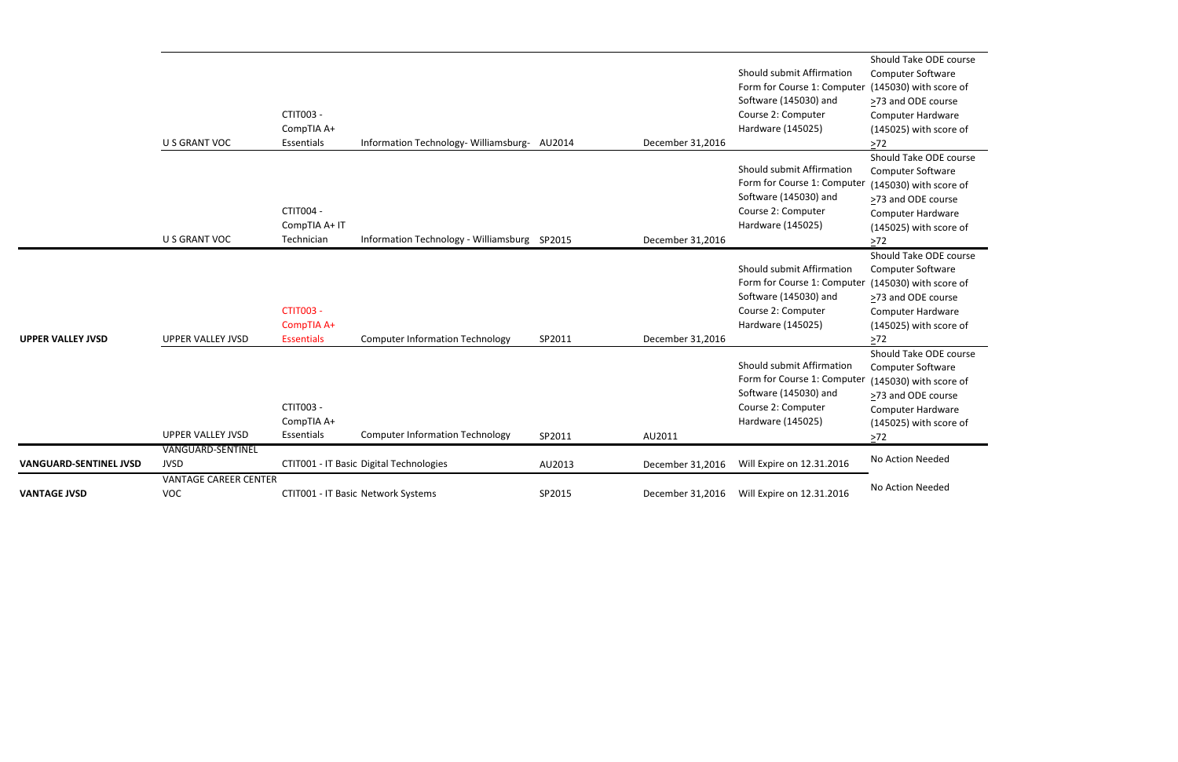| | | | | | | | |
|---|---|---|---|---|---|---|---|
| | U S GRANT VOC | CTIT003 - CompTIA A+ Essentials | Information Technology- Williamsburg- | AU2014 | December 31,2016 | Should submit Affirmation Form for Course 1: Computer Software (145030) and Course 2: Computer Hardware (145025) | Should Take ODE course Computer Software (145030) with score of ≥73 and ODE course Computer Hardware (145025) with score of ≥72 |
| | U S GRANT VOC | CTIT004 - CompTIA A+ IT Technician | Information Technology - Williamsburg | SP2015 | December 31,2016 | Should submit Affirmation Form for Course 1: Computer Software (145030) and Course 2: Computer Hardware (145025) | Should Take ODE course Computer Software (145030) with score of ≥73 and ODE course Computer Hardware (145025) with score of ≥72 |
| **UPPER VALLEY JVSD** | UPPER VALLEY JVSD | CTIT003 - CompTIA A+ Essentials | Computer Information Technology | SP2011 | December 31,2016 | Should submit Affirmation Form for Course 1: Computer Software (145030) and Course 2: Computer Hardware (145025) | Should Take ODE course Computer Software (145030) with score of ≥73 and ODE course Computer Hardware (145025) with score of ≥72 |
| | UPPER VALLEY JVSD | CTIT003 - CompTIA A+ Essentials | Computer Information Technology | SP2011 | AU2011 | Should submit Affirmation Form for Course 1: Computer Software (145030) and Course 2: Computer Hardware (145025) | Should Take ODE course Computer Software (145030) with score of ≥73 and ODE course Computer Hardware (145025) with score of ≥72 |
| **VANGUARD-SENTINEL JVSD** | VANGUARD-SENTINEL JVSD | CTIT001 - IT Basic | Digital Technologies | AU2013 | December 31,2016 | Will Expire on 12.31.2016 | No Action Needed |
| **VANTAGE JVSD** | VANTAGE CAREER CENTER VOC | CTIT001 - IT Basic | Network Systems | SP2015 | December 31,2016 | Will Expire on 12.31.2016 | No Action Needed |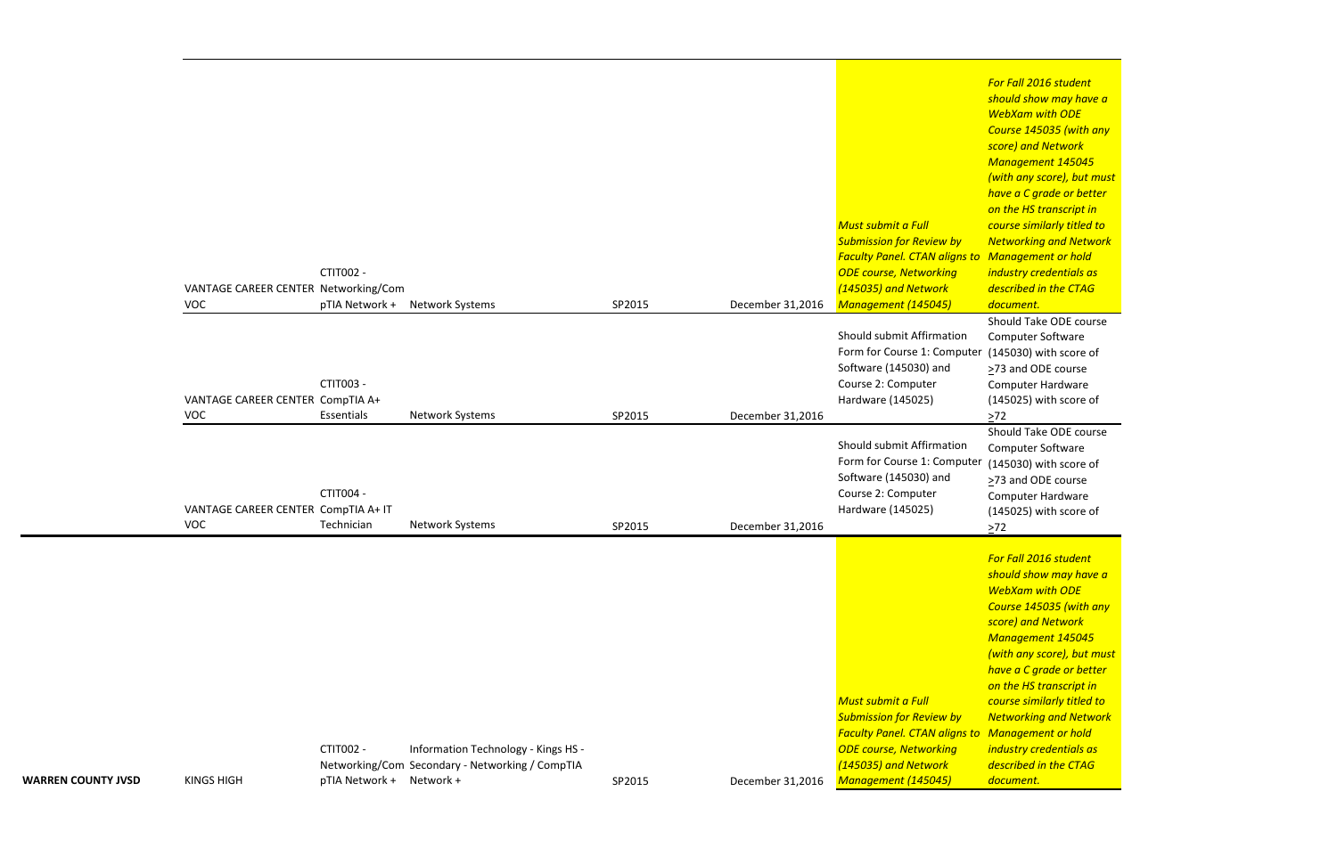| | | | | | | | |
|---|---|---|---|---|---|---|---|
| | VANTAGE CAREER CENTER VOC | CTIT002 - Networking/CompTIA Network + | Network Systems | SP2015 | December 31,2016 | *Must submit a Full Submission for Review by Faculty Panel. CTAN aligns to ODE course, Networking (145035) and Network Management (145045)* | *For Fall 2016 student should show may have a WebXam with ODE Course 145035 (with any score) and Network Management 145045 (with any score), but must have a C grade or better on the HS transcript in course similarly titled to Networking and Network Management or hold industry credentials as described in the CTAG document.* |
| | VANTAGE CAREER CENTER VOC | CTIT003 - CompTIA A+ Essentials | Network Systems | SP2015 | December 31,2016 | Should submit Affirmation Form for Course 1: Computer Software (145030) and Course 2: Computer Hardware (145025) | Should Take ODE course Computer Software (145030) with score of ≥73 and ODE course Computer Hardware (145025) with score of ≥72 |
| | VANTAGE CAREER CENTER VOC | CTIT004 - CompTIA A+ IT Technician | Network Systems | SP2015 | December 31,2016 | Should submit Affirmation Form for Course 1: Computer Software (145030) and Course 2: Computer Hardware (145025) | Should Take ODE course Computer Software (145030) with score of ≥73 and ODE course Computer Hardware (145025) with score of ≥72 |
| **WARREN COUNTY JVSD** | KINGS HIGH | CTIT002 - Networking/CompTIA Network + | Information Technology - Kings HS - Secondary - Networking / CompTIA Network + | SP2015 | December 31,2016 | *Must submit a Full Submission for Review by Faculty Panel. CTAN aligns to ODE course, Networking (145035) and Network Management (145045)* | *For Fall 2016 student should show may have a WebXam with ODE Course 145035 (with any score) and Network Management 145045 (with any score), but must have a C grade or better on the HS transcript in course similarly titled to Networking and Network Management or hold industry credentials as described in the CTAG document.* |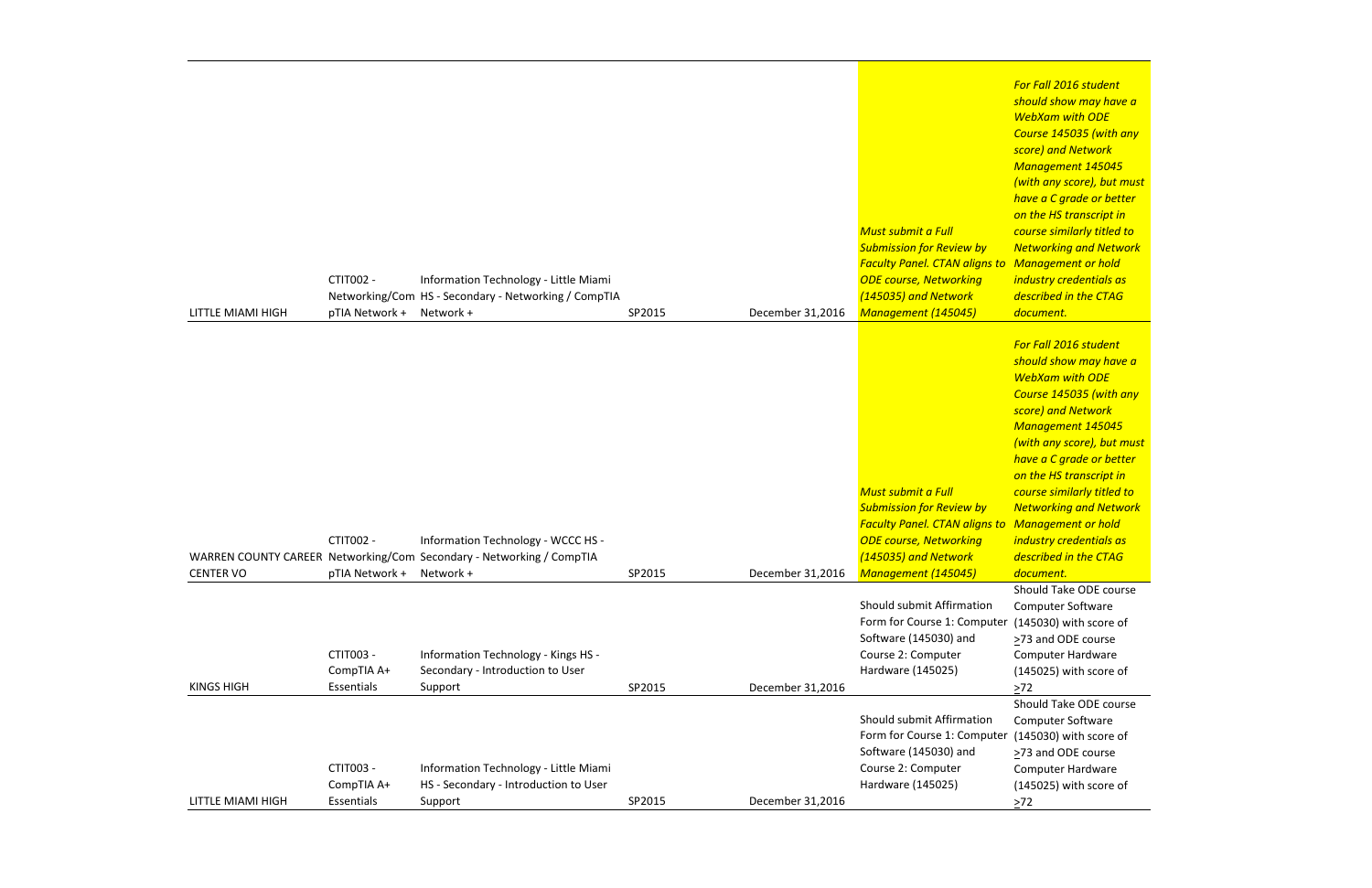| | | | | | | |
|---|---|---|---|---|---|---|
| LITTLE MIAMI HIGH | CTIT002 - Networking/CompTIA Network + | Information Technology - Little Miami HS - Secondary - Networking / CompTIA Network + | SP2015 | December 31,2016 | *Must submit a Full Submission for Review by Faculty Panel. CTAN aligns to ODE course, Networking (145035) and Network Management (145045)* | *For Fall 2016 student should show may have a WebXam with ODE Course 145035 (with any score) and Network Management 145045 (with any score), but must have a C grade or better on the HS transcript in course similarly titled to Networking and Network Management or hold industry credentials as described in the CTAG document.* |
| WARREN COUNTY CAREER CENTER VO | CTIT002 - Networking/CompTIA Network + | Information Technology - WCCC HS - Secondary - Networking / CompTIA Network + | SP2015 | December 31,2016 | *Must submit a Full Submission for Review by Faculty Panel. CTAN aligns to ODE course, Networking (145035) and Network Management (145045)* | *For Fall 2016 student should show may have a WebXam with ODE Course 145035 (with any score) and Network Management 145045 (with any score), but must have a C grade or better on the HS transcript in course similarly titled to Networking and Network Management or hold industry credentials as described in the CTAG document.* |
| KINGS HIGH | CTIT003 - CompTIA A+ Essentials | Information Technology - Kings HS - Secondary - Introduction to User Support | SP2015 | December 31,2016 | Should submit Affirmation Form for Course 1: Computer Software (145030) and Course 2: Computer Hardware (145025) | Should Take ODE course Computer Software (145030) with score of ≥73 and ODE course Computer Hardware (145025) with score of ≥72 |
| LITTLE MIAMI HIGH | CTIT003 - CompTIA A+ Essentials | Information Technology - Little Miami HS - Secondary - Introduction to User Support | SP2015 | December 31,2016 | Should submit Affirmation Form for Course 1: Computer Software (145030) and Course 2: Computer Hardware (145025) | Should Take ODE course Computer Software (145030) with score of ≥73 and ODE course Computer Hardware (145025) with score of ≥72 |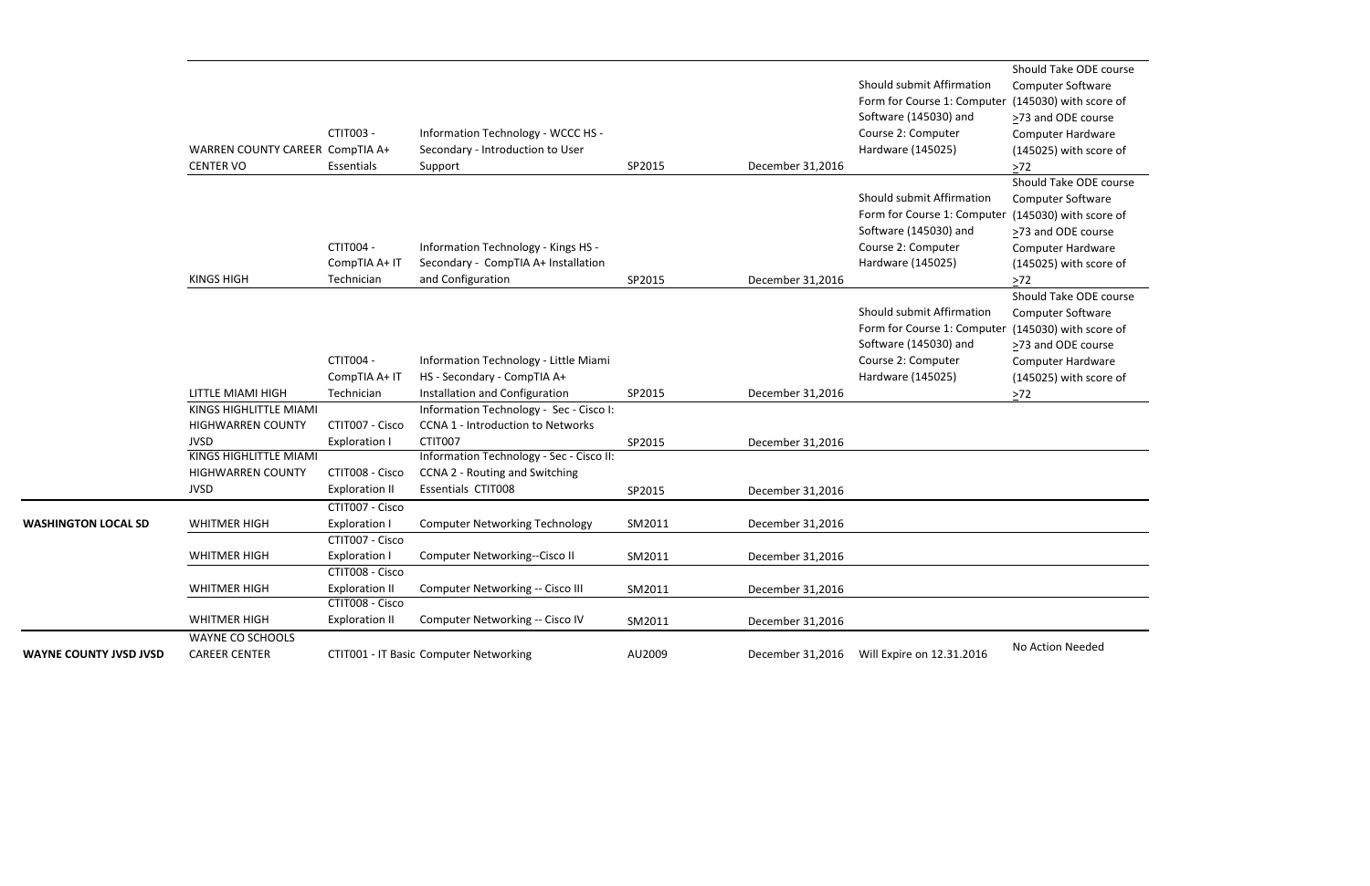| | | | | | | | |
|---|---|---|---|---|---|---|---|
| | WARREN COUNTY CAREER CENTER VO | CTIT003 - CompTIA A+ Essentials | Information Technology - WCCC HS - Secondary - Introduction to User Support | SP2015 | December 31,2016 | Should submit Affirmation Form for Course 1: Computer Software (145030) and Course 2: Computer Hardware (145025) | Should Take ODE course Computer Software (145030) with score of ≥73 and ODE course Computer Hardware (145025) with score of ≥72 |
| | KINGS HIGH | CTIT004 - CompTIA A+ IT Technician | Information Technology - Kings HS - Secondary - CompTIA A+ Installation and Configuration | SP2015 | December 31,2016 | Should submit Affirmation Form for Course 1: Computer Software (145030) and Course 2: Computer Hardware (145025) | Should Take ODE course Computer Software (145030) with score of ≥73 and ODE course Computer Hardware (145025) with score of ≥72 |
| | LITTLE MIAMI HIGH | CTIT004 - CompTIA A+ IT Technician | Information Technology - Little Miami HS - Secondary - CompTIA A+ Installation and Configuration | SP2015 | December 31,2016 | Should submit Affirmation Form for Course 1: Computer Software (145030) and Course 2: Computer Hardware (145025) | Should Take ODE course Computer Software (145030) with score of ≥73 and ODE course Computer Hardware (145025) with score of ≥72 |
| | KINGS HIGHLITTLE MIAMI HIGHWARREN COUNTY JVSD | CTIT007 - Cisco Exploration I | Information Technology - Sec - Cisco I: CCNA 1 - Introduction to Networks CTIT007 | SP2015 | December 31,2016 | | |
| | KINGS HIGHLITTLE MIAMI HIGHWARREN COUNTY JVSD | CTIT008 - Cisco Exploration II | Information Technology - Sec - Cisco II: CCNA 2 - Routing and Switching Essentials CTIT008 | SP2015 | December 31,2016 | | |
| **WASHINGTON LOCAL SD** | WHITMER HIGH | CTIT007 - Cisco Exploration I | Computer Networking Technology | SM2011 | December 31,2016 | | |
| | WHITMER HIGH | CTIT007 - Cisco Exploration I | Computer Networking--Cisco II | SM2011 | December 31,2016 | | |
| | WHITMER HIGH | CTIT008 - Cisco Exploration II | Computer Networking -- Cisco III | SM2011 | December 31,2016 | | |
| | WHITMER HIGH | CTIT008 - Cisco Exploration II | Computer Networking -- Cisco IV | SM2011 | December 31,2016 | | |
| **WAYNE COUNTY JVSD JVSD** | WAYNE CO SCHOOLS CAREER CENTER | CTIT001 - IT Basic | Computer Networking | AU2009 | December 31,2016 | Will Expire on 12.31.2016 | No Action Needed |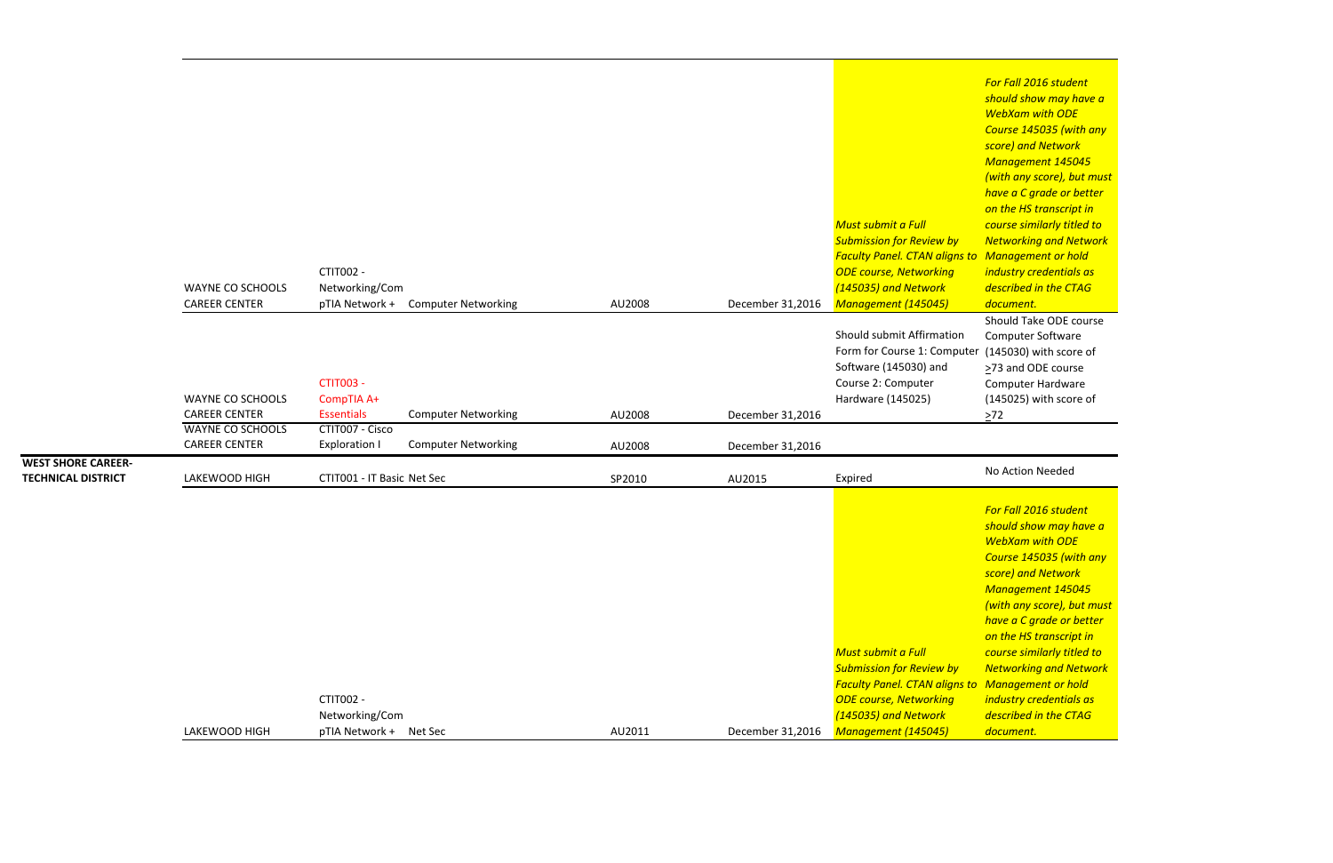| | | | | | | | |
|---|---|---|---|---|---|---|---|
| | WAYNE CO SCHOOLS CAREER CENTER | CTIT002 - Networking/CompTIA Network + | Computer Networking | AU2008 | December 31,2016 | *Must submit a Full Submission for Review by Faculty Panel. CTAN aligns to ODE course, Networking (145035) and Network Management (145045)* | *For Fall 2016 student should show may have a WebXam with ODE Course 145035 (with any score) and Network Management 145045 (with any score), but must have a C grade or better on the HS transcript in course similarly titled to Networking and Network Management or hold industry credentials as described in the CTAG document.* |
| | WAYNE CO SCHOOLS CAREER CENTER | CTIT003 - CompTIA A+ Essentials | Computer Networking | AU2008 | December 31,2016 | Should submit Affirmation Form for Course 1: Computer Software (145030) and Course 2: Computer Hardware (145025) | Should Take ODE course Computer Software (145030) with score of ≥73 and ODE course Computer Hardware (145025) with score of ≥72 |
| | WAYNE CO SCHOOLS CAREER CENTER | CTIT007 - Cisco Exploration I | Computer Networking | AU2008 | December 31,2016 | | |
| WEST SHORE CAREER-TECHNICAL DISTRICT | LAKEWOOD HIGH | CTIT001 - IT Basic | Net Sec | SP2010 | AU2015 | Expired | No Action Needed |
| | LAKEWOOD HIGH | CTIT002 - Networking/CompTIA Network + | Net Sec | AU2011 | December 31,2016 | *Must submit a Full Submission for Review by Faculty Panel. CTAN aligns to ODE course, Networking (145035) and Network Management (145045)* | *For Fall 2016 student should show may have a WebXam with ODE Course 145035 (with any score) and Network Management 145045 (with any score), but must have a C grade or better on the HS transcript in course similarly titled to Networking and Network Management or hold industry credentials as described in the CTAG document.* |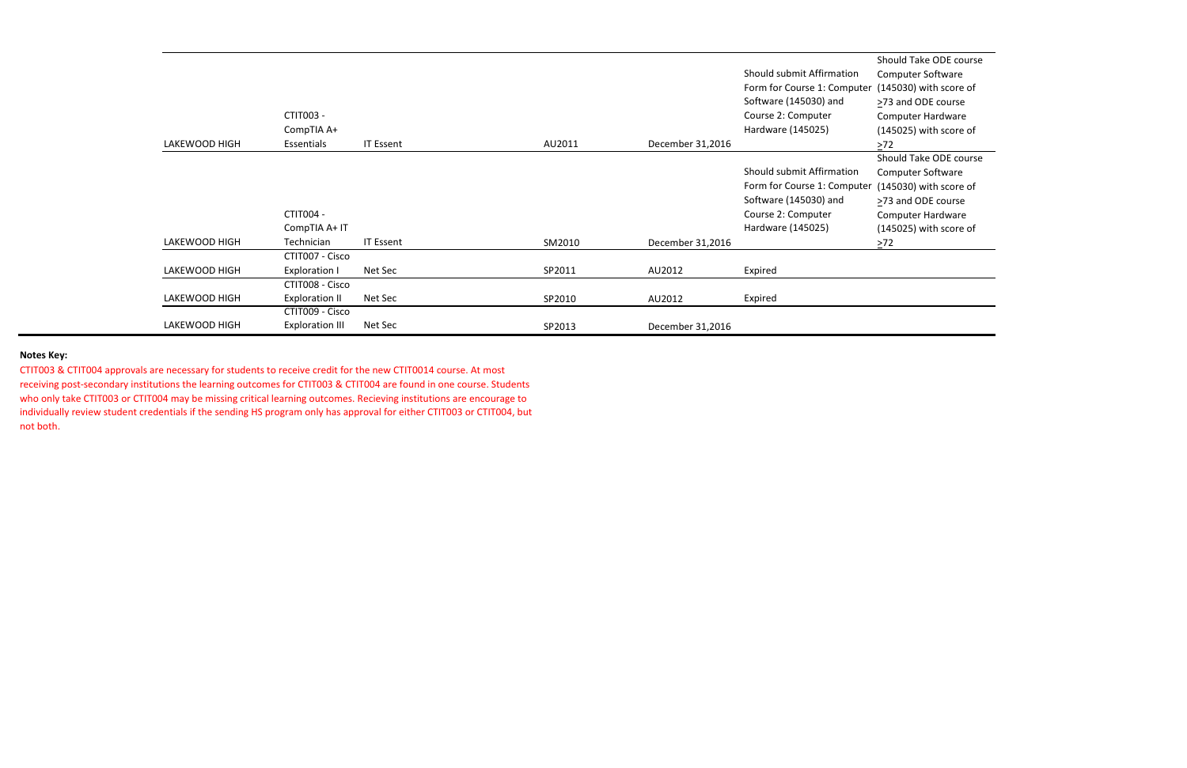| | | | | | | |
|---|---|---|---|---|---|---|
| LAKEWOOD HIGH | CTIT003 - CompTIA A+ Essentials | IT Essent | AU2011 | December 31,2016 | Should submit Affirmation Form for Course 1: Computer Software (145030) and Course 2: Computer Hardware (145025) | Should Take ODE course Computer Software (145030) with score of >73 and ODE course Computer Hardware (145025) with score of >72 |
| LAKEWOOD HIGH | CTIT004 - CompTIA A+ IT Technician | IT Essent | SM2010 | December 31,2016 | Should submit Affirmation Form for Course 1: Computer Software (145030) and Course 2: Computer Hardware (145025) | Should Take ODE course Computer Software (145030) with score of >73 and ODE course Computer Hardware (145025) with score of >72 |
| LAKEWOOD HIGH | CTIT007 - Cisco Exploration I | Net Sec | SP2011 | AU2012 | Expired | |
| LAKEWOOD HIGH | CTIT008 - Cisco Exploration II | Net Sec | SP2010 | AU2012 | Expired | |
| LAKEWOOD HIGH | CTIT009 - Cisco Exploration III | Net Sec | SP2013 | December 31,2016 | | |

**Notes Key:**

CTIT003 & CTIT004 approvals are necessary for students to receive credit for the new CTIT0014 course. At most receiving post-secondary institutions the learning outcomes for CTIT003 & CTIT004 are found in one course. Students who only take CTIT003 or CTIT004 may be missing critical learning outcomes. Recieving institutions are encourage to individually review student credentials if the sending HS program only has approval for either CTIT003 or CTIT004, but not both.